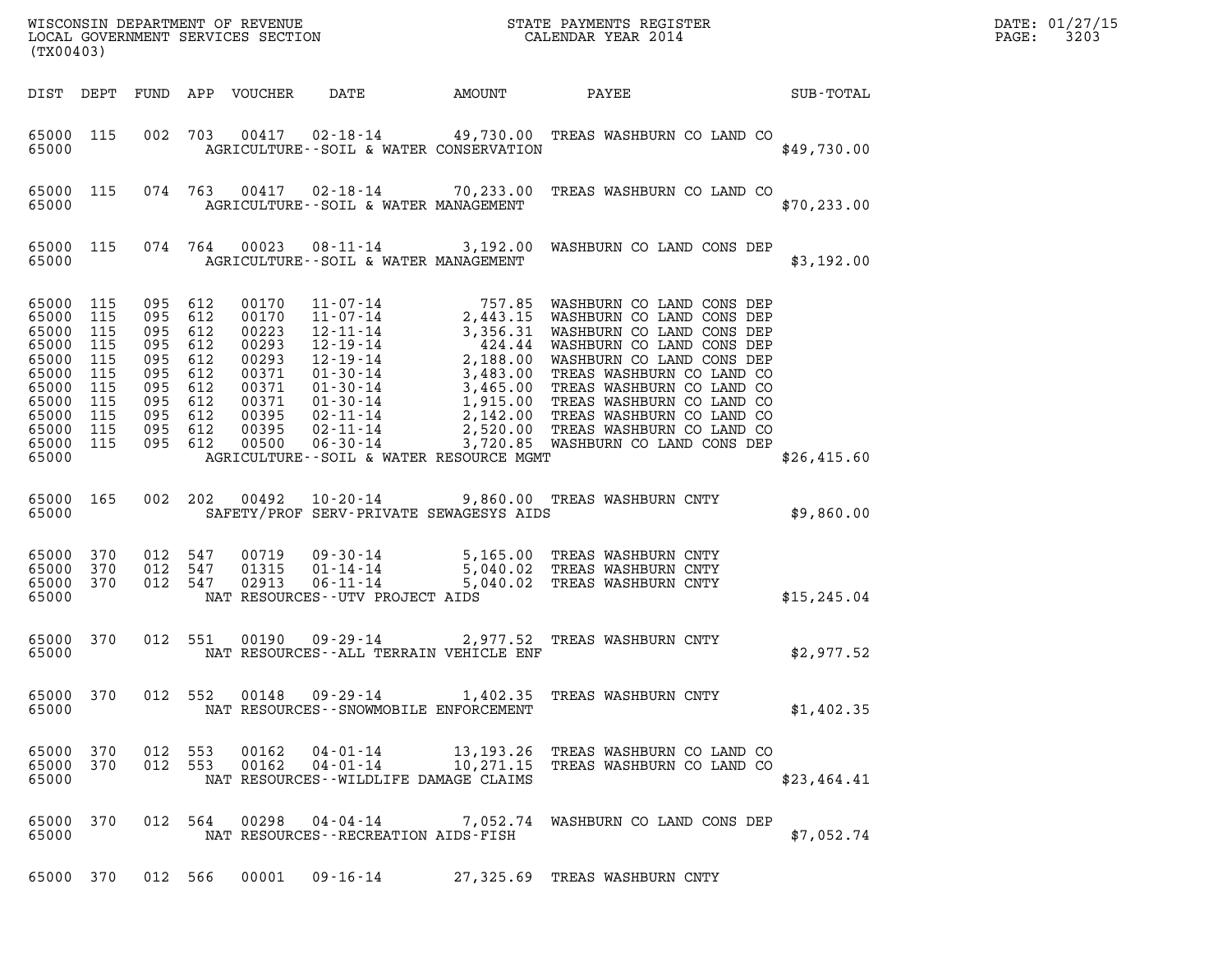WISCONSIN DEPARTMENT OF REVENUE
LOCAL GOVERNMENT SERVICES SECTION
(TX00403)

STATE PAYMENTS REGISTER
CALENDAR YEAR 2014

DATE: 01/27/15

| DIST | DEPT | FUND | APP | VOUCHER | DATE | AMOUNT | PAYEE | SUB-TOTAL |
|---|---|---|---|---|---|---|---|---|
| 65000 | 115 | 002 | 703 | 00417 | 02-18-14 | 49,730.00 | TREAS WASHBURN CO LAND CO | |
| 65000 | | | | | AGRICULTURE--SOIL & WATER CONSERVATION | | | $49,730.00 |
| 65000 | 115 | 074 | 763 | 00417 | 02-18-14 | 70,233.00 | TREAS WASHBURN CO LAND CO | |
| 65000 | | | | | AGRICULTURE--SOIL & WATER MANAGEMENT | | | $70,233.00 |
| 65000 | 115 | 074 | 764 | 00023 | 08-11-14 | 3,192.00 | WASHBURN CO LAND CONS DEP | |
| 65000 | | | | | AGRICULTURE--SOIL & WATER MANAGEMENT | | | $3,192.00 |
| 65000 | 115 | 095 | 612 | 00170 | 11-07-14 | 757.85 | WASHBURN CO LAND CONS DEP | |
| 65000 | 115 | 095 | 612 | 00170 | 11-07-14 | 2,443.15 | WASHBURN CO LAND CONS DEP | |
| 65000 | 115 | 095 | 612 | 00223 | 12-11-14 | 3,356.31 | WASHBURN CO LAND CONS DEP | |
| 65000 | 115 | 095 | 612 | 00293 | 12-19-14 | 424.44 | WASHBURN CO LAND CONS DEP | |
| 65000 | 115 | 095 | 612 | 00293 | 12-19-14 | 2,188.00 | WASHBURN CO LAND CONS DEP | |
| 65000 | 115 | 095 | 612 | 00371 | 01-30-14 | 3,483.00 | TREAS WASHBURN CO LAND CO | |
| 65000 | 115 | 095 | 612 | 00371 | 01-30-14 | 3,465.00 | TREAS WASHBURN CO LAND CO | |
| 65000 | 115 | 095 | 612 | 00371 | 01-30-14 | 1,915.00 | TREAS WASHBURN CO LAND CO | |
| 65000 | 115 | 095 | 612 | 00395 | 02-11-14 | 2,142.00 | TREAS WASHBURN CO LAND CO | |
| 65000 | 115 | 095 | 612 | 00395 | 02-11-14 | 2,520.00 | TREAS WASHBURN CO LAND CO | |
| 65000 | 115 | 095 | 612 | 00500 | 06-30-14 | 3,720.85 | WASHBURN CO LAND CONS DEP | |
| 65000 | | | | | AGRICULTURE--SOIL & WATER RESOURCE MGMT | | | $26,415.60 |
| 65000 | 165 | 002 | 202 | 00492 | 10-20-14 | 9,860.00 | TREAS WASHBURN CNTY | |
| 65000 | | | | | SAFETY/PROF SERV-PRIVATE SEWAGESYS AIDS | | | $9,860.00 |
| 65000 | 370 | 012 | 547 | 00719 | 09-30-14 | 5,165.00 | TREAS WASHBURN CNTY | |
| 65000 | 370 | 012 | 547 | 01315 | 01-14-14 | 5,040.02 | TREAS WASHBURN CNTY | |
| 65000 | 370 | 012 | 547 | 02913 | 06-11-14 | 5,040.02 | TREAS WASHBURN CNTY | |
| 65000 | | | | | NAT RESOURCES--UTV PROJECT AIDS | | | $15,245.04 |
| 65000 | 370 | 012 | 551 | 00190 | 09-29-14 | 2,977.52 | TREAS WASHBURN CNTY | |
| 65000 | | | | | NAT RESOURCES--ALL TERRAIN VEHICLE ENF | | | $2,977.52 |
| 65000 | 370 | 012 | 552 | 00148 | 09-29-14 | 1,402.35 | TREAS WASHBURN CNTY | |
| 65000 | | | | | NAT RESOURCES--SNOWMOBILE ENFORCEMENT | | | $1,402.35 |
| 65000 | 370 | 012 | 553 | 00162 | 04-01-14 | 13,193.26 | TREAS WASHBURN CO LAND CO | |
| 65000 | 370 | 012 | 553 | 00162 | 04-01-14 | 10,271.15 | TREAS WASHBURN CO LAND CO | |
| 65000 | | | | | NAT RESOURCES--WILDLIFE DAMAGE CLAIMS | | | $23,464.41 |
| 65000 | 370 | 012 | 564 | 00298 | 04-04-14 | 7,052.74 | WASHBURN CO LAND CONS DEP | |
| 65000 | | | | | NAT RESOURCES--RECREATION AIDS-FISH | | | $7,052.74 |
| 65000 | 370 | 012 | 566 | 00001 | 09-16-14 | 27,325.69 | TREAS WASHBURN CNTY | |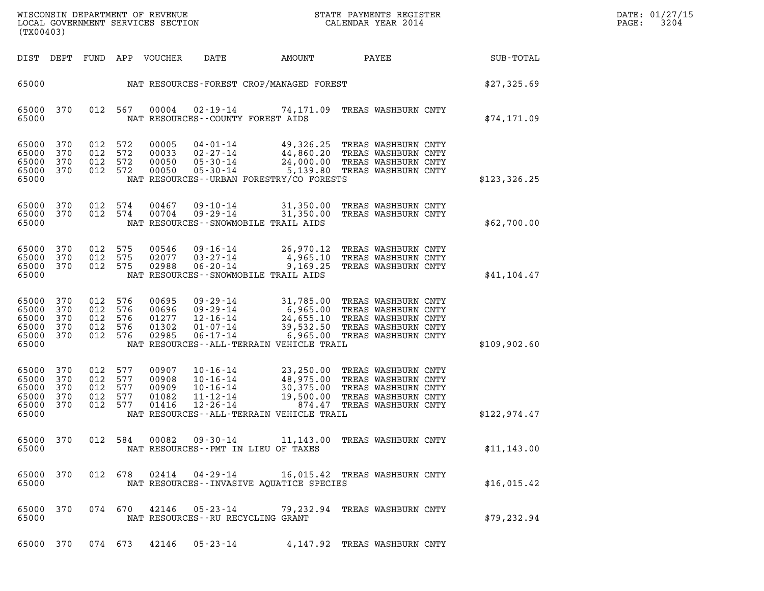| DIST | DEPT | FUND | APP | VOUCHER | DATE | AMOUNT | PAYEE | SUB-TOTAL |
|---|---|---|---|---|---|---|---|---|
| 65000 | | | | | NAT RESOURCES-FOREST CROP/MANAGED FOREST | | | $27,325.69 |
| 65000 | 370 | 012 | 567 | 00004 | 02-19-14 | 74,171.09 | TREAS WASHBURN CNTY | |
| 65000 | | | | | NAT RESOURCES--COUNTY FOREST AIDS | | | $74,171.09 |
| 65000 | 370 | 012 | 572 | 00005 | 04-01-14 | 49,326.25 | TREAS WASHBURN CNTY | |
| 65000 | 370 | 012 | 572 | 00033 | 02-27-14 | 44,860.20 | TREAS WASHBURN CNTY | |
| 65000 | 370 | 012 | 572 | 00050 | 05-30-14 | 24,000.00 | TREAS WASHBURN CNTY | |
| 65000 | 370 | 012 | 572 | 00050 | 05-30-14 | 5,139.80 | TREAS WASHBURN CNTY | |
| 65000 | | | | | NAT RESOURCES--URBAN FORESTRY/CO FORESTS | | | $123,326.25 |
| 65000 | 370 | 012 | 574 | 00467 | 09-10-14 | 31,350.00 | TREAS WASHBURN CNTY | |
| 65000 | 370 | 012 | 574 | 00704 | 09-29-14 | 31,350.00 | TREAS WASHBURN CNTY | |
| 65000 | | | | | NAT RESOURCES--SNOWMOBILE TRAIL AIDS | | | $62,700.00 |
| 65000 | 370 | 012 | 575 | 00546 | 09-16-14 | 26,970.12 | TREAS WASHBURN CNTY | |
| 65000 | 370 | 012 | 575 | 02077 | 03-27-14 | 4,965.10 | TREAS WASHBURN CNTY | |
| 65000 | 370 | 012 | 575 | 02988 | 06-20-14 | 9,169.25 | TREAS WASHBURN CNTY | |
| 65000 | | | | | NAT RESOURCES--SNOWMOBILE TRAIL AIDS | | | $41,104.47 |
| 65000 | 370 | 012 | 576 | 00695 | 09-29-14 | 31,785.00 | TREAS WASHBURN CNTY | |
| 65000 | 370 | 012 | 576 | 00696 | 09-29-14 | 6,965.00 | TREAS WASHBURN CNTY | |
| 65000 | 370 | 012 | 576 | 01277 | 12-16-14 | 24,655.10 | TREAS WASHBURN CNTY | |
| 65000 | 370 | 012 | 576 | 01302 | 01-07-14 | 39,532.50 | TREAS WASHBURN CNTY | |
| 65000 | 370 | 012 | 576 | 02985 | 06-17-14 | 6,965.00 | TREAS WASHBURN CNTY | |
| 65000 | | | | | NAT RESOURCES--ALL-TERRAIN VEHICLE TRAIL | | | $109,902.60 |
| 65000 | 370 | 012 | 577 | 00907 | 10-16-14 | 23,250.00 | TREAS WASHBURN CNTY | |
| 65000 | 370 | 012 | 577 | 00908 | 10-16-14 | 48,975.00 | TREAS WASHBURN CNTY | |
| 65000 | 370 | 012 | 577 | 00909 | 10-16-14 | 30,375.00 | TREAS WASHBURN CNTY | |
| 65000 | 370 | 012 | 577 | 01082 | 11-12-14 | 19,500.00 | TREAS WASHBURN CNTY | |
| 65000 | 370 | 012 | 577 | 01416 | 12-26-14 | 874.47 | TREAS WASHBURN CNTY | |
| 65000 | | | | | NAT RESOURCES--ALL-TERRAIN VEHICLE TRAIL | | | $122,974.47 |
| 65000 | 370 | 012 | 584 | 00082 | 09-30-14 | 11,143.00 | TREAS WASHBURN CNTY | |
| 65000 | | | | | NAT RESOURCES--PMT IN LIEU OF TAXES | | | $11,143.00 |
| 65000 | 370 | 012 | 678 | 02414 | 04-29-14 | 16,015.42 | TREAS WASHBURN CNTY | |
| 65000 | | | | | NAT RESOURCES--INVASIVE AQUATICE SPECIES | | | $16,015.42 |
| 65000 | 370 | 074 | 670 | 42146 | 05-23-14 | 79,232.94 | TREAS WASHBURN CNTY | |
| 65000 | | | | | NAT RESOURCES--RU RECYCLING GRANT | | | $79,232.94 |
| 65000 | 370 | 074 | 673 | 42146 | 05-23-14 | 4,147.92 | TREAS WASHBURN CNTY | |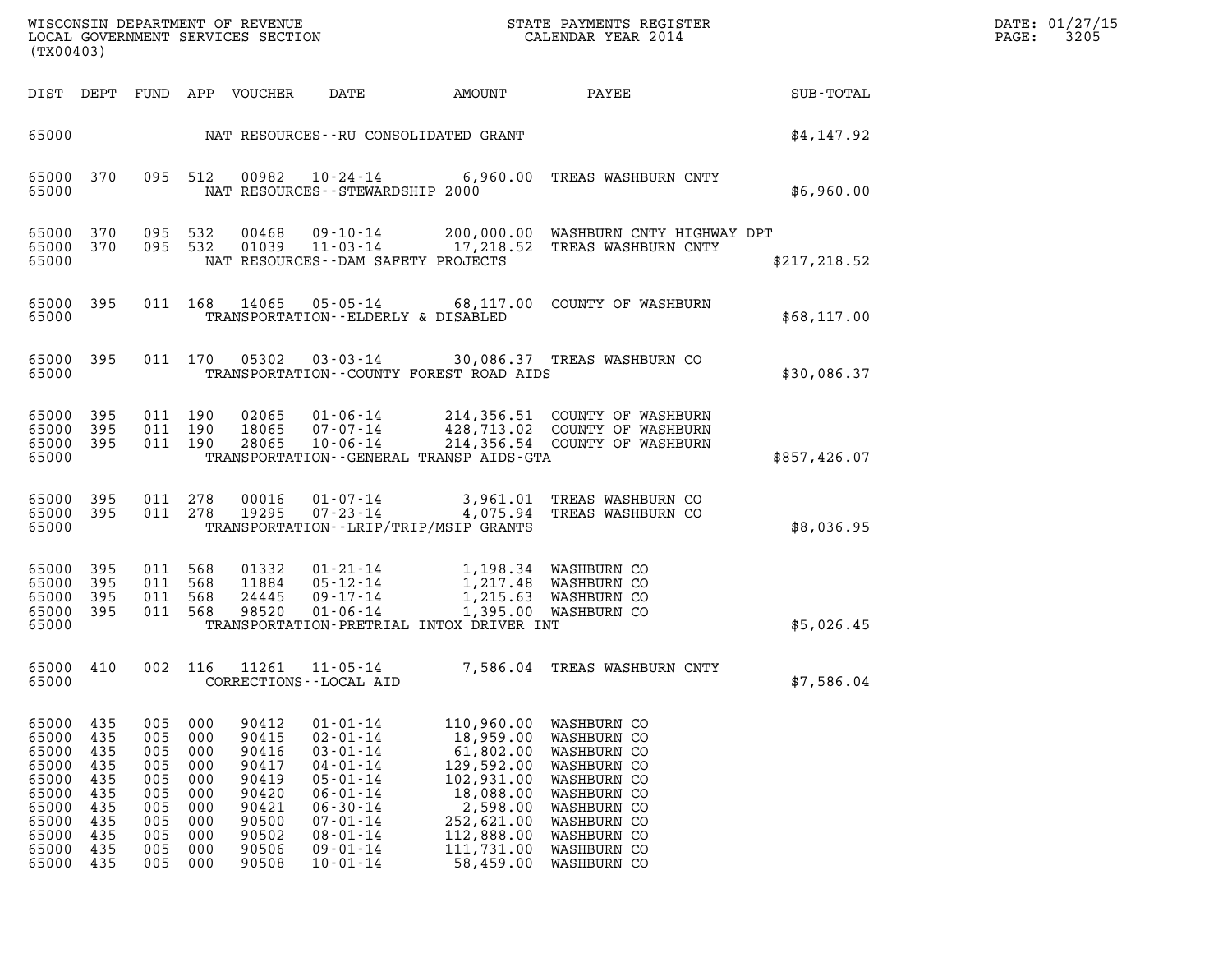| DIST | DEPT | FUND | APP | VOUCHER | DATE | AMOUNT | PAYEE | SUB-TOTAL |
|---|---|---|---|---|---|---|---|---|
| 65000 | | | | NAT RESOURCES--RU CONSOLIDATED GRANT | | | | $4,147.92 |
| 65000 | 370 | 095 | 512 | 00982 | 10-24-14 | 6,960.00 | TREAS WASHBURN CNTY | |
| 65000 | | | | NAT RESOURCES--STEWARDSHIP 2000 | | | | $6,960.00 |
| 65000 | 370 | 095 | 532 | 00468 | 09-10-14 | 200,000.00 | WASHBURN CNTY HIGHWAY DPT | |
| 65000 | 370 | 095 | 532 | 01039 | 11-03-14 | 17,218.52 | TREAS WASHBURN CNTY | |
| 65000 | | | | NAT RESOURCES--DAM SAFETY PROJECTS | | | | $217,218.52 |
| 65000 | 395 | 011 | 168 | 14065 | 05-05-14 | 68,117.00 | COUNTY OF WASHBURN | |
| 65000 | | | | TRANSPORTATION--ELDERLY & DISABLED | | | | $68,117.00 |
| 65000 | 395 | 011 | 170 | 05302 | 03-03-14 | 30,086.37 | TREAS WASHBURN CO | |
| 65000 | | | | TRANSPORTATION--COUNTY FOREST ROAD AIDS | | | | $30,086.37 |
| 65000 | 395 | 011 | 190 | 02065 | 01-06-14 | 214,356.51 | COUNTY OF WASHBURN | |
| 65000 | 395 | 011 | 190 | 18065 | 07-07-14 | 428,713.02 | COUNTY OF WASHBURN | |
| 65000 | 395 | 011 | 190 | 28065 | 10-06-14 | 214,356.54 | COUNTY OF WASHBURN | |
| 65000 | | | | TRANSPORTATION--GENERAL TRANSP AIDS-GTA | | | | $857,426.07 |
| 65000 | 395 | 011 | 278 | 00016 | 01-07-14 | 3,961.01 | TREAS WASHBURN CO | |
| 65000 | 395 | 011 | 278 | 19295 | 07-23-14 | 4,075.94 | TREAS WASHBURN CO | |
| 65000 | | | | TRANSPORTATION--LRIP/TRIP/MSIP GRANTS | | | | $8,036.95 |
| 65000 | 395 | 011 | 568 | 01332 | 01-21-14 | 1,198.34 | WASHBURN CO | |
| 65000 | 395 | 011 | 568 | 11884 | 05-12-14 | 1,217.48 | WASHBURN CO | |
| 65000 | 395 | 011 | 568 | 24445 | 09-17-14 | 1,215.63 | WASHBURN CO | |
| 65000 | 395 | 011 | 568 | 98520 | 01-06-14 | 1,395.00 | WASHBURN CO | |
| 65000 | | | | TRANSPORTATION-PRETRIAL INTOX DRIVER INT | | | | $5,026.45 |
| 65000 | 410 | 002 | 116 | 11261 | 11-05-14 | 7,586.04 | TREAS WASHBURN CNTY | |
| 65000 | | | | CORRECTIONS--LOCAL AID | | | | $7,586.04 |
| 65000 | 435 | 005 | 000 | 90412 | 01-01-14 | 110,960.00 | WASHBURN CO | |
| 65000 | 435 | 005 | 000 | 90415 | 02-01-14 | 18,959.00 | WASHBURN CO | |
| 65000 | 435 | 005 | 000 | 90416 | 03-01-14 | 61,802.00 | WASHBURN CO | |
| 65000 | 435 | 005 | 000 | 90417 | 04-01-14 | 129,592.00 | WASHBURN CO | |
| 65000 | 435 | 005 | 000 | 90419 | 05-01-14 | 102,931.00 | WASHBURN CO | |
| 65000 | 435 | 005 | 000 | 90420 | 06-01-14 | 18,088.00 | WASHBURN CO | |
| 65000 | 435 | 005 | 000 | 90421 | 06-30-14 | 2,598.00 | WASHBURN CO | |
| 65000 | 435 | 005 | 000 | 90500 | 07-01-14 | 252,621.00 | WASHBURN CO | |
| 65000 | 435 | 005 | 000 | 90502 | 08-01-14 | 112,888.00 | WASHBURN CO | |
| 65000 | 435 | 005 | 000 | 90506 | 09-01-14 | 111,731.00 | WASHBURN CO | |
| 65000 | 435 | 005 | 000 | 90508 | 10-01-14 | 58,459.00 | WASHBURN CO | |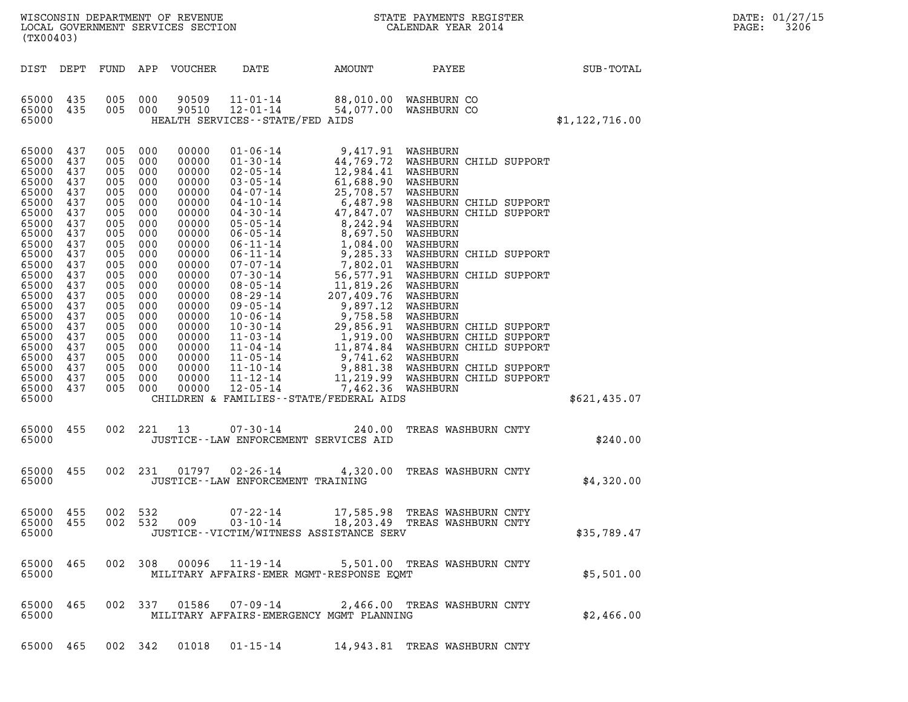WISCONSIN DEPARTMENT OF REVENUE
LOCAL GOVERNMENT SERVICES SECTION
(TX00403)

STATE PAYMENTS REGISTER
CALENDAR YEAR 2014

DATE: 01/27/15

| DIST | DEPT | FUND | APP | VOUCHER | DATE | AMOUNT | PAYEE | SUB-TOTAL |
|---|---|---|---|---|---|---|---|---|
| 65000 | 435 | 005 | 000 | 90509 | 11-01-14 | 88,010.00 | WASHBURN CO | |
| 65000 | 435 | 005 | 000 | 90510 | 12-01-14 | 54,077.00 | WASHBURN CO | |
| 65000 | | | | | HEALTH SERVICES--STATE/FED AIDS | | | $1,122,716.00 |
| 65000 | 437 | 005 | 000 | 00000 | 01-06-14 | 9,417.91 | WASHBURN | |
| 65000 | 437 | 005 | 000 | 00000 | 01-30-14 | 44,769.72 | WASHBURN CHILD SUPPORT | |
| 65000 | 437 | 005 | 000 | 00000 | 02-05-14 | 12,984.41 | WASHBURN | |
| 65000 | 437 | 005 | 000 | 00000 | 03-05-14 | 61,688.90 | WASHBURN | |
| 65000 | 437 | 005 | 000 | 00000 | 04-07-14 | 25,708.57 | WASHBURN | |
| 65000 | 437 | 005 | 000 | 00000 | 04-10-14 | 6,487.98 | WASHBURN CHILD SUPPORT | |
| 65000 | 437 | 005 | 000 | 00000 | 04-30-14 | 47,847.07 | WASHBURN CHILD SUPPORT | |
| 65000 | 437 | 005 | 000 | 00000 | 05-05-14 | 8,242.94 | WASHBURN | |
| 65000 | 437 | 005 | 000 | 00000 | 06-05-14 | 8,697.50 | WASHBURN | |
| 65000 | 437 | 005 | 000 | 00000 | 06-11-14 | 1,084.00 | WASHBURN | |
| 65000 | 437 | 005 | 000 | 00000 | 06-11-14 | 9,285.33 | WASHBURN CHILD SUPPORT | |
| 65000 | 437 | 005 | 000 | 00000 | 07-07-14 | 7,802.01 | WASHBURN | |
| 65000 | 437 | 005 | 000 | 00000 | 07-30-14 | 56,577.91 | WASHBURN CHILD SUPPORT | |
| 65000 | 437 | 005 | 000 | 00000 | 08-05-14 | 11,819.26 | WASHBURN | |
| 65000 | 437 | 005 | 000 | 00000 | 08-29-14 | 207,409.76 | WASHBURN | |
| 65000 | 437 | 005 | 000 | 00000 | 09-05-14 | 9,897.12 | WASHBURN | |
| 65000 | 437 | 005 | 000 | 00000 | 10-06-14 | 9,758.58 | WASHBURN | |
| 65000 | 437 | 005 | 000 | 00000 | 10-30-14 | 29,856.91 | WASHBURN CHILD SUPPORT | |
| 65000 | 437 | 005 | 000 | 00000 | 11-03-14 | 1,919.00 | WASHBURN CHILD SUPPORT | |
| 65000 | 437 | 005 | 000 | 00000 | 11-04-14 | 11,874.84 | WASHBURN CHILD SUPPORT | |
| 65000 | 437 | 005 | 000 | 00000 | 11-05-14 | 9,741.62 | WASHBURN | |
| 65000 | 437 | 005 | 000 | 00000 | 11-10-14 | 9,881.38 | WASHBURN CHILD SUPPORT | |
| 65000 | 437 | 005 | 000 | 00000 | 11-12-14 | 11,219.99 | WASHBURN CHILD SUPPORT | |
| 65000 | 437 | 005 | 000 | 00000 | 12-05-14 | 7,462.36 | WASHBURN | |
| 65000 | | | | | CHILDREN & FAMILIES--STATE/FEDERAL AIDS | | | $621,435.07 |
| 65000 | 455 | 002 | 221 | 13 | 07-30-14 | 240.00 | TREAS WASHBURN CNTY | |
| 65000 | | | | | JUSTICE--LAW ENFORCEMENT SERVICES AID | | | $240.00 |
| 65000 | 455 | 002 | 231 | 01797 | 02-26-14 | 4,320.00 | TREAS WASHBURN CNTY | |
| 65000 | | | | | JUSTICE--LAW ENFORCEMENT TRAINING | | | $4,320.00 |
| 65000 | 455 | 002 | 532 | | 07-22-14 | 17,585.98 | TREAS WASHBURN CNTY | |
| 65000 | 455 | 002 | 532 | 009 | 03-10-14 | 18,203.49 | TREAS WASHBURN CNTY | |
| 65000 | | | | | JUSTICE--VICTIM/WITNESS ASSISTANCE SERV | | | $35,789.47 |
| 65000 | 465 | 002 | 308 | 00096 | 11-19-14 | 5,501.00 | TREAS WASHBURN CNTY | |
| 65000 | | | | | MILITARY AFFAIRS-EMER MGMT-RESPONSE EQMT | | | $5,501.00 |
| 65000 | 465 | 002 | 337 | 01586 | 07-09-14 | 2,466.00 | TREAS WASHBURN CNTY | |
| 65000 | | | | | MILITARY AFFAIRS-EMERGENCY MGMT PLANNING | | | $2,466.00 |
| 65000 | 465 | 002 | 342 | 01018 | 01-15-14 | 14,943.81 | TREAS WASHBURN CNTY | |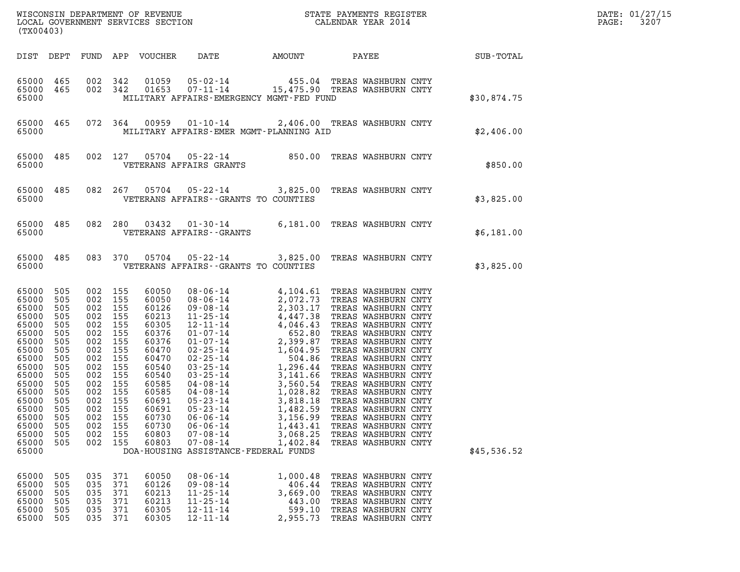WISCONSIN DEPARTMENT OF REVENUE
LOCAL GOVERNMENT SERVICES SECTION
(TX00403)

STATE PAYMENTS REGISTER
CALENDAR YEAR 2014

DATE: 01/27/15

| DIST | DEPT | FUND | APP | VOUCHER | DATE | AMOUNT | PAYEE | SUB-TOTAL |
|---|---|---|---|---|---|---|---|---|
| 65000 | 465 | 002 | 342 | 01059 | 05-02-14 | 455.04 | TREAS WASHBURN CNTY | |
| 65000 | 465 | 002 | 342 | 01653 | 07-11-14 | 15,475.90 | TREAS WASHBURN CNTY | |
| 65000 | | | | | MILITARY AFFAIRS-EMERGENCY MGMT-FED FUND | | | $30,874.75 |
| 65000 | 465 | 072 | 364 | 00959 | 01-10-14 | 2,406.00 | TREAS WASHBURN CNTY | |
| 65000 | | | | | MILITARY AFFAIRS-EMER MGMT-PLANNING AID | | | $2,406.00 |
| 65000 | 485 | 002 | 127 | 05704 | 05-22-14 | 850.00 | TREAS WASHBURN CNTY | |
| 65000 | | | | | VETERANS AFFAIRS GRANTS | | | $850.00 |
| 65000 | 485 | 082 | 267 | 05704 | 05-22-14 | 3,825.00 | TREAS WASHBURN CNTY | |
| 65000 | | | | | VETERANS AFFAIRS--GRANTS TO COUNTIES | | | $3,825.00 |
| 65000 | 485 | 082 | 280 | 03432 | 01-30-14 | 6,181.00 | TREAS WASHBURN CNTY | |
| 65000 | | | | | VETERANS AFFAIRS--GRANTS | | | $6,181.00 |
| 65000 | 485 | 083 | 370 | 05704 | 05-22-14 | 3,825.00 | TREAS WASHBURN CNTY | |
| 65000 | | | | | VETERANS AFFAIRS--GRANTS TO COUNTIES | | | $3,825.00 |
| 65000 | 505 | 002 | 155 | 60050 | 08-06-14 | 4,104.61 | TREAS WASHBURN CNTY | |
| 65000 | 505 | 002 | 155 | 60050 | 08-06-14 | 2,072.73 | TREAS WASHBURN CNTY | |
| 65000 | 505 | 002 | 155 | 60126 | 09-08-14 | 2,303.17 | TREAS WASHBURN CNTY | |
| 65000 | 505 | 002 | 155 | 60213 | 11-25-14 | 4,447.38 | TREAS WASHBURN CNTY | |
| 65000 | 505 | 002 | 155 | 60305 | 12-11-14 | 4,046.43 | TREAS WASHBURN CNTY | |
| 65000 | 505 | 002 | 155 | 60376 | 01-07-14 | 652.80 | TREAS WASHBURN CNTY | |
| 65000 | 505 | 002 | 155 | 60376 | 01-07-14 | 2,399.87 | TREAS WASHBURN CNTY | |
| 65000 | 505 | 002 | 155 | 60470 | 02-25-14 | 1,604.95 | TREAS WASHBURN CNTY | |
| 65000 | 505 | 002 | 155 | 60470 | 02-25-14 | 504.86 | TREAS WASHBURN CNTY | |
| 65000 | 505 | 002 | 155 | 60540 | 03-25-14 | 1,296.44 | TREAS WASHBURN CNTY | |
| 65000 | 505 | 002 | 155 | 60540 | 03-25-14 | 3,141.66 | TREAS WASHBURN CNTY | |
| 65000 | 505 | 002 | 155 | 60585 | 04-08-14 | 3,560.54 | TREAS WASHBURN CNTY | |
| 65000 | 505 | 002 | 155 | 60585 | 04-08-14 | 1,028.82 | TREAS WASHBURN CNTY | |
| 65000 | 505 | 002 | 155 | 60691 | 05-23-14 | 3,818.18 | TREAS WASHBURN CNTY | |
| 65000 | 505 | 002 | 155 | 60691 | 05-23-14 | 1,482.59 | TREAS WASHBURN CNTY | |
| 65000 | 505 | 002 | 155 | 60730 | 06-06-14 | 3,156.99 | TREAS WASHBURN CNTY | |
| 65000 | 505 | 002 | 155 | 60730 | 06-06-14 | 1,443.41 | TREAS WASHBURN CNTY | |
| 65000 | 505 | 002 | 155 | 60803 | 07-08-14 | 3,068.25 | TREAS WASHBURN CNTY | |
| 65000 | 505 | 002 | 155 | 60803 | 07-08-14 | 1,402.84 | TREAS WASHBURN CNTY | |
| 65000 | | | | | DOA-HOUSING ASSISTANCE-FEDERAL FUNDS | | | $45,536.52 |
| 65000 | 505 | 035 | 371 | 60050 | 08-06-14 | 1,000.48 | TREAS WASHBURN CNTY | |
| 65000 | 505 | 035 | 371 | 60126 | 09-08-14 | 406.44 | TREAS WASHBURN CNTY | |
| 65000 | 505 | 035 | 371 | 60213 | 11-25-14 | 3,669.00 | TREAS WASHBURN CNTY | |
| 65000 | 505 | 035 | 371 | 60213 | 11-25-14 | 443.00 | TREAS WASHBURN CNTY | |
| 65000 | 505 | 035 | 371 | 60305 | 12-11-14 | 599.10 | TREAS WASHBURN CNTY | |
| 65000 | 505 | 035 | 371 | 60305 | 12-11-14 | 2,955.73 | TREAS WASHBURN CNTY | |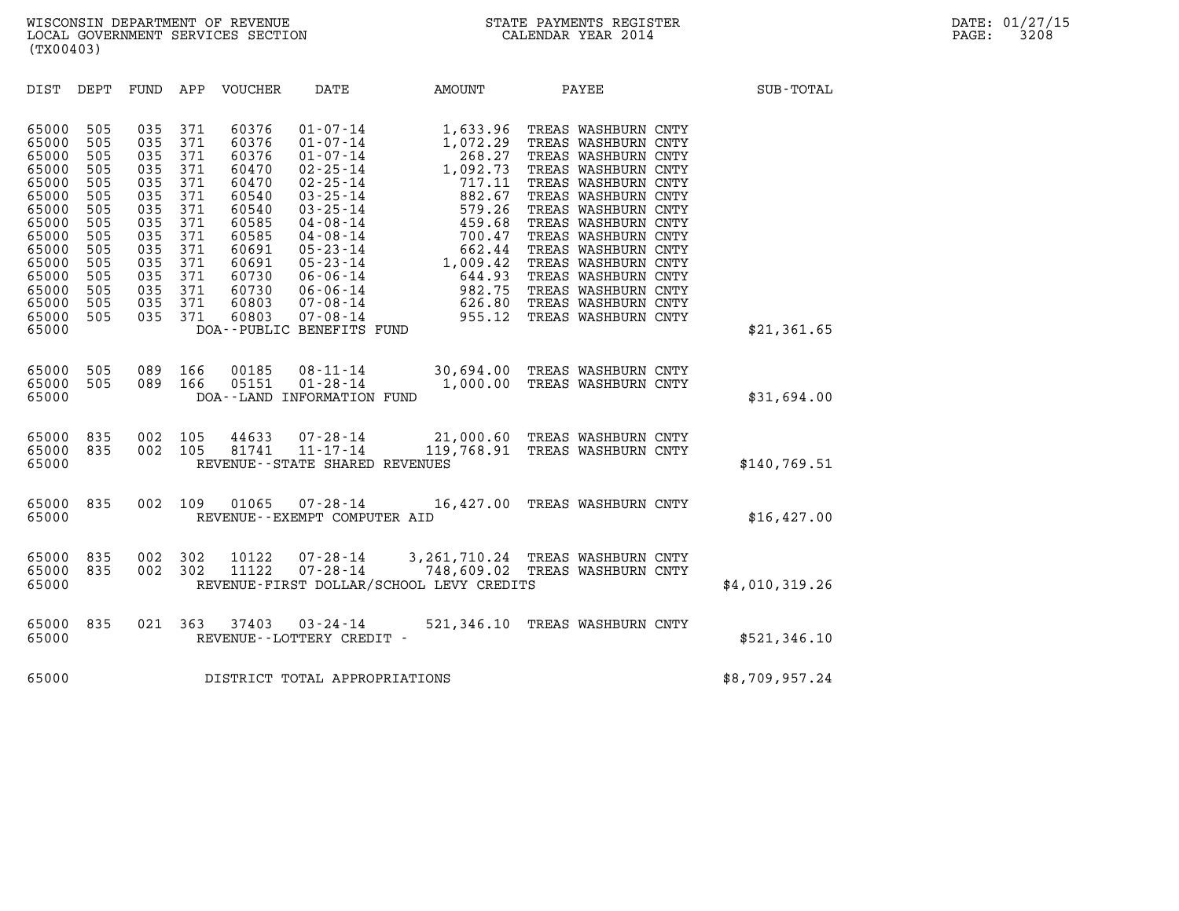WISCONSIN DEPARTMENT OF REVENUE
LOCAL GOVERNMENT SERVICES SECTION
(TX00403)

STATE PAYMENTS REGISTER
CALENDAR YEAR 2014

DATE: 01/27/15
PAGE: 3208

| DIST | DEPT | FUND | APP | VOUCHER | DATE | AMOUNT | PAYEE | SUB-TOTAL |
|---|---|---|---|---|---|---|---|---|
| 65000 | 505 | 035 | 371 | 60376 | 01-07-14 | 1,633.96 | TREAS WASHBURN CNTY | |
| 65000 | 505 | 035 | 371 | 60376 | 01-07-14 | 1,072.29 | TREAS WASHBURN CNTY | |
| 65000 | 505 | 035 | 371 | 60376 | 01-07-14 | 268.27 | TREAS WASHBURN CNTY | |
| 65000 | 505 | 035 | 371 | 60470 | 02-25-14 | 1,092.73 | TREAS WASHBURN CNTY | |
| 65000 | 505 | 035 | 371 | 60470 | 02-25-14 | 717.11 | TREAS WASHBURN CNTY | |
| 65000 | 505 | 035 | 371 | 60540 | 03-25-14 | 882.67 | TREAS WASHBURN CNTY | |
| 65000 | 505 | 035 | 371 | 60540 | 03-25-14 | 579.26 | TREAS WASHBURN CNTY | |
| 65000 | 505 | 035 | 371 | 60585 | 04-08-14 | 459.68 | TREAS WASHBURN CNTY | |
| 65000 | 505 | 035 | 371 | 60585 | 04-08-14 | 700.47 | TREAS WASHBURN CNTY | |
| 65000 | 505 | 035 | 371 | 60691 | 05-23-14 | 662.44 | TREAS WASHBURN CNTY | |
| 65000 | 505 | 035 | 371 | 60691 | 05-23-14 | 1,009.42 | TREAS WASHBURN CNTY | |
| 65000 | 505 | 035 | 371 | 60730 | 06-06-14 | 644.93 | TREAS WASHBURN CNTY | |
| 65000 | 505 | 035 | 371 | 60730 | 06-06-14 | 982.75 | TREAS WASHBURN CNTY | |
| 65000 | 505 | 035 | 371 | 60803 | 07-08-14 | 626.80 | TREAS WASHBURN CNTY | |
| 65000 | 505 | 035 | 371 | 60803 | 07-08-14 | 955.12 | TREAS WASHBURN CNTY | |
| 65000 | | | | DOA--PUBLIC BENEFITS FUND | | | | $21,361.65 |
| 65000 | 505 | 089 | 166 | 00185 | 08-11-14 | 30,694.00 | TREAS WASHBURN CNTY | |
| 65000 | 505 | 089 | 166 | 05151 | 01-28-14 | 1,000.00 | TREAS WASHBURN CNTY | |
| 65000 | | | | DOA--LAND INFORMATION FUND | | | | $31,694.00 |
| 65000 | 835 | 002 | 105 | 44633 | 07-28-14 | 21,000.60 | TREAS WASHBURN CNTY | |
| 65000 | 835 | 002 | 105 | 81741 | 11-17-14 | 119,768.91 | TREAS WASHBURN CNTY | |
| 65000 | | | | REVENUE--STATE SHARED REVENUES | | | | $140,769.51 |
| 65000 | 835 | 002 | 109 | 01065 | 07-28-14 | 16,427.00 | TREAS WASHBURN CNTY | |
| 65000 | | | | REVENUE--EXEMPT COMPUTER AID | | | | $16,427.00 |
| 65000 | 835 | 002 | 302 | 10122 | 07-28-14 | 3,261,710.24 | TREAS WASHBURN CNTY | |
| 65000 | 835 | 002 | 302 | 11122 | 07-28-14 | 748,609.02 | TREAS WASHBURN CNTY | |
| 65000 | | | | REVENUE-FIRST DOLLAR/SCHOOL LEVY CREDITS | | | | $4,010,319.26 |
| 65000 | 835 | 021 | 363 | 37403 | 03-24-14 | 521,346.10 | TREAS WASHBURN CNTY | |
| 65000 | | | | REVENUE--LOTTERY CREDIT - | | | | $521,346.10 |
| 65000 | | | | DISTRICT TOTAL APPROPRIATIONS | | | | $8,709,957.24 |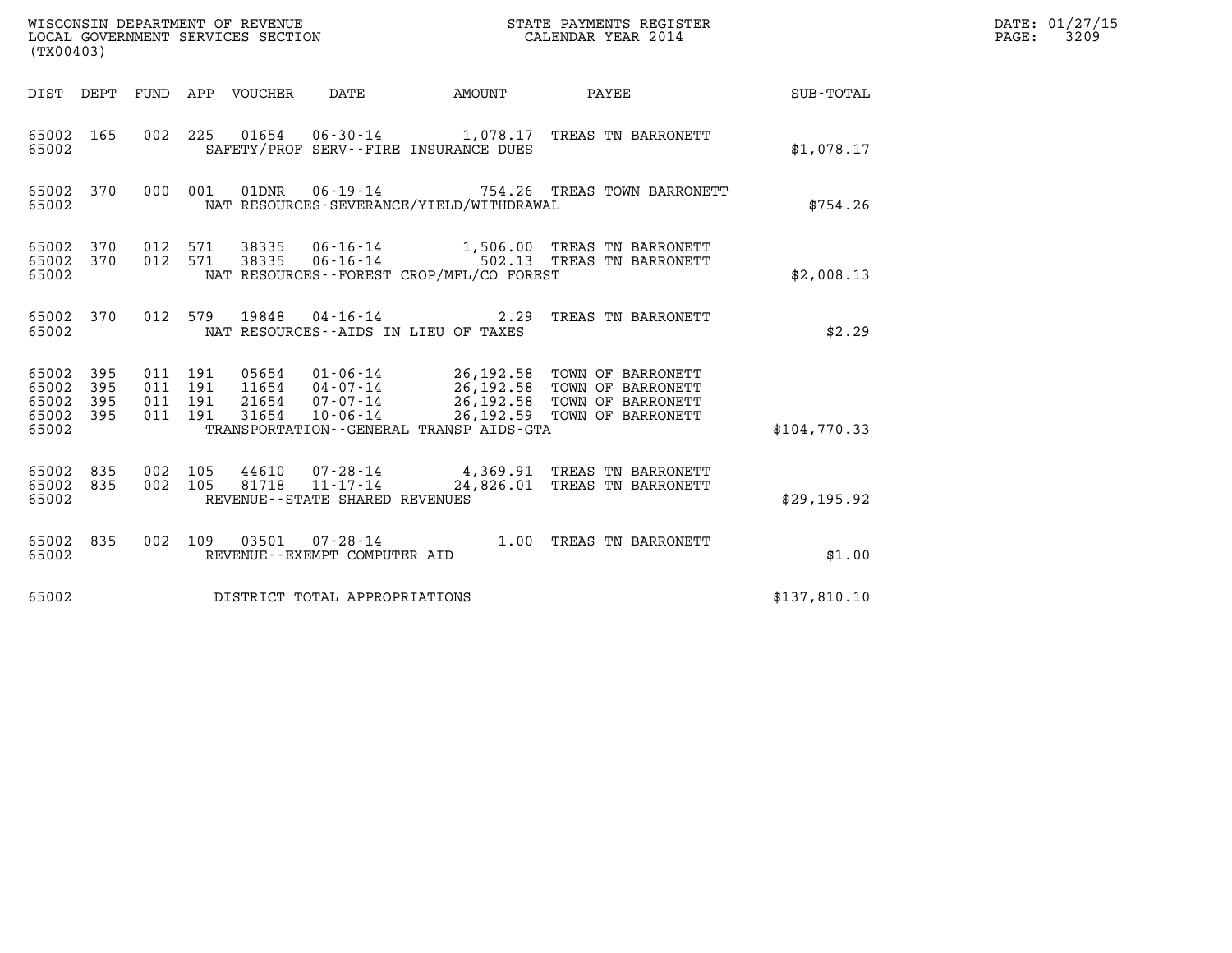WISCONSIN DEPARTMENT OF REVENUE
LOCAL GOVERNMENT SERVICES SECTION
(TX00403)

STATE PAYMENTS REGISTER
CALENDAR YEAR 2014

DATE: 01/27/15

| DIST | DEPT | FUND | APP | VOUCHER | DATE | AMOUNT | PAYEE | SUB-TOTAL |
|---|---|---|---|---|---|---|---|---|
| 65002 | 165 | 002 | 225 | 01654 | 06-30-14 | 1,078.17 | TREAS TN BARRONETT | |
| 65002 | | | | SAFETY/PROF SERV--FIRE INSURANCE DUES | | | | $1,078.17 |
| 65002 | 370 | 000 | 001 | 01DNR | 06-19-14 | 754.26 | TREAS TOWN BARRONETT | |
| 65002 | | | | NAT RESOURCES-SEVERANCE/YIELD/WITHDRAWAL | | | | $754.26 |
| 65002 | 370 | 012 | 571 | 38335 | 06-16-14 | 1,506.00 | TREAS TN BARRONETT | |
| 65002 | 370 | 012 | 571 | 38335 | 06-16-14 | 502.13 | TREAS TN BARRONETT | |
| 65002 | | | | NAT RESOURCES--FOREST CROP/MFL/CO FOREST | | | | $2,008.13 |
| 65002 | 370 | 012 | 579 | 19848 | 04-16-14 | 2.29 | TREAS TN BARRONETT | |
| 65002 | | | | NAT RESOURCES--AIDS IN LIEU OF TAXES | | | | $2.29 |
| 65002 | 395 | 011 | 191 | 05654 | 01-06-14 | 26,192.58 | TOWN OF BARRONETT | |
| 65002 | 395 | 011 | 191 | 11654 | 04-07-14 | 26,192.58 | TOWN OF BARRONETT | |
| 65002 | 395 | 011 | 191 | 21654 | 07-07-14 | 26,192.58 | TOWN OF BARRONETT | |
| 65002 | 395 | 011 | 191 | 31654 | 10-06-14 | 26,192.59 | TOWN OF BARRONETT | |
| 65002 | | | | TRANSPORTATION--GENERAL TRANSP AIDS-GTA | | | | $104,770.33 |
| 65002 | 835 | 002 | 105 | 44610 | 07-28-14 | 4,369.91 | TREAS TN BARRONETT | |
| 65002 | 835 | 002 | 105 | 81718 | 11-17-14 | 24,826.01 | TREAS TN BARRONETT | |
| 65002 | | | | REVENUE--STATE SHARED REVENUES | | | | $29,195.92 |
| 65002 | 835 | 002 | 109 | 03501 | 07-28-14 | 1.00 | TREAS TN BARRONETT | |
| 65002 | | | | REVENUE--EXEMPT COMPUTER AID | | | | $1.00 |
| 65002 | | | | DISTRICT TOTAL APPROPRIATIONS | | | | $137,810.10 |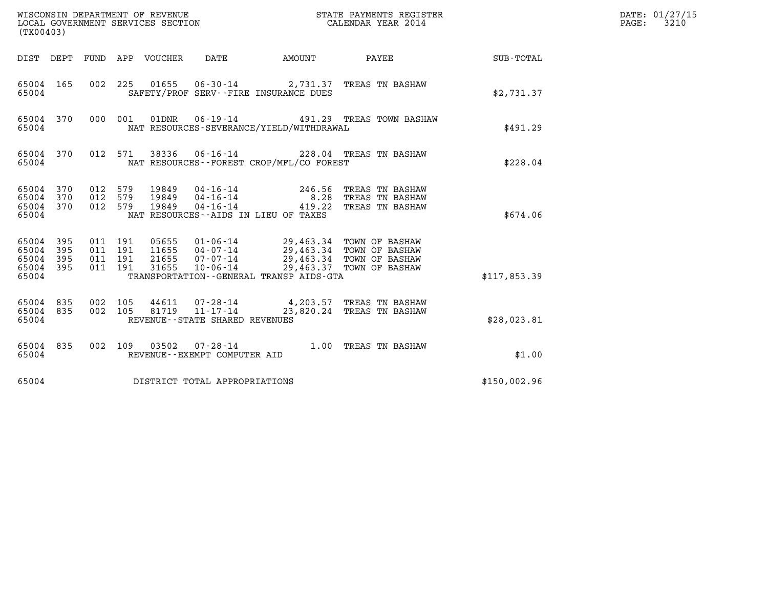WISCONSIN DEPARTMENT OF REVENUE
LOCAL GOVERNMENT SERVICES SECTION
(TX00403)

STATE PAYMENTS REGISTER
CALENDAR YEAR 2014

DATE: 01/27/15

| DIST | DEPT | FUND | APP | VOUCHER | DATE | AMOUNT | PAYEE | SUB-TOTAL |
|---|---|---|---|---|---|---|---|---|
| 65004 | 165 | 002 | 225 | 01655 | 06-30-14 | 2,731.37 | TREAS TN BASHAW | |
| 65004 | | | | | SAFETY/PROF SERV--FIRE INSURANCE DUES | | | $2,731.37 |
| 65004 | 370 | 000 | 001 | 01DNR | 06-19-14 | 491.29 | TREAS TOWN BASHAW | |
| 65004 | | | | | NAT RESOURCES-SEVERANCE/YIELD/WITHDRAWAL | | | $491.29 |
| 65004 | 370 | 012 | 571 | 38336 | 06-16-14 | 228.04 | TREAS TN BASHAW | |
| 65004 | | | | | NAT RESOURCES--FOREST CROP/MFL/CO FOREST | | | $228.04 |
| 65004 | 370 | 012 | 579 | 19849 | 04-16-14 | 246.56 | TREAS TN BASHAW | |
| 65004 | 370 | 012 | 579 | 19849 | 04-16-14 | 8.28 | TREAS TN BASHAW | |
| 65004 | 370 | 012 | 579 | 19849 | 04-16-14 | 419.22 | TREAS TN BASHAW | |
| 65004 | | | | | NAT RESOURCES--AIDS IN LIEU OF TAXES | | | $674.06 |
| 65004 | 395 | 011 | 191 | 05655 | 01-06-14 | 29,463.34 | TOWN OF BASHAW | |
| 65004 | 395 | 011 | 191 | 11655 | 04-07-14 | 29,463.34 | TOWN OF BASHAW | |
| 65004 | 395 | 011 | 191 | 21655 | 07-07-14 | 29,463.34 | TOWN OF BASHAW | |
| 65004 | 395 | 011 | 191 | 31655 | 10-06-14 | 29,463.37 | TOWN OF BASHAW | |
| 65004 | | | | | TRANSPORTATION--GENERAL TRANSP AIDS-GTA | | | $117,853.39 |
| 65004 | 835 | 002 | 105 | 44611 | 07-28-14 | 4,203.57 | TREAS TN BASHAW | |
| 65004 | 835 | 002 | 105 | 81719 | 11-17-14 | 23,820.24 | TREAS TN BASHAW | |
| 65004 | | | | | REVENUE--STATE SHARED REVENUES | | | $28,023.81 |
| 65004 | 835 | 002 | 109 | 03502 | 07-28-14 | 1.00 | TREAS TN BASHAW | |
| 65004 | | | | | REVENUE--EXEMPT COMPUTER AID | | | $1.00 |
| 65004 | | | | | DISTRICT TOTAL APPROPRIATIONS | | | $150,002.96 |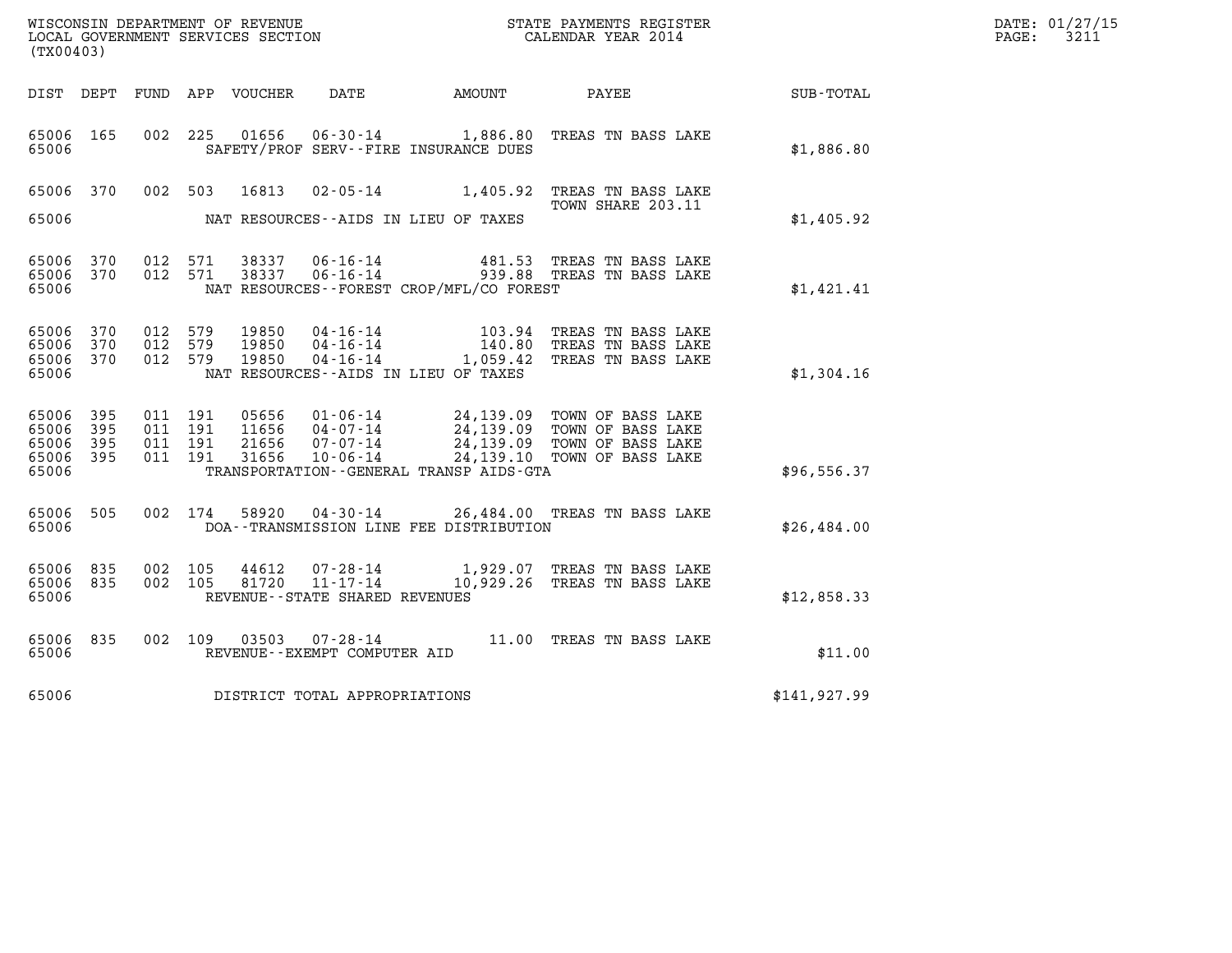WISCONSIN DEPARTMENT OF REVENUE
LOCAL GOVERNMENT SERVICES SECTION
(TX00403)

STATE PAYMENTS REGISTER
CALENDAR YEAR 2014

DATE: 01/27/15
PAGE: 3211

| DIST | DEPT | FUND | APP | VOUCHER | DATE | AMOUNT | PAYEE | SUB-TOTAL |
|---|---|---|---|---|---|---|---|---|
| 65006 | 165 | 002 | 225 | 01656 | 06-30-14 | 1,886.80 | TREAS TN BASS LAKE | |
| 65006 | | | | | SAFETY/PROF SERV--FIRE INSURANCE DUES | | | $1,886.80 |
| 65006 | 370 | 002 | 503 | 16813 | 02-05-14 | 1,405.92 | TREAS TN BASS LAKE TOWN SHARE 203.11 | |
| 65006 | | | | | NAT RESOURCES--AIDS IN LIEU OF TAXES | | | $1,405.92 |
| 65006 | 370 | 012 | 571 | 38337 | 06-16-14 | 481.53 | TREAS TN BASS LAKE | |
| 65006 | 370 | 012 | 571 | 38337 | 06-16-14 | 939.88 | TREAS TN BASS LAKE | |
| 65006 | | | | | NAT RESOURCES--FOREST CROP/MFL/CO FOREST | | | $1,421.41 |
| 65006 | 370 | 012 | 579 | 19850 | 04-16-14 | 103.94 | TREAS TN BASS LAKE | |
| 65006 | 370 | 012 | 579 | 19850 | 04-16-14 | 140.80 | TREAS TN BASS LAKE | |
| 65006 | 370 | 012 | 579 | 19850 | 04-16-14 | 1,059.42 | TREAS TN BASS LAKE | |
| 65006 | | | | | NAT RESOURCES--AIDS IN LIEU OF TAXES | | | $1,304.16 |
| 65006 | 395 | 011 | 191 | 05656 | 01-06-14 | 24,139.09 | TOWN OF BASS LAKE | |
| 65006 | 395 | 011 | 191 | 11656 | 04-07-14 | 24,139.09 | TOWN OF BASS LAKE | |
| 65006 | 395 | 011 | 191 | 21656 | 07-07-14 | 24,139.09 | TOWN OF BASS LAKE | |
| 65006 | 395 | 011 | 191 | 31656 | 10-06-14 | 24,139.10 | TOWN OF BASS LAKE | |
| 65006 | | | | | TRANSPORTATION--GENERAL TRANSP AIDS-GTA | | | $96,556.37 |
| 65006 | 505 | 002 | 174 | 58920 | 04-30-14 | 26,484.00 | TREAS TN BASS LAKE | |
| 65006 | | | | | DOA--TRANSMISSION LINE FEE DISTRIBUTION | | | $26,484.00 |
| 65006 | 835 | 002 | 105 | 44612 | 07-28-14 | 1,929.07 | TREAS TN BASS LAKE | |
| 65006 | 835 | 002 | 105 | 81720 | 11-17-14 | 10,929.26 | TREAS TN BASS LAKE | |
| 65006 | | | | | REVENUE--STATE SHARED REVENUES | | | $12,858.33 |
| 65006 | 835 | 002 | 109 | 03503 | 07-28-14 | 11.00 | TREAS TN BASS LAKE | |
| 65006 | | | | | REVENUE--EXEMPT COMPUTER AID | | | $11.00 |
| 65006 | | | | | DISTRICT TOTAL APPROPRIATIONS | | | $141,927.99 |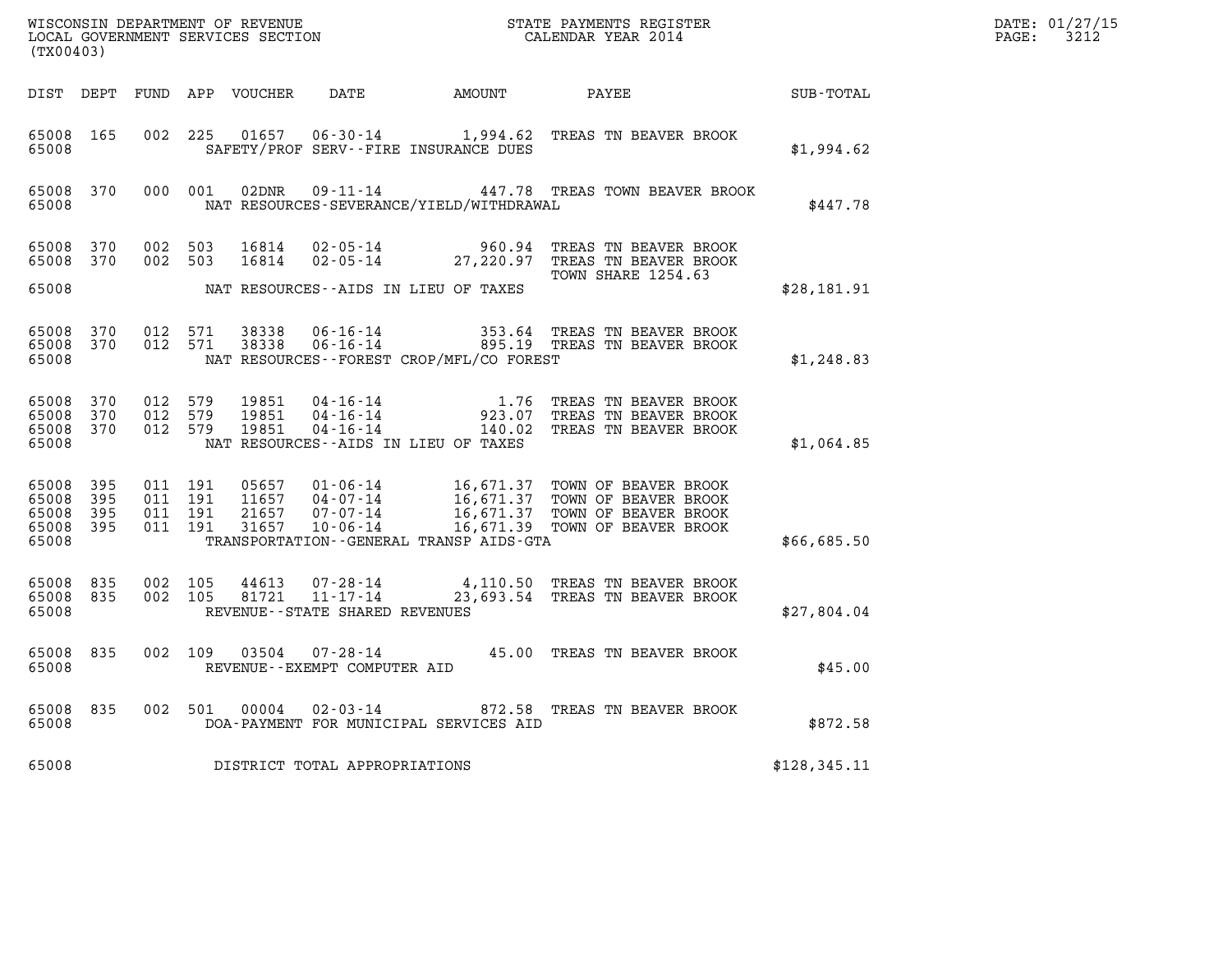WISCONSIN DEPARTMENT OF REVENUE
LOCAL GOVERNMENT SERVICES SECTION
(TX00403)

STATE PAYMENTS REGISTER
CALENDAR YEAR 2014

DATE: 01/27/15
PAGE: 3212

| DIST | DEPT | FUND | APP | VOUCHER | DATE | AMOUNT | PAYEE | SUB-TOTAL |
|---|---|---|---|---|---|---|---|---|
| 65008 | 165 | 002 | 225 | 01657 | 06-30-14 | 1,994.62 | TREAS TN BEAVER BROOK | |
| 65008 | | | | | SAFETY/PROF SERV--FIRE INSURANCE DUES | | | $1,994.62 |
| 65008 | 370 | 000 | 001 | 02DNR | 09-11-14 | 447.78 | TREAS TOWN BEAVER BROOK | |
| 65008 | | | | | NAT RESOURCES-SEVERANCE/YIELD/WITHDRAWAL | | | $447.78 |
| 65008 | 370 | 002 | 503 | 16814 | 02-05-14 | 960.94 | TREAS TN BEAVER BROOK | |
| 65008 | 370 | 002 | 503 | 16814 | 02-05-14 | 27,220.97 | TREAS TN BEAVER BROOK TOWN SHARE 1254.63 | |
| 65008 | | | | | NAT RESOURCES--AIDS IN LIEU OF TAXES | | | $28,181.91 |
| 65008 | 370 | 012 | 571 | 38338 | 06-16-14 | 353.64 | TREAS TN BEAVER BROOK | |
| 65008 | 370 | 012 | 571 | 38338 | 06-16-14 | 895.19 | TREAS TN BEAVER BROOK | |
| 65008 | | | | | NAT RESOURCES--FOREST CROP/MFL/CO FOREST | | | $1,248.83 |
| 65008 | 370 | 012 | 579 | 19851 | 04-16-14 | 1.76 | TREAS TN BEAVER BROOK | |
| 65008 | 370 | 012 | 579 | 19851 | 04-16-14 | 923.07 | TREAS TN BEAVER BROOK | |
| 65008 | 370 | 012 | 579 | 19851 | 04-16-14 | 140.02 | TREAS TN BEAVER BROOK | |
| 65008 | | | | | NAT RESOURCES--AIDS IN LIEU OF TAXES | | | $1,064.85 |
| 65008 | 395 | 011 | 191 | 05657 | 01-06-14 | 16,671.37 | TOWN OF BEAVER BROOK | |
| 65008 | 395 | 011 | 191 | 11657 | 04-07-14 | 16,671.37 | TOWN OF BEAVER BROOK | |
| 65008 | 395 | 011 | 191 | 21657 | 07-07-14 | 16,671.37 | TOWN OF BEAVER BROOK | |
| 65008 | 395 | 011 | 191 | 31657 | 10-06-14 | 16,671.39 | TOWN OF BEAVER BROOK | |
| 65008 | | | | | TRANSPORTATION--GENERAL TRANSP AIDS-GTA | | | $66,685.50 |
| 65008 | 835 | 002 | 105 | 44613 | 07-28-14 | 4,110.50 | TREAS TN BEAVER BROOK | |
| 65008 | 835 | 002 | 105 | 81721 | 11-17-14 | 23,693.54 | TREAS TN BEAVER BROOK | |
| 65008 | | | | | REVENUE--STATE SHARED REVENUES | | | $27,804.04 |
| 65008 | 835 | 002 | 109 | 03504 | 07-28-14 | 45.00 | TREAS TN BEAVER BROOK | |
| 65008 | | | | | REVENUE--EXEMPT COMPUTER AID | | | $45.00 |
| 65008 | 835 | 002 | 501 | 00004 | 02-03-14 | 872.58 | TREAS TN BEAVER BROOK | |
| 65008 | | | | | DOA-PAYMENT FOR MUNICIPAL SERVICES AID | | | $872.58 |
| 65008 | | | | | DISTRICT TOTAL APPROPRIATIONS | | | $128,345.11 |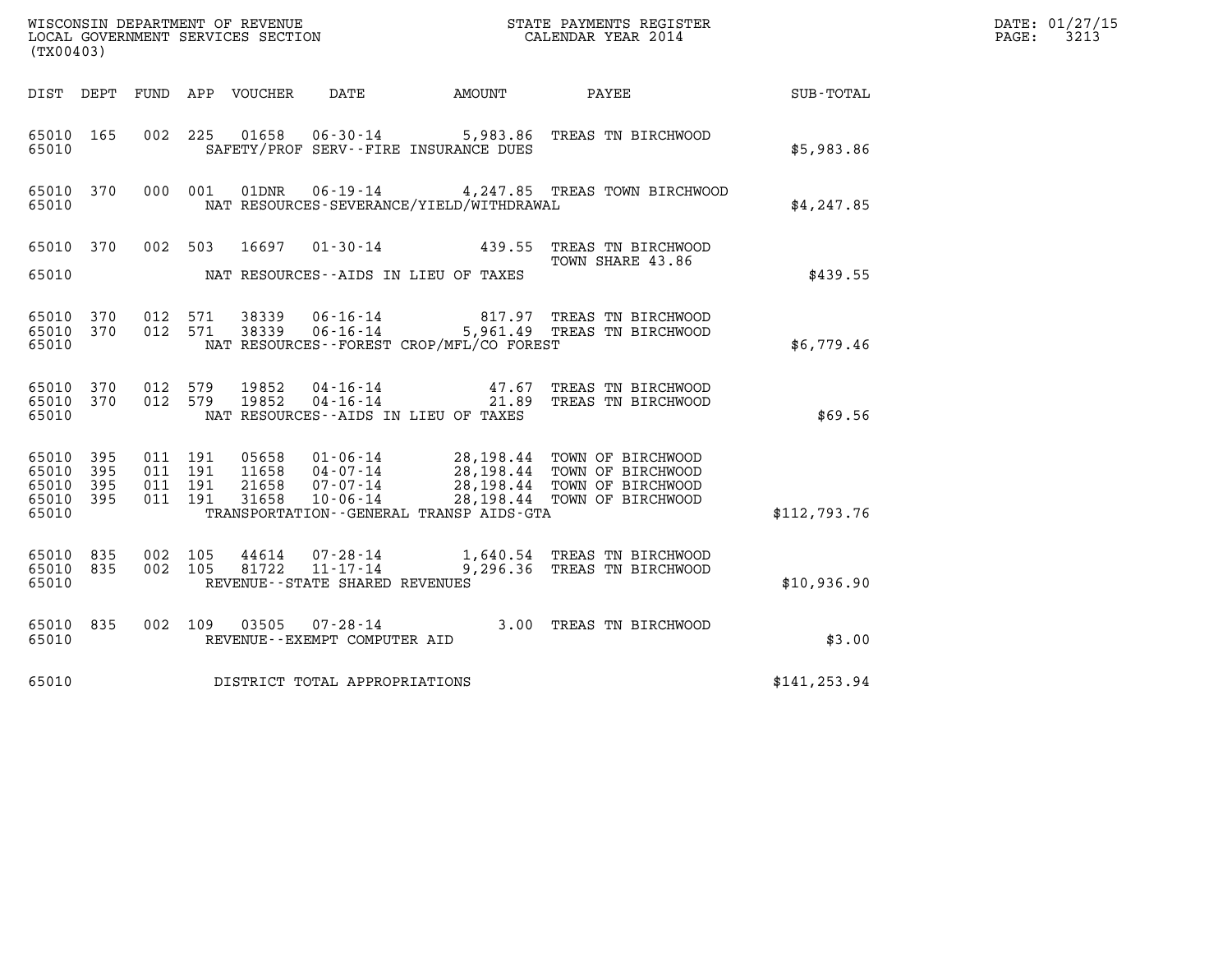WISCONSIN DEPARTMENT OF REVENUE
LOCAL GOVERNMENT SERVICES SECTION
(TX00403)

STATE PAYMENTS REGISTER
CALENDAR YEAR 2014

DATE: 01/27/15
PAGE: 3213

| DIST | DEPT | FUND | APP | VOUCHER | DATE | AMOUNT | PAYEE | SUB-TOTAL |
|---|---|---|---|---|---|---|---|---|
| 65010 | 165 | 002 | 225 | 01658 | 06-30-14 | 5,983.86 | TREAS TN BIRCHWOOD | |
| 65010 | | | | | SAFETY/PROF SERV--FIRE INSURANCE DUES | | | $5,983.86 |
| 65010 | 370 | 000 | 001 | 01DNR | 06-19-14 | 4,247.85 | TREAS TOWN BIRCHWOOD | |
| 65010 | | | | | NAT RESOURCES-SEVERANCE/YIELD/WITHDRAWAL | | | $4,247.85 |
| 65010 | 370 | 002 | 503 | 16697 | 01-30-14 | 439.55 | TREAS TN BIRCHWOOD TOWN SHARE 43.86 | |
| 65010 | | | | | NAT RESOURCES--AIDS IN LIEU OF TAXES | | | $439.55 |
| 65010 | 370 | 012 | 571 | 38339 | 06-16-14 | 817.97 | TREAS TN BIRCHWOOD | |
| 65010 | 370 | 012 | 571 | 38339 | 06-16-14 | 5,961.49 | TREAS TN BIRCHWOOD | |
| 65010 | | | | | NAT RESOURCES--FOREST CROP/MFL/CO FOREST | | | $6,779.46 |
| 65010 | 370 | 012 | 579 | 19852 | 04-16-14 | 47.67 | TREAS TN BIRCHWOOD | |
| 65010 | 370 | 012 | 579 | 19852 | 04-16-14 | 21.89 | TREAS TN BIRCHWOOD | |
| 65010 | | | | | NAT RESOURCES--AIDS IN LIEU OF TAXES | | | $69.56 |
| 65010 | 395 | 011 | 191 | 05658 | 01-06-14 | 28,198.44 | TOWN OF BIRCHWOOD | |
| 65010 | 395 | 011 | 191 | 11658 | 04-07-14 | 28,198.44 | TOWN OF BIRCHWOOD | |
| 65010 | 395 | 011 | 191 | 21658 | 07-07-14 | 28,198.44 | TOWN OF BIRCHWOOD | |
| 65010 | 395 | 011 | 191 | 31658 | 10-06-14 | 28,198.44 | TOWN OF BIRCHWOOD | |
| 65010 | | | | | TRANSPORTATION--GENERAL TRANSP AIDS-GTA | | | $112,793.76 |
| 65010 | 835 | 002 | 105 | 44614 | 07-28-14 | 1,640.54 | TREAS TN BIRCHWOOD | |
| 65010 | 835 | 002 | 105 | 81722 | 11-17-14 | 9,296.36 | TREAS TN BIRCHWOOD | |
| 65010 | | | | | REVENUE--STATE SHARED REVENUES | | | $10,936.90 |
| 65010 | 835 | 002 | 109 | 03505 | 07-28-14 | 3.00 | TREAS TN BIRCHWOOD | |
| 65010 | | | | | REVENUE--EXEMPT COMPUTER AID | | | $3.00 |
| 65010 | | | | | DISTRICT TOTAL APPROPRIATIONS | | | $141,253.94 |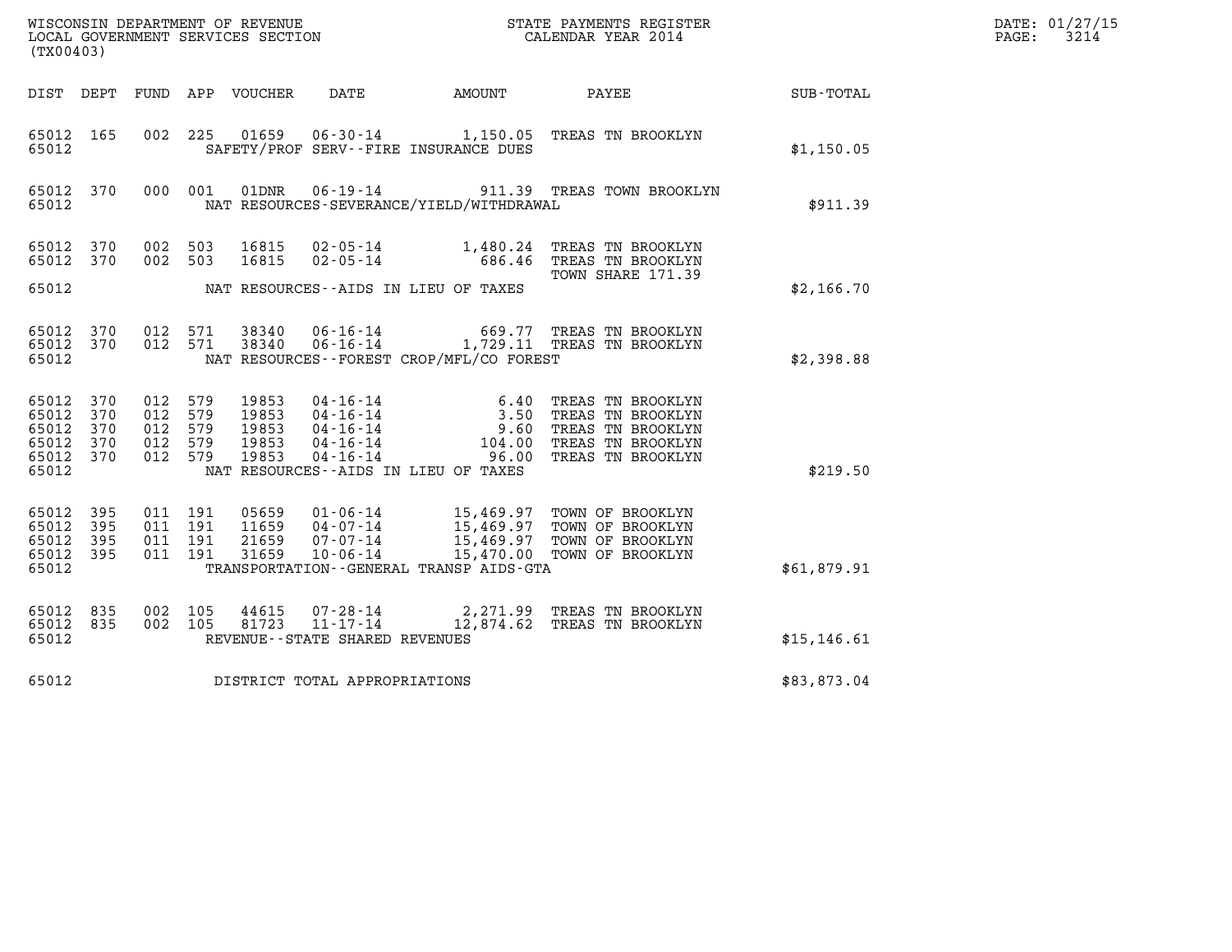WISCONSIN DEPARTMENT OF REVENUE
LOCAL GOVERNMENT SERVICES SECTION
(TX00403)

STATE PAYMENTS REGISTER
CALENDAR YEAR 2014

DATE: 01/27/15
PAGE: 3214

| DIST | DEPT | FUND | APP | VOUCHER | DATE | AMOUNT | PAYEE | SUB-TOTAL |
|---|---|---|---|---|---|---|---|---|
| 65012 | 165 | 002 | 225 | 01659 | 06-30-14 | 1,150.05 | TREAS TN BROOKLYN | |
| 65012 | | | | | SAFETY/PROF SERV--FIRE INSURANCE DUES | | | $1,150.05 |
| 65012 | 370 | 000 | 001 | 01DNR | 06-19-14 | 911.39 | TREAS TOWN BROOKLYN | |
| 65012 | | | | | NAT RESOURCES-SEVERANCE/YIELD/WITHDRAWAL | | | $911.39 |
| 65012 | 370 | 002 | 503 | 16815 | 02-05-14 | 1,480.24 | TREAS TN BROOKLYN | |
| 65012 | 370 | 002 | 503 | 16815 | 02-05-14 | 686.46 | TREAS TN BROOKLYN TOWN SHARE 171.39 | |
| 65012 | | | | | NAT RESOURCES--AIDS IN LIEU OF TAXES | | | $2,166.70 |
| 65012 | 370 | 012 | 571 | 38340 | 06-16-14 | 669.77 | TREAS TN BROOKLYN | |
| 65012 | 370 | 012 | 571 | 38340 | 06-16-14 | 1,729.11 | TREAS TN BROOKLYN | |
| 65012 | | | | | NAT RESOURCES--FOREST CROP/MFL/CO FOREST | | | $2,398.88 |
| 65012 | 370 | 012 | 579 | 19853 | 04-16-14 | 6.40 | TREAS TN BROOKLYN | |
| 65012 | 370 | 012 | 579 | 19853 | 04-16-14 | 3.50 | TREAS TN BROOKLYN | |
| 65012 | 370 | 012 | 579 | 19853 | 04-16-14 | 9.60 | TREAS TN BROOKLYN | |
| 65012 | 370 | 012 | 579 | 19853 | 04-16-14 | 104.00 | TREAS TN BROOKLYN | |
| 65012 | 370 | 012 | 579 | 19853 | 04-16-14 | 96.00 | TREAS TN BROOKLYN | |
| 65012 | | | | | NAT RESOURCES--AIDS IN LIEU OF TAXES | | | $219.50 |
| 65012 | 395 | 011 | 191 | 05659 | 01-06-14 | 15,469.97 | TOWN OF BROOKLYN | |
| 65012 | 395 | 011 | 191 | 11659 | 04-07-14 | 15,469.97 | TOWN OF BROOKLYN | |
| 65012 | 395 | 011 | 191 | 21659 | 07-07-14 | 15,469.97 | TOWN OF BROOKLYN | |
| 65012 | 395 | 011 | 191 | 31659 | 10-06-14 | 15,470.00 | TOWN OF BROOKLYN | |
| 65012 | | | | | TRANSPORTATION--GENERAL TRANSP AIDS-GTA | | | $61,879.91 |
| 65012 | 835 | 002 | 105 | 44615 | 07-28-14 | 2,271.99 | TREAS TN BROOKLYN | |
| 65012 | 835 | 002 | 105 | 81723 | 11-17-14 | 12,874.62 | TREAS TN BROOKLYN | |
| 65012 | | | | | REVENUE--STATE SHARED REVENUES | | | $15,146.61 |
| 65012 | | | | | DISTRICT TOTAL APPROPRIATIONS | | | $83,873.04 |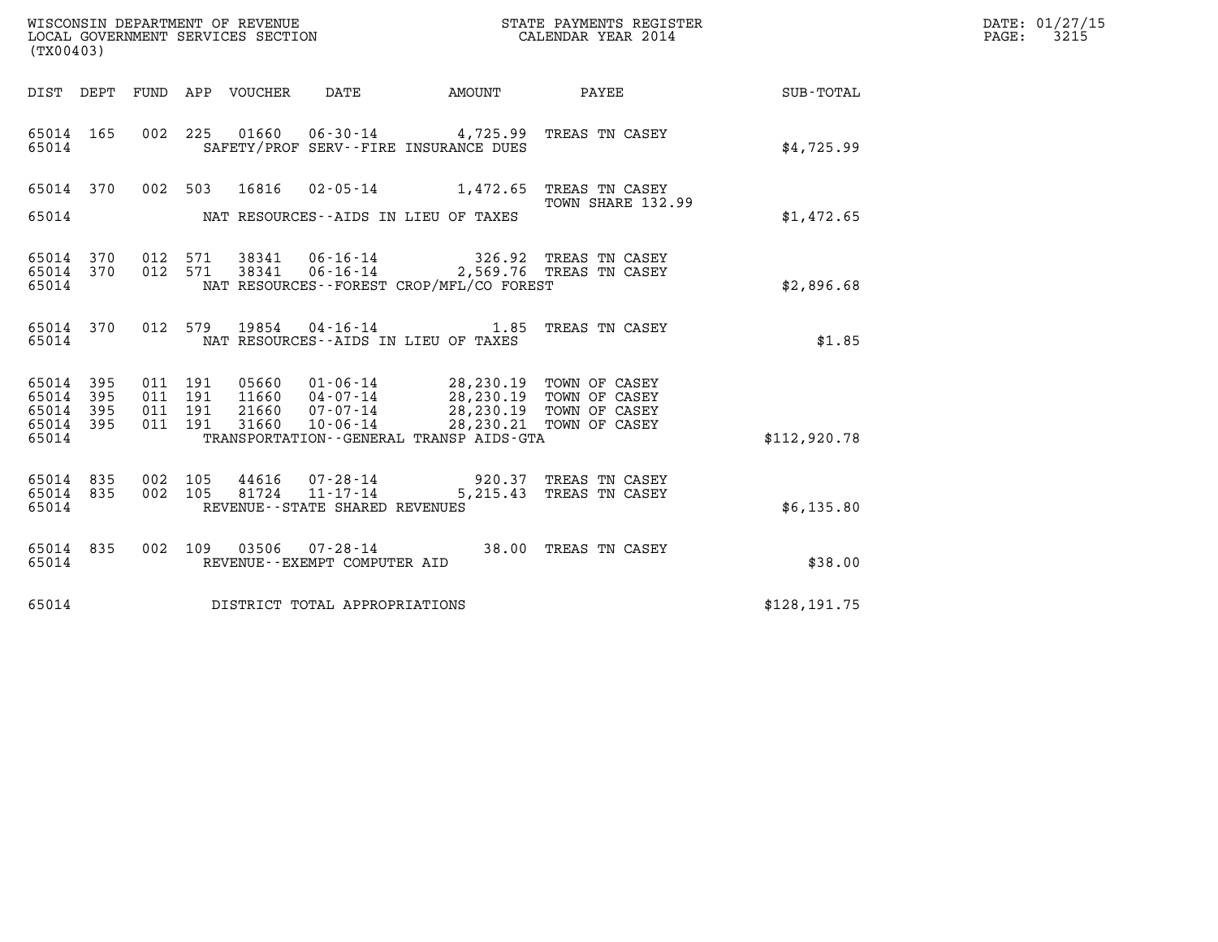WISCONSIN DEPARTMENT OF REVENUE
LOCAL GOVERNMENT SERVICES SECTION
(TX00403)

STATE PAYMENTS REGISTER
CALENDAR YEAR 2014

DATE: 01/27/15
PAGE: 3215

| DIST | DEPT | FUND | APP | VOUCHER | DATE | AMOUNT | PAYEE | SUB-TOTAL |
|---|---|---|---|---|---|---|---|---|
| 65014 | 165 | 002 | 225 | 01660 | 06-30-14 | 4,725.99 | TREAS TN CASEY | |
| 65014 | | | | | SAFETY/PROF SERV--FIRE INSURANCE DUES | | | $4,725.99 |
| 65014 | 370 | 002 | 503 | 16816 | 02-05-14 | 1,472.65 | TREAS TN CASEY TOWN SHARE 132.99 | |
| 65014 | | | | | NAT RESOURCES--AIDS IN LIEU OF TAXES | | | $1,472.65 |
| 65014 | 370 | 012 | 571 | 38341 | 06-16-14 | 326.92 | TREAS TN CASEY | |
| 65014 | 370 | 012 | 571 | 38341 | 06-16-14 | 2,569.76 | TREAS TN CASEY | |
| 65014 | | | | | NAT RESOURCES--FOREST CROP/MFL/CO FOREST | | | $2,896.68 |
| 65014 | 370 | 012 | 579 | 19854 | 04-16-14 | 1.85 | TREAS TN CASEY | |
| 65014 | | | | | NAT RESOURCES--AIDS IN LIEU OF TAXES | | | $1.85 |
| 65014 | 395 | 011 | 191 | 05660 | 01-06-14 | 28,230.19 | TOWN OF CASEY | |
| 65014 | 395 | 011 | 191 | 11660 | 04-07-14 | 28,230.19 | TOWN OF CASEY | |
| 65014 | 395 | 011 | 191 | 21660 | 07-07-14 | 28,230.19 | TOWN OF CASEY | |
| 65014 | 395 | 011 | 191 | 31660 | 10-06-14 | 28,230.21 | TOWN OF CASEY | |
| 65014 | | | | | TRANSPORTATION--GENERAL TRANSP AIDS-GTA | | | $112,920.78 |
| 65014 | 835 | 002 | 105 | 44616 | 07-28-14 | 920.37 | TREAS TN CASEY | |
| 65014 | 835 | 002 | 105 | 81724 | 11-17-14 | 5,215.43 | TREAS TN CASEY | |
| 65014 | | | | | REVENUE--STATE SHARED REVENUES | | | $6,135.80 |
| 65014 | 835 | 002 | 109 | 03506 | 07-28-14 | 38.00 | TREAS TN CASEY | |
| 65014 | | | | | REVENUE--EXEMPT COMPUTER AID | | | $38.00 |
| 65014 | | | | | DISTRICT TOTAL APPROPRIATIONS | | | $128,191.75 |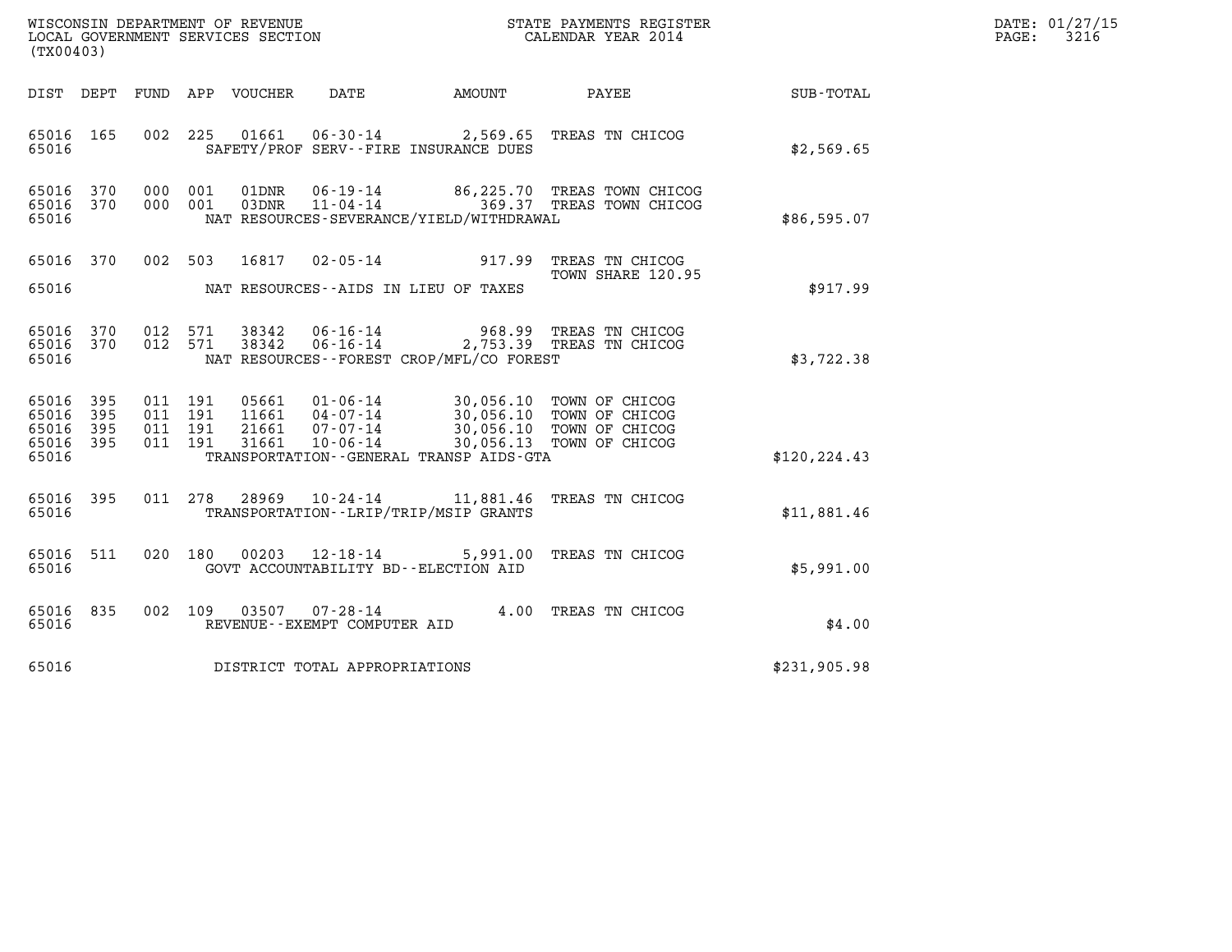WISCONSIN DEPARTMENT OF REVENUE
LOCAL GOVERNMENT SERVICES SECTION
(TX00403)

STATE PAYMENTS REGISTER
CALENDAR YEAR 2014

DATE: 01/27/15
PAGE: 3216

| DIST | DEPT | FUND | APP | VOUCHER | DATE | AMOUNT | PAYEE | SUB-TOTAL |
|---|---|---|---|---|---|---|---|---|
| 65016 | 165 | 002 | 225 | 01661 | 06-30-14 | 2,569.65 | TREAS TN CHICOG | |
| 65016 | | | | | SAFETY/PROF SERV--FIRE INSURANCE DUES | | | $2,569.65 |
| 65016 | 370 | 000 | 001 | 01DNR | 06-19-14 | 86,225.70 | TREAS TOWN CHICOG | |
| 65016 | 370 | 000 | 001 | 03DNR | 11-04-14 | 369.37 | TREAS TOWN CHICOG | |
| 65016 | | | | | NAT RESOURCES-SEVERANCE/YIELD/WITHDRAWAL | | | $86,595.07 |
| 65016 | 370 | 002 | 503 | 16817 | 02-05-14 | 917.99 | TREAS TN CHICOG TOWN SHARE 120.95 | |
| 65016 | | | | | NAT RESOURCES--AIDS IN LIEU OF TAXES | | | $917.99 |
| 65016 | 370 | 012 | 571 | 38342 | 06-16-14 | 968.99 | TREAS TN CHICOG | |
| 65016 | 370 | 012 | 571 | 38342 | 06-16-14 | 2,753.39 | TREAS TN CHICOG | |
| 65016 | | | | | NAT RESOURCES--FOREST CROP/MFL/CO FOREST | | | $3,722.38 |
| 65016 | 395 | 011 | 191 | 05661 | 01-06-14 | 30,056.10 | TOWN OF CHICOG | |
| 65016 | 395 | 011 | 191 | 11661 | 04-07-14 | 30,056.10 | TOWN OF CHICOG | |
| 65016 | 395 | 011 | 191 | 21661 | 07-07-14 | 30,056.10 | TOWN OF CHICOG | |
| 65016 | 395 | 011 | 191 | 31661 | 10-06-14 | 30,056.13 | TOWN OF CHICOG | |
| 65016 | | | | | TRANSPORTATION--GENERAL TRANSP AIDS-GTA | | | $120,224.43 |
| 65016 | 395 | 011 | 278 | 28969 | 10-24-14 | 11,881.46 | TREAS TN CHICOG | |
| 65016 | | | | | TRANSPORTATION--LRIP/TRIP/MSIP GRANTS | | | $11,881.46 |
| 65016 | 511 | 020 | 180 | 00203 | 12-18-14 | 5,991.00 | TREAS TN CHICOG | |
| 65016 | | | | | GOVT ACCOUNTABILITY BD--ELECTION AID | | | $5,991.00 |
| 65016 | 835 | 002 | 109 | 03507 | 07-28-14 | 4.00 | TREAS TN CHICOG | |
| 65016 | | | | | REVENUE--EXEMPT COMPUTER AID | | | $4.00 |
| 65016 | | | | | DISTRICT TOTAL APPROPRIATIONS | | | $231,905.98 |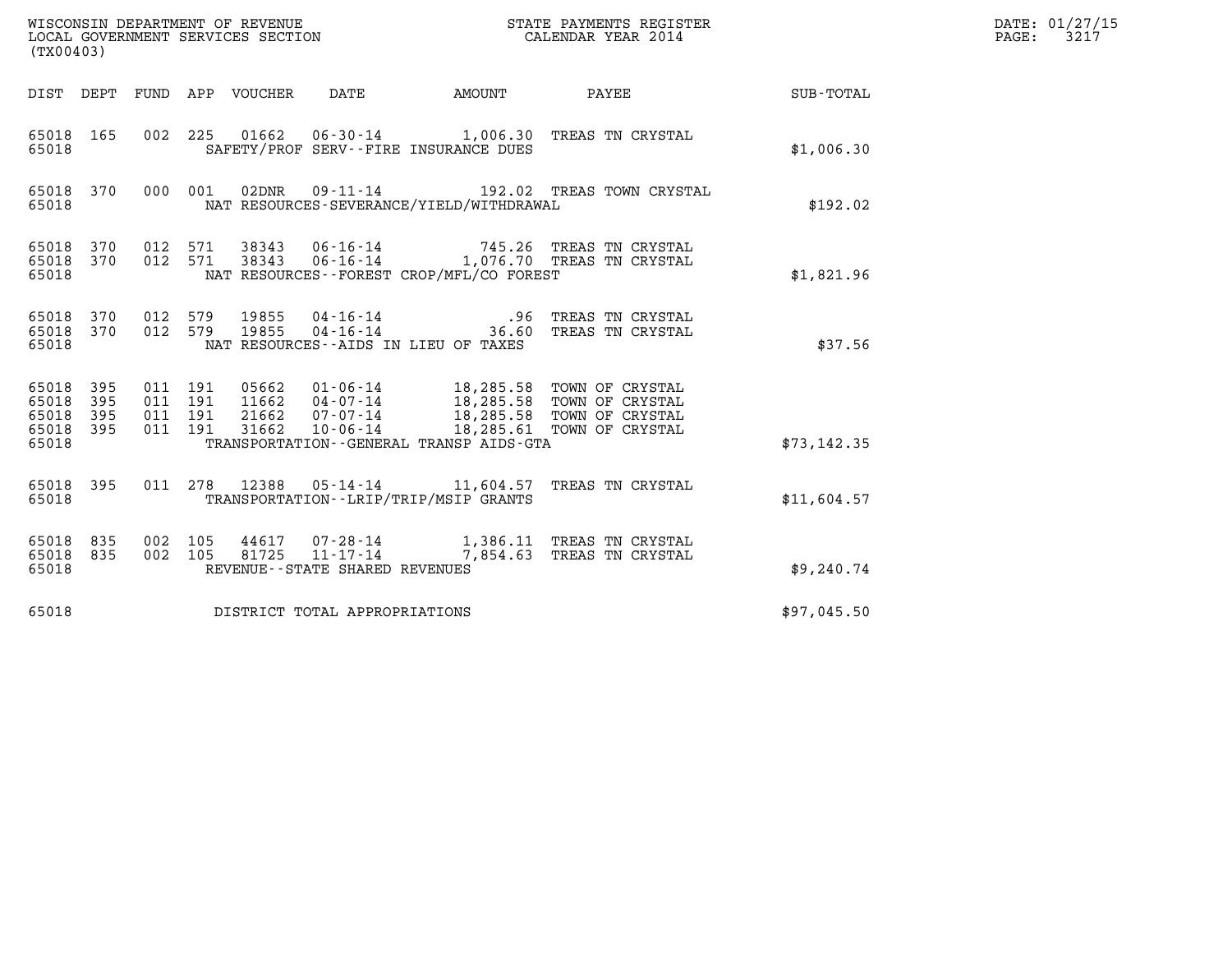WISCONSIN DEPARTMENT OF REVENUE
LOCAL GOVERNMENT SERVICES SECTION
(TX00403)

STATE PAYMENTS REGISTER
CALENDAR YEAR 2014

DATE: 01/27/15
PAGE: 3217

| DIST | DEPT | FUND | APP | VOUCHER | DATE | AMOUNT | PAYEE | SUB-TOTAL |
|---|---|---|---|---|---|---|---|---|
| 65018 | 165 | 002 | 225 | 01662 | 06-30-14 | 1,006.30 | TREAS TN CRYSTAL | |
| 65018 | | | | | SAFETY/PROF SERV--FIRE INSURANCE DUES | | | $1,006.30 |
| 65018 | 370 | 000 | 001 | 02DNR | 09-11-14 | 192.02 | TREAS TOWN CRYSTAL | |
| 65018 | | | | | NAT RESOURCES-SEVERANCE/YIELD/WITHDRAWAL | | | $192.02 |
| 65018 | 370 | 012 | 571 | 38343 | 06-16-14 | 745.26 | TREAS TN CRYSTAL | |
| 65018 | 370 | 012 | 571 | 38343 | 06-16-14 | 1,076.70 | TREAS TN CRYSTAL | |
| 65018 | | | | | NAT RESOURCES--FOREST CROP/MFL/CO FOREST | | | $1,821.96 |
| 65018 | 370 | 012 | 579 | 19855 | 04-16-14 | .96 | TREAS TN CRYSTAL | |
| 65018 | 370 | 012 | 579 | 19855 | 04-16-14 | 36.60 | TREAS TN CRYSTAL | |
| 65018 | | | | | NAT RESOURCES--AIDS IN LIEU OF TAXES | | | $37.56 |
| 65018 | 395 | 011 | 191 | 05662 | 01-06-14 | 18,285.58 | TOWN OF CRYSTAL | |
| 65018 | 395 | 011 | 191 | 11662 | 04-07-14 | 18,285.58 | TOWN OF CRYSTAL | |
| 65018 | 395 | 011 | 191 | 21662 | 07-07-14 | 18,285.58 | TOWN OF CRYSTAL | |
| 65018 | 395 | 011 | 191 | 31662 | 10-06-14 | 18,285.61 | TOWN OF CRYSTAL | |
| 65018 | | | | | TRANSPORTATION--GENERAL TRANSP AIDS-GTA | | | $73,142.35 |
| 65018 | 395 | 011 | 278 | 12388 | 05-14-14 | 11,604.57 | TREAS TN CRYSTAL | |
| 65018 | | | | | TRANSPORTATION--LRIP/TRIP/MSIP GRANTS | | | $11,604.57 |
| 65018 | 835 | 002 | 105 | 44617 | 07-28-14 | 1,386.11 | TREAS TN CRYSTAL | |
| 65018 | 835 | 002 | 105 | 81725 | 11-17-14 | 7,854.63 | TREAS TN CRYSTAL | |
| 65018 | | | | | REVENUE--STATE SHARED REVENUES | | | $9,240.74 |
| 65018 | | | | | DISTRICT TOTAL APPROPRIATIONS | | | $97,045.50 |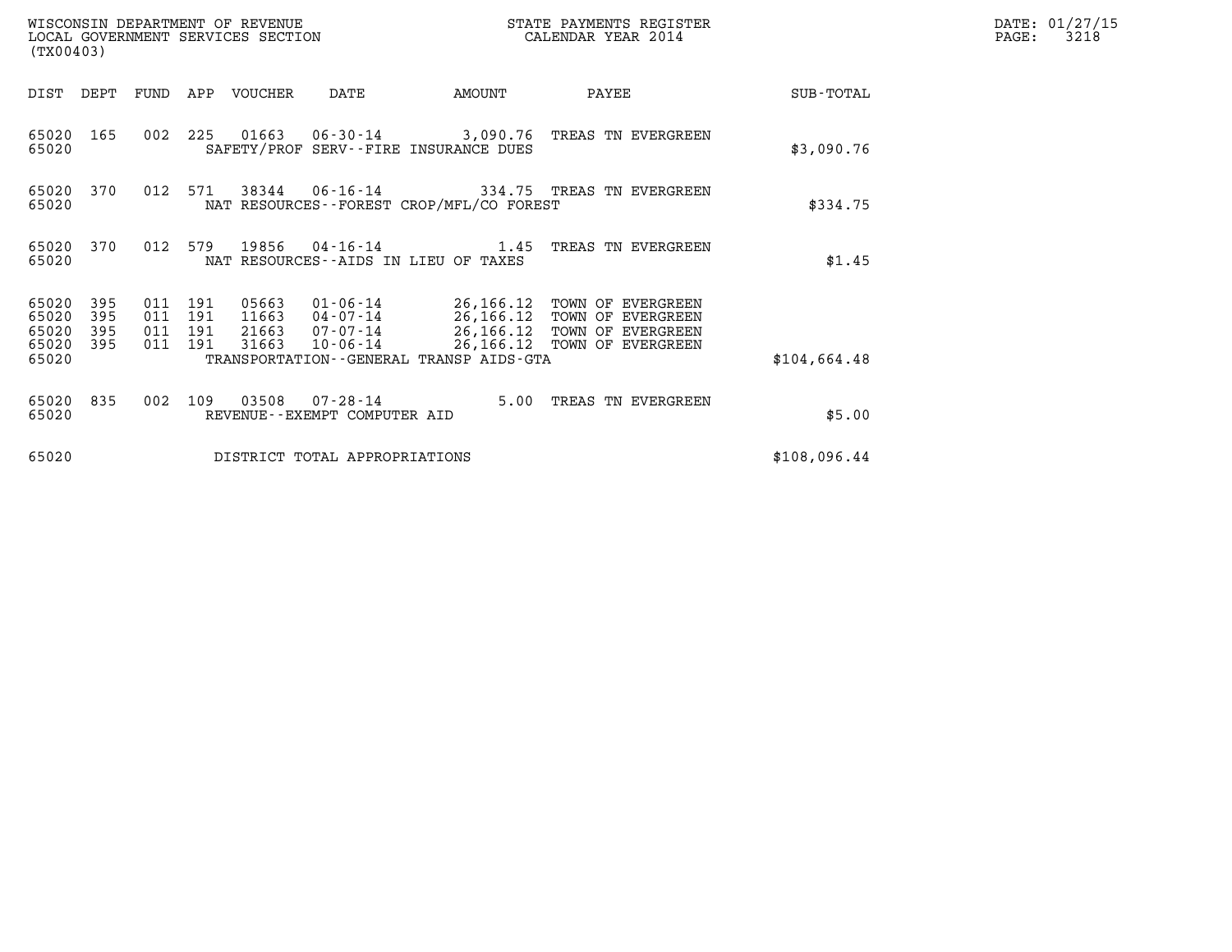WISCONSIN DEPARTMENT OF REVENUE
LOCAL GOVERNMENT SERVICES SECTION
(TX00403)

STATE PAYMENTS REGISTER
CALENDAR YEAR 2014

DATE: 01/27/15
PAGE: 3218

| DIST | DEPT | FUND | APP | VOUCHER | DATE | AMOUNT | PAYEE | SUB-TOTAL |
|---|---|---|---|---|---|---|---|---|
| 65020 | 165 | 002 | 225 | 01663 | 06-30-14 | 3,090.76 | TREAS TN EVERGREEN | |
| 65020 | | | | SAFETY/PROF SERV--FIRE INSURANCE DUES | | | | $3,090.76 |
| 65020 | 370 | 012 | 571 | 38344 | 06-16-14 | 334.75 | TREAS TN EVERGREEN | |
| 65020 | | | | NAT RESOURCES--FOREST CROP/MFL/CO FOREST | | | | $334.75 |
| 65020 | 370 | 012 | 579 | 19856 | 04-16-14 | 1.45 | TREAS TN EVERGREEN | |
| 65020 | | | | NAT RESOURCES--AIDS IN LIEU OF TAXES | | | | $1.45 |
| 65020 | 395 | 011 | 191 | 05663 | 01-06-14 | 26,166.12 | TOWN OF EVERGREEN | |
| 65020 | 395 | 011 | 191 | 11663 | 04-07-14 | 26,166.12 | TOWN OF EVERGREEN | |
| 65020 | 395 | 011 | 191 | 21663 | 07-07-14 | 26,166.12 | TOWN OF EVERGREEN | |
| 65020 | 395 | 011 | 191 | 31663 | 10-06-14 | 26,166.12 | TOWN OF EVERGREEN | |
| 65020 | | | | TRANSPORTATION--GENERAL TRANSP AIDS-GTA | | | | $104,664.48 |
| 65020 | 835 | 002 | 109 | 03508 | 07-28-14 | 5.00 | TREAS TN EVERGREEN | |
| 65020 | | | | REVENUE--EXEMPT COMPUTER AID | | | | $5.00 |
| 65020 | | | | DISTRICT TOTAL APPROPRIATIONS | | | | $108,096.44 |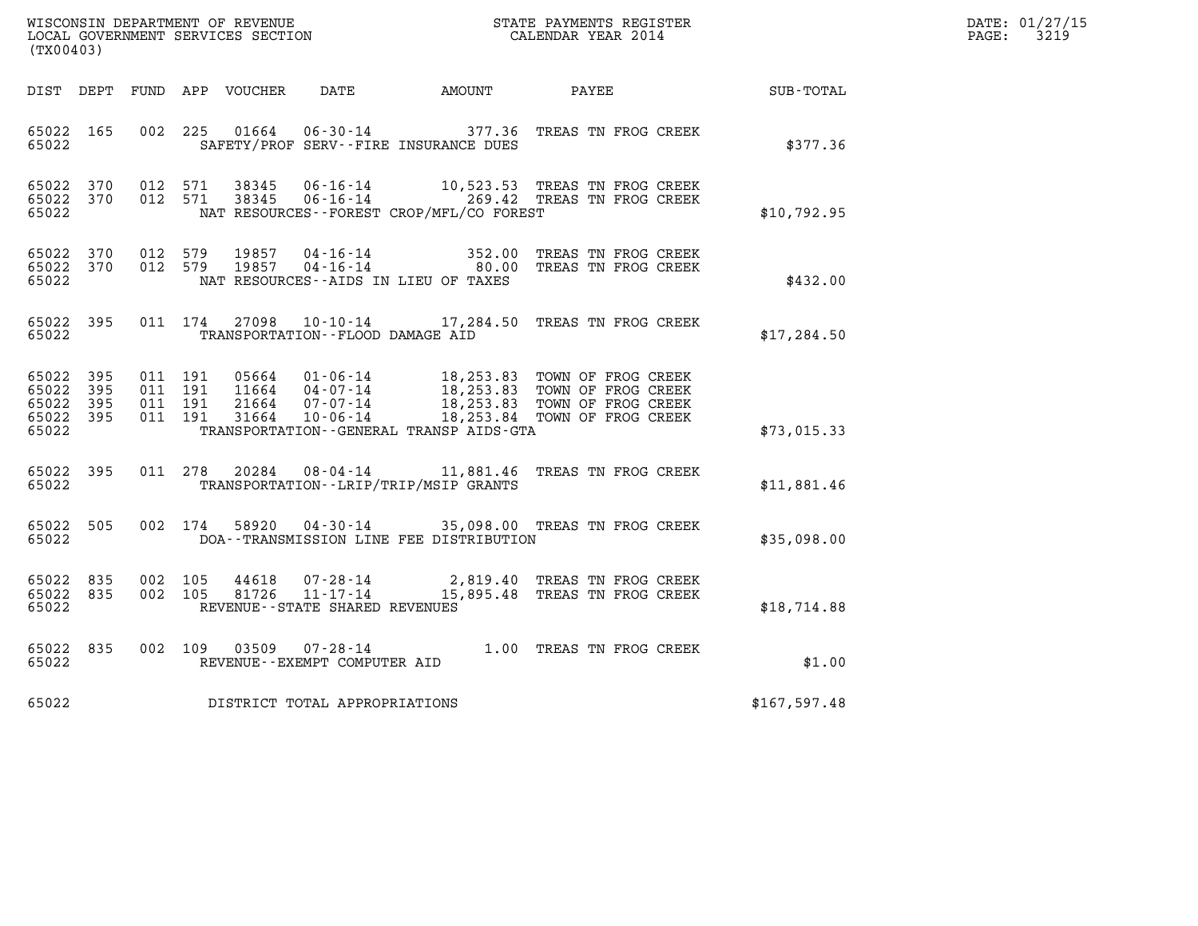WISCONSIN DEPARTMENT OF REVENUE
LOCAL GOVERNMENT SERVICES SECTION
(TX00403)

STATE PAYMENTS REGISTER
CALENDAR YEAR 2014

DATE: 01/27/15
PAGE: 3219

| DIST | DEPT | FUND | APP | VOUCHER | DATE | AMOUNT | PAYEE | SUB-TOTAL |
|---|---|---|---|---|---|---|---|---|
| 65022 | 165 | 002 | 225 | 01664 | 06-30-14 | 377.36 | TREAS TN FROG CREEK | |
| 65022 | | | | | SAFETY/PROF SERV--FIRE INSURANCE DUES | | | $377.36 |
| 65022 | 370 | 012 | 571 | 38345 | 06-16-14 | 10,523.53 | TREAS TN FROG CREEK | |
| 65022 | 370 | 012 | 571 | 38345 | 06-16-14 | 269.42 | TREAS TN FROG CREEK | |
| 65022 | | | | | NAT RESOURCES--FOREST CROP/MFL/CO FOREST | | | $10,792.95 |
| 65022 | 370 | 012 | 579 | 19857 | 04-16-14 | 352.00 | TREAS TN FROG CREEK | |
| 65022 | 370 | 012 | 579 | 19857 | 04-16-14 | 80.00 | TREAS TN FROG CREEK | |
| 65022 | | | | | NAT RESOURCES--AIDS IN LIEU OF TAXES | | | $432.00 |
| 65022 | 395 | 011 | 174 | 27098 | 10-10-14 | 17,284.50 | TREAS TN FROG CREEK | |
| 65022 | | | | | TRANSPORTATION--FLOOD DAMAGE AID | | | $17,284.50 |
| 65022 | 395 | 011 | 191 | 05664 | 01-06-14 | 18,253.83 | TOWN OF FROG CREEK | |
| 65022 | 395 | 011 | 191 | 11664 | 04-07-14 | 18,253.83 | TOWN OF FROG CREEK | |
| 65022 | 395 | 011 | 191 | 21664 | 07-07-14 | 18,253.83 | TOWN OF FROG CREEK | |
| 65022 | 395 | 011 | 191 | 31664 | 10-06-14 | 18,253.84 | TOWN OF FROG CREEK | |
| 65022 | | | | | TRANSPORTATION--GENERAL TRANSP AIDS-GTA | | | $73,015.33 |
| 65022 | 395 | 011 | 278 | 20284 | 08-04-14 | 11,881.46 | TREAS TN FROG CREEK | |
| 65022 | | | | | TRANSPORTATION--LRIP/TRIP/MSIP GRANTS | | | $11,881.46 |
| 65022 | 505 | 002 | 174 | 58920 | 04-30-14 | 35,098.00 | TREAS TN FROG CREEK | |
| 65022 | | | | | DOA--TRANSMISSION LINE FEE DISTRIBUTION | | | $35,098.00 |
| 65022 | 835 | 002 | 105 | 44618 | 07-28-14 | 2,819.40 | TREAS TN FROG CREEK | |
| 65022 | 835 | 002 | 105 | 81726 | 11-17-14 | 15,895.48 | TREAS TN FROG CREEK | |
| 65022 | | | | | REVENUE--STATE SHARED REVENUES | | | $18,714.88 |
| 65022 | 835 | 002 | 109 | 03509 | 07-28-14 | 1.00 | TREAS TN FROG CREEK | |
| 65022 | | | | | REVENUE--EXEMPT COMPUTER AID | | | $1.00 |
| 65022 | | | | | DISTRICT TOTAL APPROPRIATIONS | | | $167,597.48 |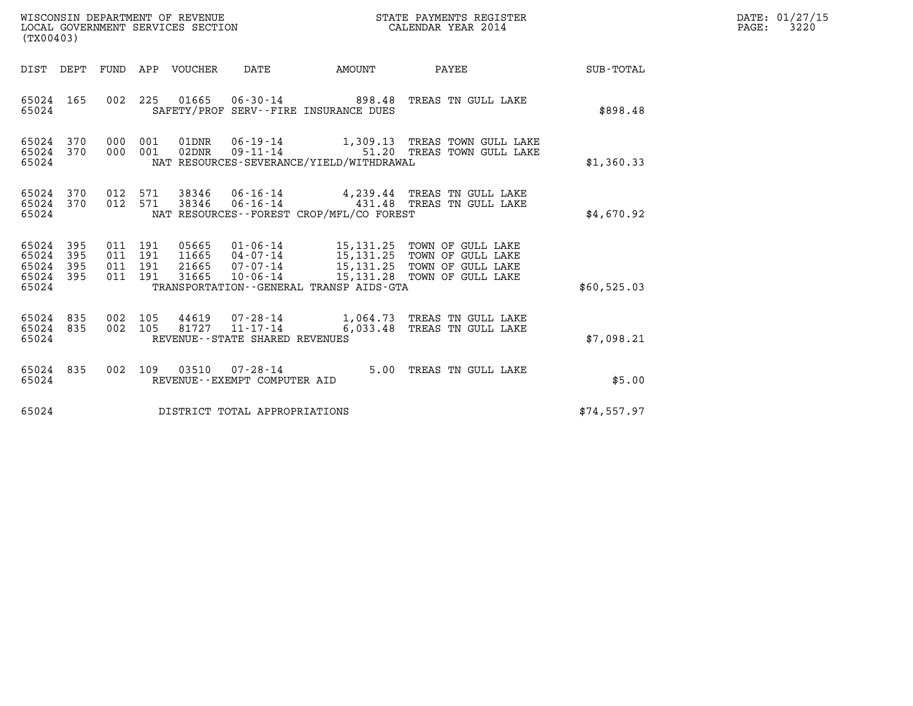WISCONSIN DEPARTMENT OF REVENUE
LOCAL GOVERNMENT SERVICES SECTION
(TX00403)

STATE PAYMENTS REGISTER
CALENDAR YEAR 2014

DATE: 01/27/15

| DIST | DEPT | FUND | APP | VOUCHER | DATE | AMOUNT | PAYEE | SUB-TOTAL |
|---|---|---|---|---|---|---|---|---|
| 65024 | 165 | 002 | 225 | 01665 | 06-30-14 | 898.48 | TREAS TN GULL LAKE | |
| 65024 | | | | | SAFETY/PROF SERV--FIRE INSURANCE DUES | | | $898.48 |
| 65024 | 370 | 000 | 001 | 01DNR | 06-19-14 | 1,309.13 | TREAS TOWN GULL LAKE | |
| 65024 | 370 | 000 | 001 | 02DNR | 09-11-14 | 51.20 | TREAS TOWN GULL LAKE | |
| 65024 | | | | | NAT RESOURCES-SEVERANCE/YIELD/WITHDRAWAL | | | $1,360.33 |
| 65024 | 370 | 012 | 571 | 38346 | 06-16-14 | 4,239.44 | TREAS TN GULL LAKE | |
| 65024 | 370 | 012 | 571 | 38346 | 06-16-14 | 431.48 | TREAS TN GULL LAKE | |
| 65024 | | | | | NAT RESOURCES--FOREST CROP/MFL/CO FOREST | | | $4,670.92 |
| 65024 | 395 | 011 | 191 | 05665 | 01-06-14 | 15,131.25 | TOWN OF GULL LAKE | |
| 65024 | 395 | 011 | 191 | 11665 | 04-07-14 | 15,131.25 | TOWN OF GULL LAKE | |
| 65024 | 395 | 011 | 191 | 21665 | 07-07-14 | 15,131.25 | TOWN OF GULL LAKE | |
| 65024 | 395 | 011 | 191 | 31665 | 10-06-14 | 15,131.28 | TOWN OF GULL LAKE | |
| 65024 | | | | | TRANSPORTATION--GENERAL TRANSP AIDS-GTA | | | $60,525.03 |
| 65024 | 835 | 002 | 105 | 44619 | 07-28-14 | 1,064.73 | TREAS TN GULL LAKE | |
| 65024 | 835 | 002 | 105 | 81727 | 11-17-14 | 6,033.48 | TREAS TN GULL LAKE | |
| 65024 | | | | | REVENUE--STATE SHARED REVENUES | | | $7,098.21 |
| 65024 | 835 | 002 | 109 | 03510 | 07-28-14 | 5.00 | TREAS TN GULL LAKE | |
| 65024 | | | | | REVENUE--EXEMPT COMPUTER AID | | | $5.00 |
| 65024 | | | | | DISTRICT TOTAL APPROPRIATIONS | | | $74,557.97 |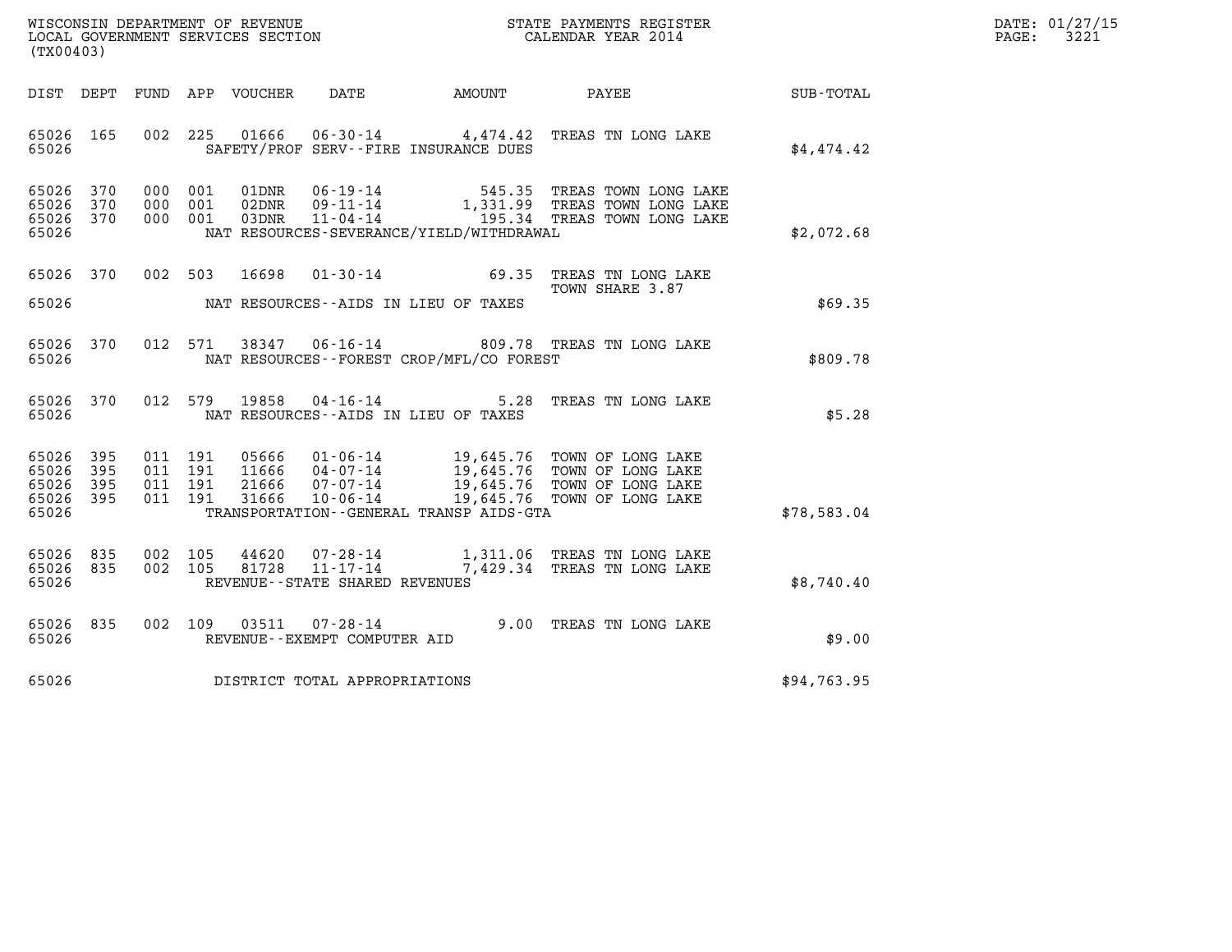WISCONSIN DEPARTMENT OF REVENUE
LOCAL GOVERNMENT SERVICES SECTION
(TX00403)

STATE PAYMENTS REGISTER
CALENDAR YEAR 2014

DATE: 01/27/15
PAGE: 3221

| DIST | DEPT | FUND | APP | VOUCHER | DATE | AMOUNT | PAYEE | SUB-TOTAL |
|---|---|---|---|---|---|---|---|---|
| 65026 | 165 | 002 | 225 | 01666 | 06-30-14 | 4,474.42 | TREAS TN LONG LAKE | |
| 65026 | | | | SAFETY/PROF SERV--FIRE INSURANCE DUES | | | | $4,474.42 |
| 65026 | 370 | 000 | 001 | 01DNR | 06-19-14 | 545.35 | TREAS TOWN LONG LAKE | |
| 65026 | 370 | 000 | 001 | 02DNR | 09-11-14 | 1,331.99 | TREAS TOWN LONG LAKE | |
| 65026 | 370 | 000 | 001 | 03DNR | 11-04-14 | 195.34 | TREAS TOWN LONG LAKE | |
| 65026 | | | | NAT RESOURCES-SEVERANCE/YIELD/WITHDRAWAL | | | | $2,072.68 |
| 65026 | 370 | 002 | 503 | 16698 | 01-30-14 | 69.35 | TREAS TN LONG LAKE TOWN SHARE 3.87 | |
| 65026 | | | | NAT RESOURCES--AIDS IN LIEU OF TAXES | | | | $69.35 |
| 65026 | 370 | 012 | 571 | 38347 | 06-16-14 | 809.78 | TREAS TN LONG LAKE | |
| 65026 | | | | NAT RESOURCES--FOREST CROP/MFL/CO FOREST | | | | $809.78 |
| 65026 | 370 | 012 | 579 | 19858 | 04-16-14 | 5.28 | TREAS TN LONG LAKE | |
| 65026 | | | | NAT RESOURCES--AIDS IN LIEU OF TAXES | | | | $5.28 |
| 65026 | 395 | 011 | 191 | 05666 | 01-06-14 | 19,645.76 | TOWN OF LONG LAKE | |
| 65026 | 395 | 011 | 191 | 11666 | 04-07-14 | 19,645.76 | TOWN OF LONG LAKE | |
| 65026 | 395 | 011 | 191 | 21666 | 07-07-14 | 19,645.76 | TOWN OF LONG LAKE | |
| 65026 | 395 | 011 | 191 | 31666 | 10-06-14 | 19,645.76 | TOWN OF LONG LAKE | |
| 65026 | | | | TRANSPORTATION--GENERAL TRANSP AIDS-GTA | | | | $78,583.04 |
| 65026 | 835 | 002 | 105 | 44620 | 07-28-14 | 1,311.06 | TREAS TN LONG LAKE | |
| 65026 | 835 | 002 | 105 | 81728 | 11-17-14 | 7,429.34 | TREAS TN LONG LAKE | |
| 65026 | | | | REVENUE--STATE SHARED REVENUES | | | | $8,740.40 |
| 65026 | 835 | 002 | 109 | 03511 | 07-28-14 | 9.00 | TREAS TN LONG LAKE | |
| 65026 | | | | REVENUE--EXEMPT COMPUTER AID | | | | $9.00 |
| 65026 | | | | DISTRICT TOTAL APPROPRIATIONS | | | | $94,763.95 |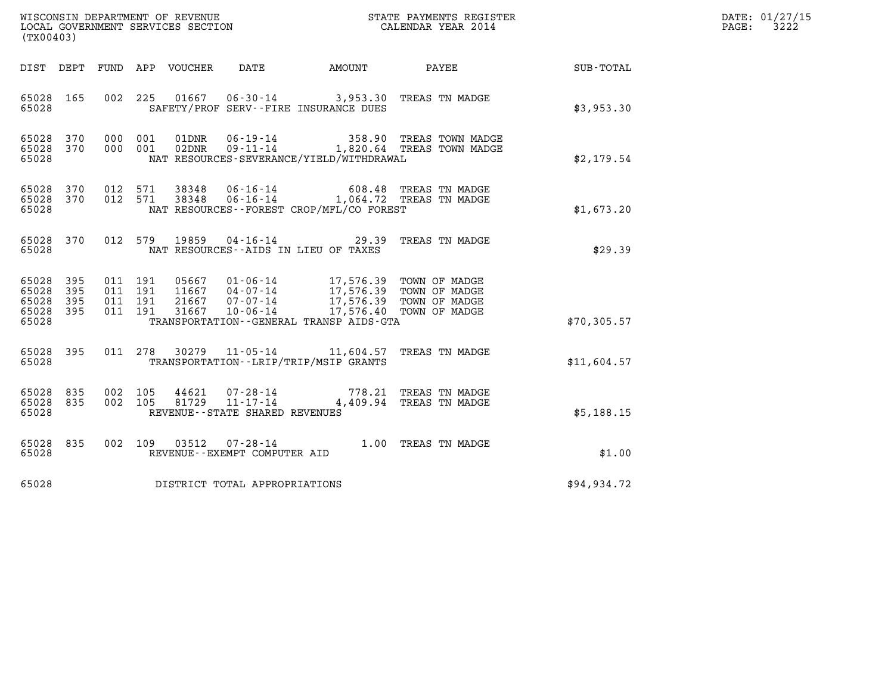WISCONSIN DEPARTMENT OF REVENUE
LOCAL GOVERNMENT SERVICES SECTION
(TX00403)

STATE PAYMENTS REGISTER
CALENDAR YEAR 2014

DATE: 01/27/15
PAGE: 3222

| DIST | DEPT | FUND | APP | VOUCHER | DATE | AMOUNT | PAYEE | SUB-TOTAL |
|---|---|---|---|---|---|---|---|---|
| 65028 | 165 | 002 | 225 | 01667 | 06-30-14 | 3,953.30 | TREAS TN MADGE | |
| 65028 | | | | SAFETY/PROF SERV--FIRE INSURANCE DUES | | | | $3,953.30 |
| 65028 | 370 | 000 | 001 | 01DNR | 06-19-14 | 358.90 | TREAS TOWN MADGE | |
| 65028 | 370 | 000 | 001 | 02DNR | 09-11-14 | 1,820.64 | TREAS TOWN MADGE | |
| 65028 | | | | NAT RESOURCES-SEVERANCE/YIELD/WITHDRAWAL | | | | $2,179.54 |
| 65028 | 370 | 012 | 571 | 38348 | 06-16-14 | 608.48 | TREAS TN MADGE | |
| 65028 | 370 | 012 | 571 | 38348 | 06-16-14 | 1,064.72 | TREAS TN MADGE | |
| 65028 | | | | NAT RESOURCES--FOREST CROP/MFL/CO FOREST | | | | $1,673.20 |
| 65028 | 370 | 012 | 579 | 19859 | 04-16-14 | 29.39 | TREAS TN MADGE | |
| 65028 | | | | NAT RESOURCES--AIDS IN LIEU OF TAXES | | | | $29.39 |
| 65028 | 395 | 011 | 191 | 05667 | 01-06-14 | 17,576.39 | TOWN OF MADGE | |
| 65028 | 395 | 011 | 191 | 11667 | 04-07-14 | 17,576.39 | TOWN OF MADGE | |
| 65028 | 395 | 011 | 191 | 21667 | 07-07-14 | 17,576.39 | TOWN OF MADGE | |
| 65028 | 395 | 011 | 191 | 31667 | 10-06-14 | 17,576.40 | TOWN OF MADGE | |
| 65028 | | | | TRANSPORTATION--GENERAL TRANSP AIDS-GTA | | | | $70,305.57 |
| 65028 | 395 | 011 | 278 | 30279 | 11-05-14 | 11,604.57 | TREAS TN MADGE | |
| 65028 | | | | TRANSPORTATION--LRIP/TRIP/MSIP GRANTS | | | | $11,604.57 |
| 65028 | 835 | 002 | 105 | 44621 | 07-28-14 | 778.21 | TREAS TN MADGE | |
| 65028 | 835 | 002 | 105 | 81729 | 11-17-14 | 4,409.94 | TREAS TN MADGE | |
| 65028 | | | | REVENUE--STATE SHARED REVENUES | | | | $5,188.15 |
| 65028 | 835 | 002 | 109 | 03512 | 07-28-14 | 1.00 | TREAS TN MADGE | |
| 65028 | | | | REVENUE--EXEMPT COMPUTER AID | | | | $1.00 |
| 65028 | | | | DISTRICT TOTAL APPROPRIATIONS | | | | $94,934.72 |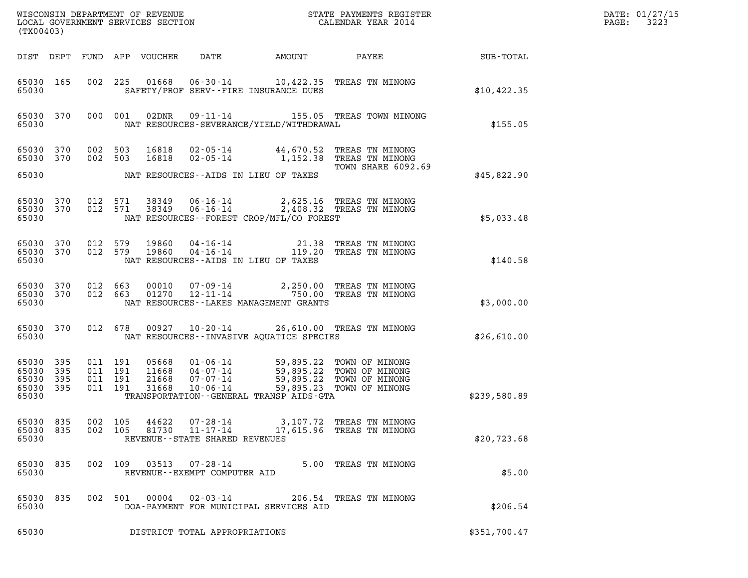WISCONSIN DEPARTMENT OF REVENUE
LOCAL GOVERNMENT SERVICES SECTION
(TX00403)

STATE PAYMENTS REGISTER
CALENDAR YEAR 2014

DATE: 01/27/15
PAGE: 3223

| DIST | DEPT | FUND | APP | VOUCHER | DATE | AMOUNT | PAYEE | SUB-TOTAL |
|---|---|---|---|---|---|---|---|---|
| 65030 | 165 | 002 | 225 | 01668 | 06-30-14 | 10,422.35 | TREAS TN MINONG | |
| 65030 | | | | | SAFETY/PROF SERV--FIRE INSURANCE DUES | | | $10,422.35 |
| 65030 | 370 | 000 | 001 | 02DNR | 09-11-14 | 155.05 | TREAS TOWN MINONG | |
| 65030 | | | | | NAT RESOURCES-SEVERANCE/YIELD/WITHDRAWAL | | | $155.05 |
| 65030 | 370 | 002 | 503 | 16818 | 02-05-14 | 44,670.52 | TREAS TN MINONG | |
| 65030 | 370 | 002 | 503 | 16818 | 02-05-14 | 1,152.38 | TREAS TN MINONG TOWN SHARE 6092.69 | |
| 65030 | | | | | NAT RESOURCES--AIDS IN LIEU OF TAXES | | | $45,822.90 |
| 65030 | 370 | 012 | 571 | 38349 | 06-16-14 | 2,625.16 | TREAS TN MINONG | |
| 65030 | 370 | 012 | 571 | 38349 | 06-16-14 | 2,408.32 | TREAS TN MINONG | |
| 65030 | | | | | NAT RESOURCES--FOREST CROP/MFL/CO FOREST | | | $5,033.48 |
| 65030 | 370 | 012 | 579 | 19860 | 04-16-14 | 21.38 | TREAS TN MINONG | |
| 65030 | 370 | 012 | 579 | 19860 | 04-16-14 | 119.20 | TREAS TN MINONG | |
| 65030 | | | | | NAT RESOURCES--AIDS IN LIEU OF TAXES | | | $140.58 |
| 65030 | 370 | 012 | 663 | 00010 | 07-09-14 | 2,250.00 | TREAS TN MINONG | |
| 65030 | 370 | 012 | 663 | 01270 | 12-11-14 | 750.00 | TREAS TN MINONG | |
| 65030 | | | | | NAT RESOURCES--LAKES MANAGEMENT GRANTS | | | $3,000.00 |
| 65030 | 370 | 012 | 678 | 00927 | 10-20-14 | 26,610.00 | TREAS TN MINONG | |
| 65030 | | | | | NAT RESOURCES--INVASIVE AQUATICE SPECIES | | | $26,610.00 |
| 65030 | 395 | 011 | 191 | 05668 | 01-06-14 | 59,895.22 | TOWN OF MINONG | |
| 65030 | 395 | 011 | 191 | 11668 | 04-07-14 | 59,895.22 | TOWN OF MINONG | |
| 65030 | 395 | 011 | 191 | 21668 | 07-07-14 | 59,895.22 | TOWN OF MINONG | |
| 65030 | 395 | 011 | 191 | 31668 | 10-06-14 | 59,895.23 | TOWN OF MINONG | |
| 65030 | | | | | TRANSPORTATION--GENERAL TRANSP AIDS-GTA | | | $239,580.89 |
| 65030 | 835 | 002 | 105 | 44622 | 07-28-14 | 3,107.72 | TREAS TN MINONG | |
| 65030 | 835 | 002 | 105 | 81730 | 11-17-14 | 17,615.96 | TREAS TN MINONG | |
| 65030 | | | | | REVENUE--STATE SHARED REVENUES | | | $20,723.68 |
| 65030 | 835 | 002 | 109 | 03513 | 07-28-14 | 5.00 | TREAS TN MINONG | |
| 65030 | | | | | REVENUE--EXEMPT COMPUTER AID | | | $5.00 |
| 65030 | 835 | 002 | 501 | 00004 | 02-03-14 | 206.54 | TREAS TN MINONG | |
| 65030 | | | | | DOA-PAYMENT FOR MUNICIPAL SERVICES AID | | | $206.54 |
| 65030 | | | | | DISTRICT TOTAL APPROPRIATIONS | | | $351,700.47 |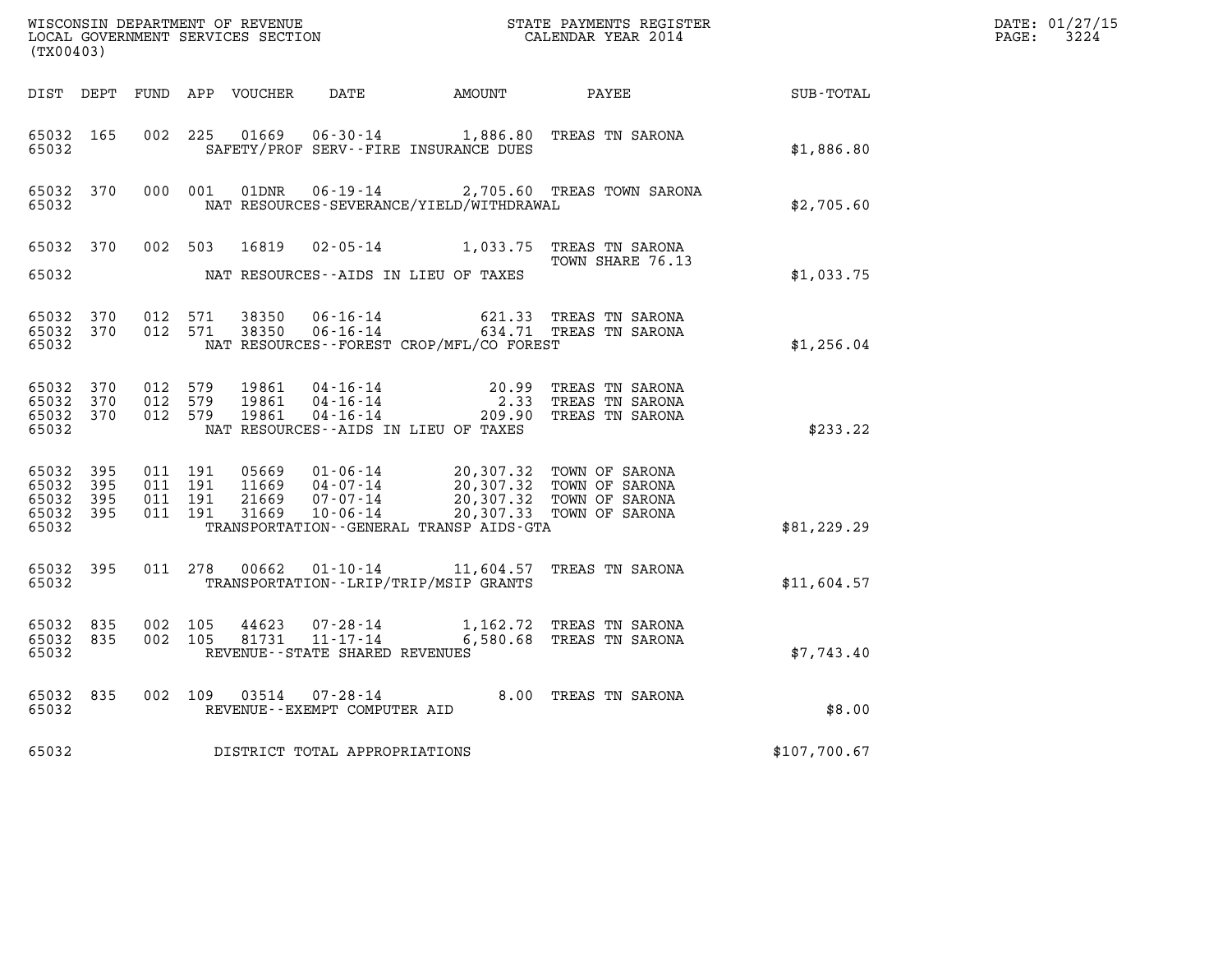WISCONSIN DEPARTMENT OF REVENUE
LOCAL GOVERNMENT SERVICES SECTION
(TX00403)

STATE PAYMENTS REGISTER
CALENDAR YEAR 2014

DATE: 01/27/15
PAGE: 3224

| DIST | DEPT | FUND | APP | VOUCHER | DATE | AMOUNT | PAYEE | SUB-TOTAL |
|---|---|---|---|---|---|---|---|---|
| 65032 | 165 | 002 | 225 | 01669 | 06-30-14 | 1,886.80 | TREAS TN SARONA | |
| 65032 | | | | | SAFETY/PROF SERV--FIRE INSURANCE DUES | | | $1,886.80 |
| 65032 | 370 | 000 | 001 | 01DNR | 06-19-14 | 2,705.60 | TREAS TOWN SARONA | |
| 65032 | | | | | NAT RESOURCES-SEVERANCE/YIELD/WITHDRAWAL | | | $2,705.60 |
| 65032 | 370 | 002 | 503 | 16819 | 02-05-14 | 1,033.75 | TREAS TN SARONA TOWN SHARE 76.13 | |
| 65032 | | | | | NAT RESOURCES--AIDS IN LIEU OF TAXES | | | $1,033.75 |
| 65032 | 370 | 012 | 571 | 38350 | 06-16-14 | 621.33 | TREAS TN SARONA | |
| 65032 | 370 | 012 | 571 | 38350 | 06-16-14 | 634.71 | TREAS TN SARONA | |
| 65032 | | | | | NAT RESOURCES--FOREST CROP/MFL/CO FOREST | | | $1,256.04 |
| 65032 | 370 | 012 | 579 | 19861 | 04-16-14 | 20.99 | TREAS TN SARONA | |
| 65032 | 370 | 012 | 579 | 19861 | 04-16-14 | 2.33 | TREAS TN SARONA | |
| 65032 | 370 | 012 | 579 | 19861 | 04-16-14 | 209.90 | TREAS TN SARONA | |
| 65032 | | | | | NAT RESOURCES--AIDS IN LIEU OF TAXES | | | $233.22 |
| 65032 | 395 | 011 | 191 | 05669 | 01-06-14 | 20,307.32 | TOWN OF SARONA | |
| 65032 | 395 | 011 | 191 | 11669 | 04-07-14 | 20,307.32 | TOWN OF SARONA | |
| 65032 | 395 | 011 | 191 | 21669 | 07-07-14 | 20,307.32 | TOWN OF SARONA | |
| 65032 | 395 | 011 | 191 | 31669 | 10-06-14 | 20,307.33 | TOWN OF SARONA | |
| 65032 | | | | | TRANSPORTATION--GENERAL TRANSP AIDS-GTA | | | $81,229.29 |
| 65032 | 395 | 011 | 278 | 00662 | 01-10-14 | 11,604.57 | TREAS TN SARONA | |
| 65032 | | | | | TRANSPORTATION--LRIP/TRIP/MSIP GRANTS | | | $11,604.57 |
| 65032 | 835 | 002 | 105 | 44623 | 07-28-14 | 1,162.72 | TREAS TN SARONA | |
| 65032 | 835 | 002 | 105 | 81731 | 11-17-14 | 6,580.68 | TREAS TN SARONA | |
| 65032 | | | | | REVENUE--STATE SHARED REVENUES | | | $7,743.40 |
| 65032 | 835 | 002 | 109 | 03514 | 07-28-14 | 8.00 | TREAS TN SARONA | |
| 65032 | | | | | REVENUE--EXEMPT COMPUTER AID | | | $8.00 |
| 65032 | | | | | DISTRICT TOTAL APPROPRIATIONS | | | $107,700.67 |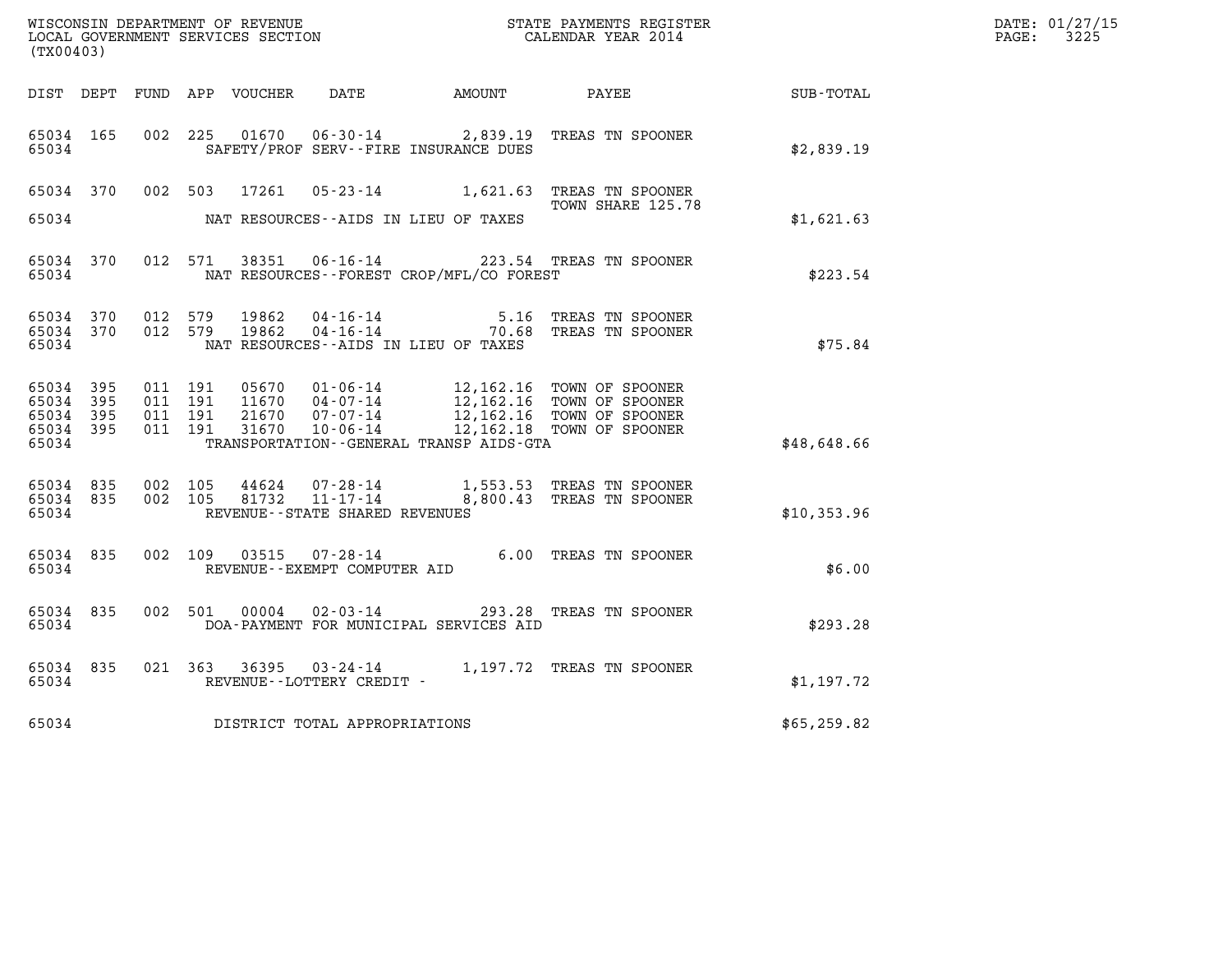WISCONSIN DEPARTMENT OF REVENUE
LOCAL GOVERNMENT SERVICES SECTION
(TX00403)

STATE PAYMENTS REGISTER
CALENDAR YEAR 2014

DATE: 01/27/15
PAGE: 3225

| DIST | DEPT | FUND | APP | VOUCHER | DATE | AMOUNT | PAYEE | SUB-TOTAL |
|---|---|---|---|---|---|---|---|---|
| 65034 | 165 | 002 | 225 | 01670 | 06-30-14 | 2,839.19 | TREAS TN SPOONER | |
| 65034 | | | | | SAFETY/PROF SERV--FIRE INSURANCE DUES | | | $2,839.19 |
| 65034 | 370 | 002 | 503 | 17261 | 05-23-14 | 1,621.63 | TREAS TN SPOONER TOWN SHARE 125.78 | |
| 65034 | | | | | NAT RESOURCES--AIDS IN LIEU OF TAXES | | | $1,621.63 |
| 65034 | 370 | 012 | 571 | 38351 | 06-16-14 | 223.54 | TREAS TN SPOONER | |
| 65034 | | | | | NAT RESOURCES--FOREST CROP/MFL/CO FOREST | | | $223.54 |
| 65034 | 370 | 012 | 579 | 19862 | 04-16-14 | 5.16 | TREAS TN SPOONER | |
| 65034 | 370 | 012 | 579 | 19862 | 04-16-14 | 70.68 | TREAS TN SPOONER | |
| 65034 | | | | | NAT RESOURCES--AIDS IN LIEU OF TAXES | | | $75.84 |
| 65034 | 395 | 011 | 191 | 05670 | 01-06-14 | 12,162.16 | TOWN OF SPOONER | |
| 65034 | 395 | 011 | 191 | 11670 | 04-07-14 | 12,162.16 | TOWN OF SPOONER | |
| 65034 | 395 | 011 | 191 | 21670 | 07-07-14 | 12,162.16 | TOWN OF SPOONER | |
| 65034 | 395 | 011 | 191 | 31670 | 10-06-14 | 12,162.18 | TOWN OF SPOONER | |
| 65034 | | | | | TRANSPORTATION--GENERAL TRANSP AIDS-GTA | | | $48,648.66 |
| 65034 | 835 | 002 | 105 | 44624 | 07-28-14 | 1,553.53 | TREAS TN SPOONER | |
| 65034 | 835 | 002 | 105 | 81732 | 11-17-14 | 8,800.43 | TREAS TN SPOONER | |
| 65034 | | | | | REVENUE--STATE SHARED REVENUES | | | $10,353.96 |
| 65034 | 835 | 002 | 109 | 03515 | 07-28-14 | 6.00 | TREAS TN SPOONER | |
| 65034 | | | | | REVENUE--EXEMPT COMPUTER AID | | | $6.00 |
| 65034 | 835 | 002 | 501 | 00004 | 02-03-14 | 293.28 | TREAS TN SPOONER | |
| 65034 | | | | | DOA-PAYMENT FOR MUNICIPAL SERVICES AID | | | $293.28 |
| 65034 | 835 | 021 | 363 | 36395 | 03-24-14 | 1,197.72 | TREAS TN SPOONER | |
| 65034 | | | | | REVENUE--LOTTERY CREDIT - | | | $1,197.72 |
| 65034 | | | | | DISTRICT TOTAL APPROPRIATIONS | | | $65,259.82 |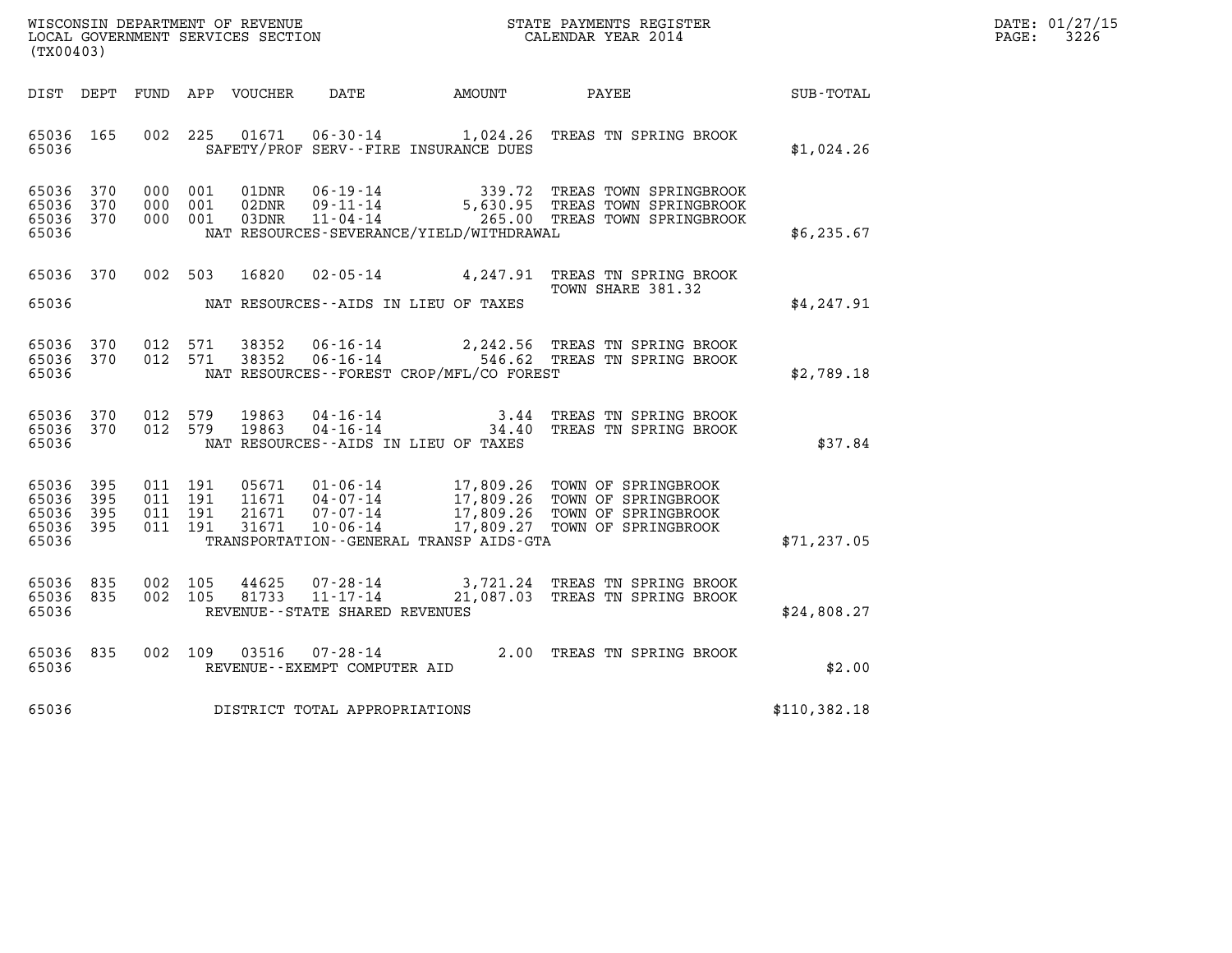WISCONSIN DEPARTMENT OF REVENUE
LOCAL GOVERNMENT SERVICES SECTION
(TX00403)

STATE PAYMENTS REGISTER
CALENDAR YEAR 2014

DATE: 01/27/15
PAGE: 3226

| DIST | DEPT | FUND | APP | VOUCHER | DATE | AMOUNT | PAYEE | SUB-TOTAL |
|---|---|---|---|---|---|---|---|---|
| 65036 | 165 | 002 | 225 | 01671 | 06-30-14 | 1,024.26 | TREAS TN SPRING BROOK | |
| 65036 | | | | SAFETY/PROF SERV--FIRE INSURANCE DUES | | | | $1,024.26 |
| 65036 | 370 | 000 | 001 | 01DNR | 06-19-14 | 339.72 | TREAS TOWN SPRINGBROOK | |
| 65036 | 370 | 000 | 001 | 02DNR | 09-11-14 | 5,630.95 | TREAS TOWN SPRINGBROOK | |
| 65036 | 370 | 000 | 001 | 03DNR | 11-04-14 | 265.00 | TREAS TOWN SPRINGBROOK | |
| 65036 | | | | NAT RESOURCES-SEVERANCE/YIELD/WITHDRAWAL | | | | $6,235.67 |
| 65036 | 370 | 002 | 503 | 16820 | 02-05-14 | 4,247.91 | TREAS TN SPRING BROOK TOWN SHARE 381.32 | |
| 65036 | | | | NAT RESOURCES--AIDS IN LIEU OF TAXES | | | | $4,247.91 |
| 65036 | 370 | 012 | 571 | 38352 | 06-16-14 | 2,242.56 | TREAS TN SPRING BROOK | |
| 65036 | 370 | 012 | 571 | 38352 | 06-16-14 | 546.62 | TREAS TN SPRING BROOK | |
| 65036 | | | | NAT RESOURCES--FOREST CROP/MFL/CO FOREST | | | | $2,789.18 |
| 65036 | 370 | 012 | 579 | 19863 | 04-16-14 | 3.44 | TREAS TN SPRING BROOK | |
| 65036 | 370 | 012 | 579 | 19863 | 04-16-14 | 34.40 | TREAS TN SPRING BROOK | |
| 65036 | | | | NAT RESOURCES--AIDS IN LIEU OF TAXES | | | | $37.84 |
| 65036 | 395 | 011 | 191 | 05671 | 01-06-14 | 17,809.26 | TOWN OF SPRINGBROOK | |
| 65036 | 395 | 011 | 191 | 11671 | 04-07-14 | 17,809.26 | TOWN OF SPRINGBROOK | |
| 65036 | 395 | 011 | 191 | 21671 | 07-07-14 | 17,809.26 | TOWN OF SPRINGBROOK | |
| 65036 | 395 | 011 | 191 | 31671 | 10-06-14 | 17,809.27 | TOWN OF SPRINGBROOK | |
| 65036 | | | | TRANSPORTATION--GENERAL TRANSP AIDS-GTA | | | | $71,237.05 |
| 65036 | 835 | 002 | 105 | 44625 | 07-28-14 | 3,721.24 | TREAS TN SPRING BROOK | |
| 65036 | 835 | 002 | 105 | 81733 | 11-17-14 | 21,087.03 | TREAS TN SPRING BROOK | |
| 65036 | | | | REVENUE--STATE SHARED REVENUES | | | | $24,808.27 |
| 65036 | 835 | 002 | 109 | 03516 | 07-28-14 | 2.00 | TREAS TN SPRING BROOK | |
| 65036 | | | | REVENUE--EXEMPT COMPUTER AID | | | | $2.00 |
| 65036 | | | | DISTRICT TOTAL APPROPRIATIONS | | | | $110,382.18 |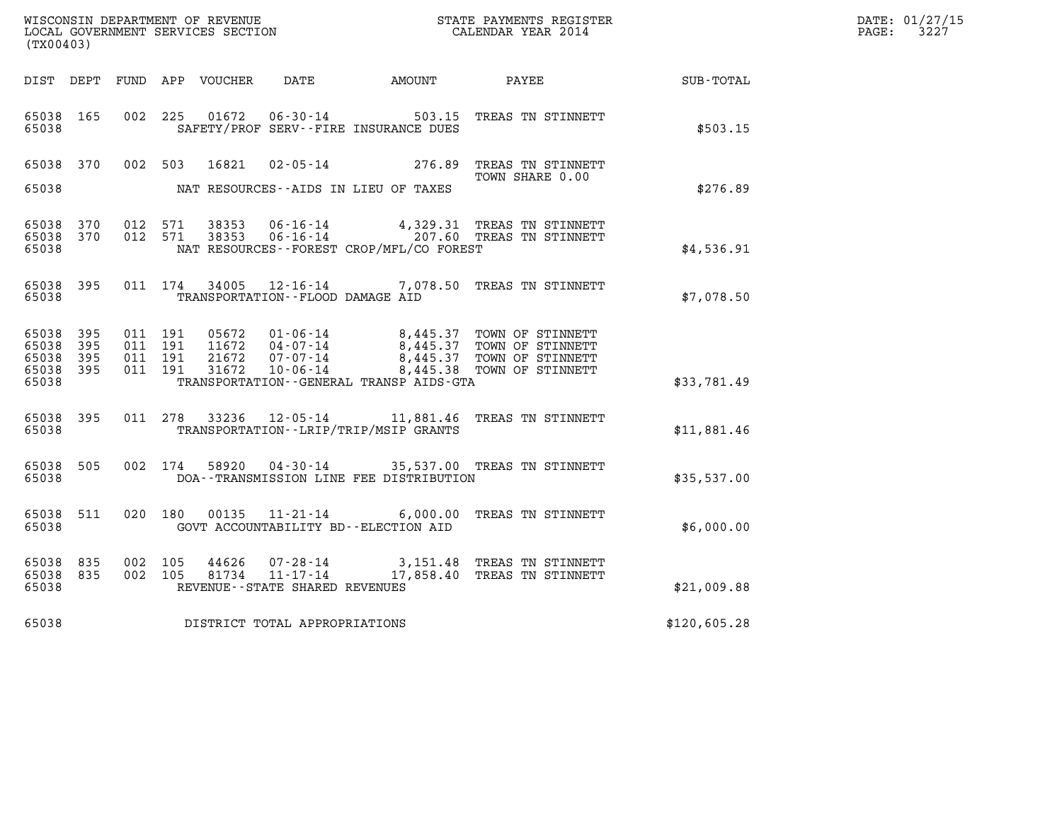WISCONSIN DEPARTMENT OF REVENUE
LOCAL GOVERNMENT SERVICES SECTION
(TX00403)

STATE PAYMENTS REGISTER
CALENDAR YEAR 2014

DATE: 01/27/15
PAGE: 3227

| DIST | DEPT | FUND | APP | VOUCHER | DATE | AMOUNT | PAYEE | SUB-TOTAL |
|---|---|---|---|---|---|---|---|---|
| 65038 | 165 | 002 | 225 | 01672 | 06-30-14 | 503.15 | TREAS TN STINNETT | |
| 65038 | | | | | SAFETY/PROF SERV--FIRE INSURANCE DUES | | | $503.15 |
| 65038 | 370 | 002 | 503 | 16821 | 02-05-14 | 276.89 | TREAS TN STINNETT TOWN SHARE 0.00 | |
| 65038 | | | | | NAT RESOURCES--AIDS IN LIEU OF TAXES | | | $276.89 |
| 65038 | 370 | 012 | 571 | 38353 | 06-16-14 | 4,329.31 | TREAS TN STINNETT | |
| 65038 | 370 | 012 | 571 | 38353 | 06-16-14 | 207.60 | TREAS TN STINNETT | |
| 65038 | | | | | NAT RESOURCES--FOREST CROP/MFL/CO FOREST | | | $4,536.91 |
| 65038 | 395 | 011 | 174 | 34005 | 12-16-14 | 7,078.50 | TREAS TN STINNETT | |
| 65038 | | | | | TRANSPORTATION--FLOOD DAMAGE AID | | | $7,078.50 |
| 65038 | 395 | 011 | 191 | 05672 | 01-06-14 | 8,445.37 | TOWN OF STINNETT | |
| 65038 | 395 | 011 | 191 | 11672 | 04-07-14 | 8,445.37 | TOWN OF STINNETT | |
| 65038 | 395 | 011 | 191 | 21672 | 07-07-14 | 8,445.37 | TOWN OF STINNETT | |
| 65038 | 395 | 011 | 191 | 31672 | 10-06-14 | 8,445.38 | TOWN OF STINNETT | |
| 65038 | | | | | TRANSPORTATION--GENERAL TRANSP AIDS-GTA | | | $33,781.49 |
| 65038 | 395 | 011 | 278 | 33236 | 12-05-14 | 11,881.46 | TREAS TN STINNETT | |
| 65038 | | | | | TRANSPORTATION--LRIP/TRIP/MSIP GRANTS | | | $11,881.46 |
| 65038 | 505 | 002 | 174 | 58920 | 04-30-14 | 35,537.00 | TREAS TN STINNETT | |
| 65038 | | | | | DOA--TRANSMISSION LINE FEE DISTRIBUTION | | | $35,537.00 |
| 65038 | 511 | 020 | 180 | 00135 | 11-21-14 | 6,000.00 | TREAS TN STINNETT | |
| 65038 | | | | | GOVT ACCOUNTABILITY BD--ELECTION AID | | | $6,000.00 |
| 65038 | 835 | 002 | 105 | 44626 | 07-28-14 | 3,151.48 | TREAS TN STINNETT | |
| 65038 | 835 | 002 | 105 | 81734 | 11-17-14 | 17,858.40 | TREAS TN STINNETT | |
| 65038 | | | | | REVENUE--STATE SHARED REVENUES | | | $21,009.88 |
| 65038 | | | | | DISTRICT TOTAL APPROPRIATIONS | | | $120,605.28 |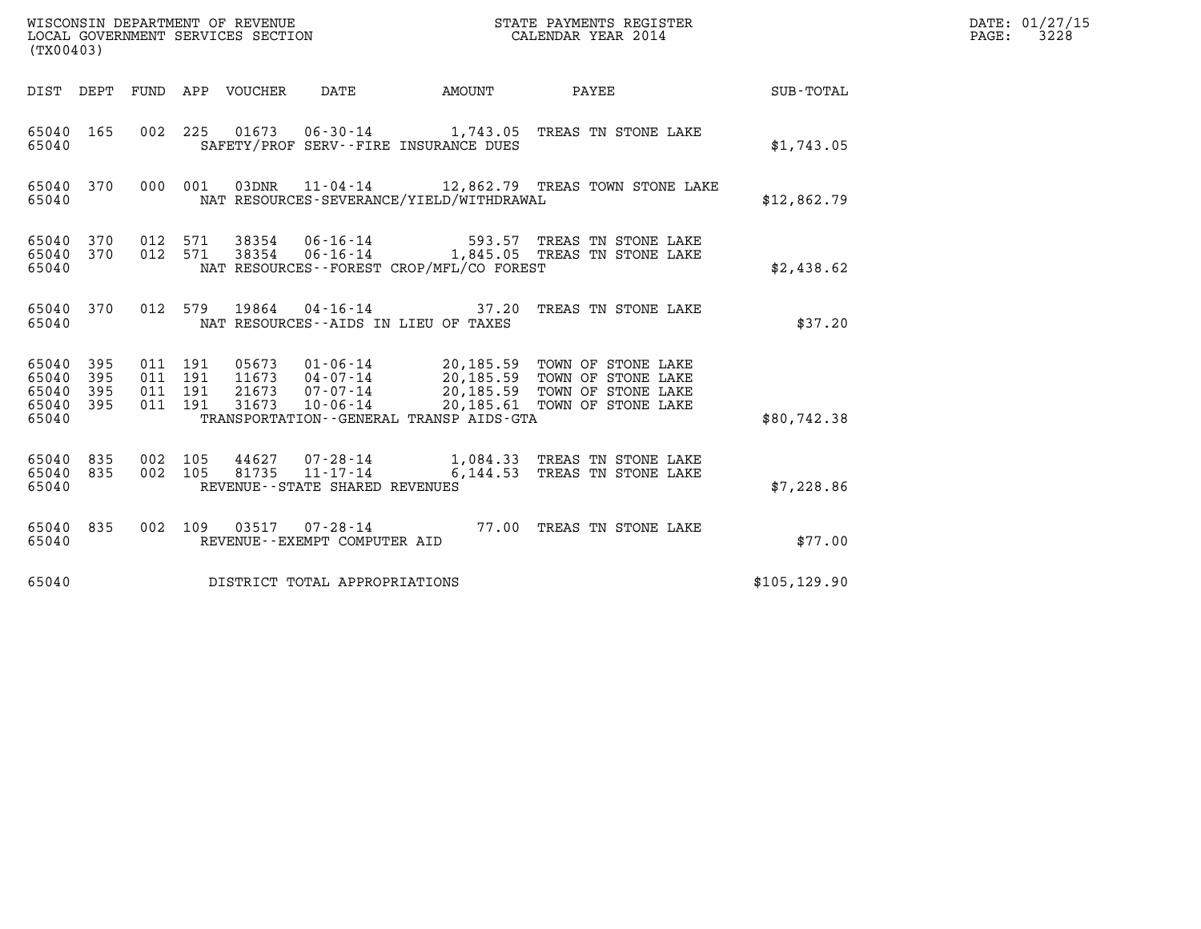WISCONSIN DEPARTMENT OF REVENUE
LOCAL GOVERNMENT SERVICES SECTION
(TX00403)

STATE PAYMENTS REGISTER
CALENDAR YEAR 2014

DATE: 01/27/15
PAGE: 3228

| DIST | DEPT | FUND | APP | VOUCHER | DATE | AMOUNT | PAYEE | SUB-TOTAL |
|---|---|---|---|---|---|---|---|---|
| 65040 | 165 | 002 | 225 | 01673 | 06-30-14 | 1,743.05 | TREAS TN STONE LAKE | |
| 65040 | | | | SAFETY/PROF SERV--FIRE INSURANCE DUES | | | | $1,743.05 |
| 65040 | 370 | 000 | 001 | 03DNR | 11-04-14 | 12,862.79 | TREAS TOWN STONE LAKE | |
| 65040 | | | | NAT RESOURCES-SEVERANCE/YIELD/WITHDRAWAL | | | | $12,862.79 |
| 65040 | 370 | 012 | 571 | 38354 | 06-16-14 | 593.57 | TREAS TN STONE LAKE | |
| 65040 | 370 | 012 | 571 | 38354 | 06-16-14 | 1,845.05 | TREAS TN STONE LAKE | |
| 65040 | | | | NAT RESOURCES--FOREST CROP/MFL/CO FOREST | | | | $2,438.62 |
| 65040 | 370 | 012 | 579 | 19864 | 04-16-14 | 37.20 | TREAS TN STONE LAKE | |
| 65040 | | | | NAT RESOURCES--AIDS IN LIEU OF TAXES | | | | $37.20 |
| 65040 | 395 | 011 | 191 | 05673 | 01-06-14 | 20,185.59 | TOWN OF STONE LAKE | |
| 65040 | 395 | 011 | 191 | 11673 | 04-07-14 | 20,185.59 | TOWN OF STONE LAKE | |
| 65040 | 395 | 011 | 191 | 21673 | 07-07-14 | 20,185.59 | TOWN OF STONE LAKE | |
| 65040 | 395 | 011 | 191 | 31673 | 10-06-14 | 20,185.61 | TOWN OF STONE LAKE | |
| 65040 | | | | TRANSPORTATION--GENERAL TRANSP AIDS-GTA | | | | $80,742.38 |
| 65040 | 835 | 002 | 105 | 44627 | 07-28-14 | 1,084.33 | TREAS TN STONE LAKE | |
| 65040 | 835 | 002 | 105 | 81735 | 11-17-14 | 6,144.53 | TREAS TN STONE LAKE | |
| 65040 | | | | REVENUE--STATE SHARED REVENUES | | | | $7,228.86 |
| 65040 | 835 | 002 | 109 | 03517 | 07-28-14 | 77.00 | TREAS TN STONE LAKE | |
| 65040 | | | | REVENUE--EXEMPT COMPUTER AID | | | | $77.00 |
| 65040 | | | | DISTRICT TOTAL APPROPRIATIONS | | | | $105,129.90 |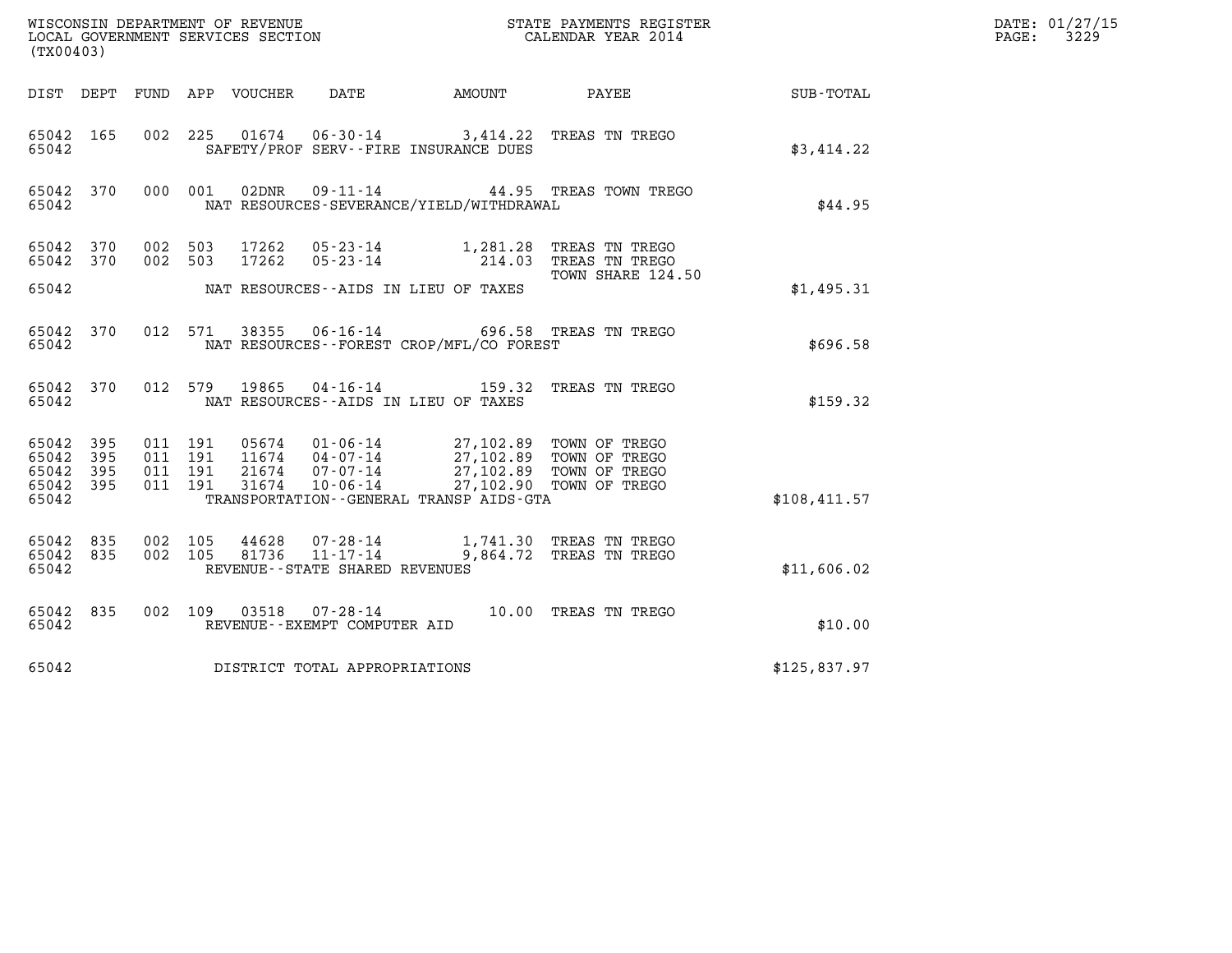WISCONSIN DEPARTMENT OF REVENUE
LOCAL GOVERNMENT SERVICES SECTION
(TX00403)

STATE PAYMENTS REGISTER
CALENDAR YEAR 2014

DATE: 01/27/15
PAGE: 3229

| DIST | DEPT | FUND | APP | VOUCHER | DATE | AMOUNT | PAYEE | SUB-TOTAL |
|---|---|---|---|---|---|---|---|---|
| 65042 | 165 | 002 | 225 | 01674 | 06-30-14 | 3,414.22 | TREAS TN TREGO | |
| 65042 | | | | | SAFETY/PROF SERV--FIRE INSURANCE DUES | | | $3,414.22 |
| 65042 | 370 | 000 | 001 | 02DNR | 09-11-14 | 44.95 | TREAS TOWN TREGO | |
| 65042 | | | | | NAT RESOURCES-SEVERANCE/YIELD/WITHDRAWAL | | | $44.95 |
| 65042 | 370 | 002 | 503 | 17262 | 05-23-14 | 1,281.28 | TREAS TN TREGO | |
| 65042 | 370 | 002 | 503 | 17262 | 05-23-14 | 214.03 | TREAS TN TREGO TOWN SHARE 124.50 | |
| 65042 | | | | | NAT RESOURCES--AIDS IN LIEU OF TAXES | | | $1,495.31 |
| 65042 | 370 | 012 | 571 | 38355 | 06-16-14 | 696.58 | TREAS TN TREGO | |
| 65042 | | | | | NAT RESOURCES--FOREST CROP/MFL/CO FOREST | | | $696.58 |
| 65042 | 370 | 012 | 579 | 19865 | 04-16-14 | 159.32 | TREAS TN TREGO | |
| 65042 | | | | | NAT RESOURCES--AIDS IN LIEU OF TAXES | | | $159.32 |
| 65042 | 395 | 011 | 191 | 05674 | 01-06-14 | 27,102.89 | TOWN OF TREGO | |
| 65042 | 395 | 011 | 191 | 11674 | 04-07-14 | 27,102.89 | TOWN OF TREGO | |
| 65042 | 395 | 011 | 191 | 21674 | 07-07-14 | 27,102.89 | TOWN OF TREGO | |
| 65042 | 395 | 011 | 191 | 31674 | 10-06-14 | 27,102.90 | TOWN OF TREGO | |
| 65042 | | | | | TRANSPORTATION--GENERAL TRANSP AIDS-GTA | | | $108,411.57 |
| 65042 | 835 | 002 | 105 | 44628 | 07-28-14 | 1,741.30 | TREAS TN TREGO | |
| 65042 | 835 | 002 | 105 | 81736 | 11-17-14 | 9,864.72 | TREAS TN TREGO | |
| 65042 | | | | | REVENUE--STATE SHARED REVENUES | | | $11,606.02 |
| 65042 | 835 | 002 | 109 | 03518 | 07-28-14 | 10.00 | TREAS TN TREGO | |
| 65042 | | | | | REVENUE--EXEMPT COMPUTER AID | | | $10.00 |
| 65042 | | | | | DISTRICT TOTAL APPROPRIATIONS | | | $125,837.97 |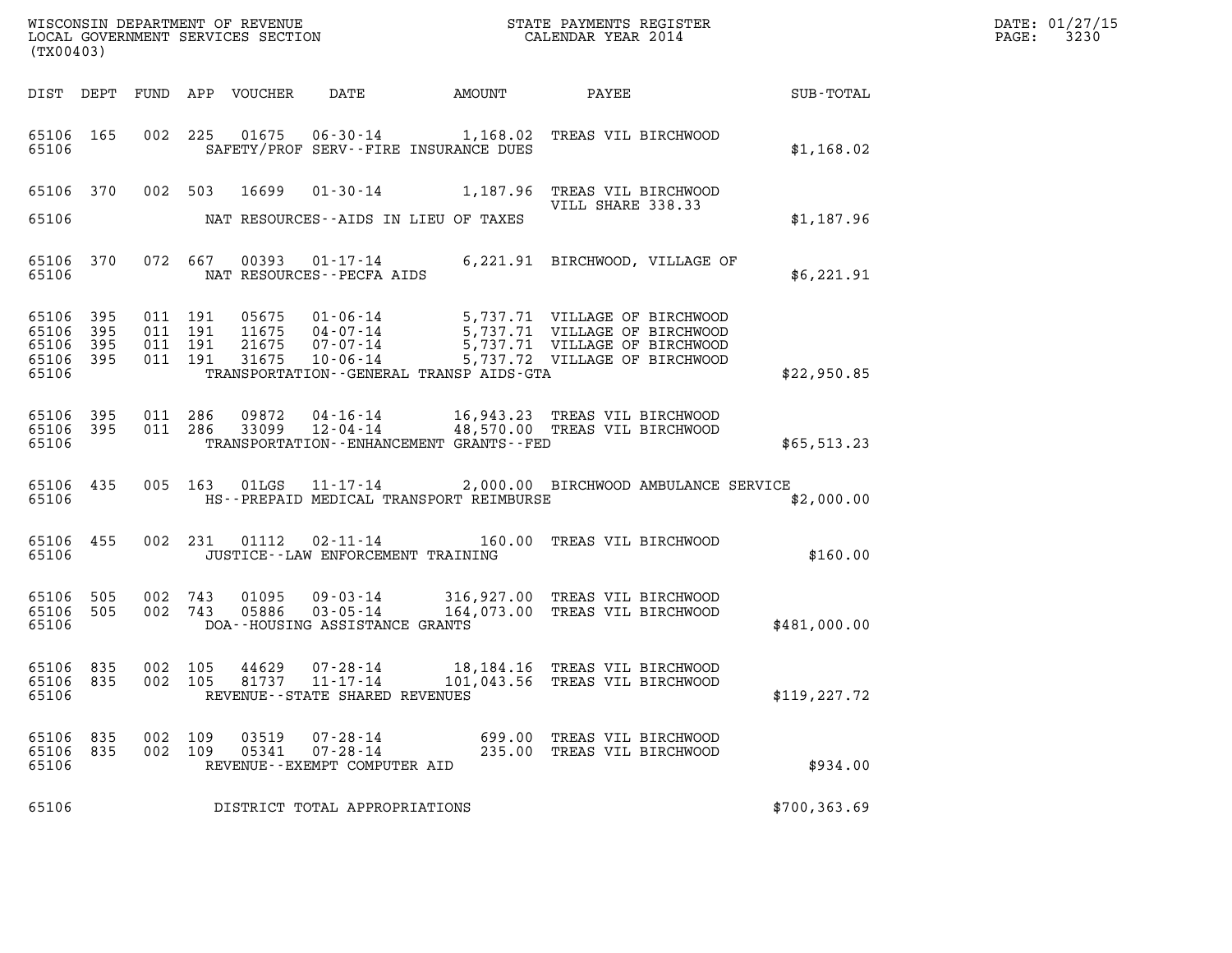WISCONSIN DEPARTMENT OF REVENUE
LOCAL GOVERNMENT SERVICES SECTION
(TX00403)

STATE PAYMENTS REGISTER
CALENDAR YEAR 2014

DATE: 01/27/15
PAGE: 3230

| DIST | DEPT | FUND | APP | VOUCHER | DATE | AMOUNT | PAYEE | SUB-TOTAL |
|---|---|---|---|---|---|---|---|---|
| 65106 | 165 | 002 | 225 | 01675 | 06-30-14 | 1,168.02 | TREAS VIL BIRCHWOOD | |
| 65106 | | | | | SAFETY/PROF SERV--FIRE INSURANCE DUES | | | $1,168.02 |
| 65106 | 370 | 002 | 503 | 16699 | 01-30-14 | 1,187.96 | TREAS VIL BIRCHWOOD VILL SHARE 338.33 | |
| 65106 | | | | | NAT RESOURCES--AIDS IN LIEU OF TAXES | | | $1,187.96 |
| 65106 | 370 | 072 | 667 | 00393 | 01-17-14 | 6,221.91 | BIRCHWOOD, VILLAGE OF | |
| 65106 | | | | | NAT RESOURCES--PECFA AIDS | | | $6,221.91 |
| 65106 | 395 | 011 | 191 | 05675 | 01-06-14 | 5,737.71 | VILLAGE OF BIRCHWOOD | |
| 65106 | 395 | 011 | 191 | 11675 | 04-07-14 | 5,737.71 | VILLAGE OF BIRCHWOOD | |
| 65106 | 395 | 011 | 191 | 21675 | 07-07-14 | 5,737.71 | VILLAGE OF BIRCHWOOD | |
| 65106 | 395 | 011 | 191 | 31675 | 10-06-14 | 5,737.72 | VILLAGE OF BIRCHWOOD | |
| 65106 | | | | | TRANSPORTATION--GENERAL TRANSP AIDS-GTA | | | $22,950.85 |
| 65106 | 395 | 011 | 286 | 09872 | 04-16-14 | 16,943.23 | TREAS VIL BIRCHWOOD | |
| 65106 | 395 | 011 | 286 | 33099 | 12-04-14 | 48,570.00 | TREAS VIL BIRCHWOOD | |
| 65106 | | | | | TRANSPORTATION--ENHANCEMENT GRANTS--FED | | | $65,513.23 |
| 65106 | 435 | 005 | 163 | 01LGS | 11-17-14 | 2,000.00 | BIRCHWOOD AMBULANCE SERVICE | |
| 65106 | | | | | HS--PREPAID MEDICAL TRANSPORT REIMBURSE | | | $2,000.00 |
| 65106 | 455 | 002 | 231 | 01112 | 02-11-14 | 160.00 | TREAS VIL BIRCHWOOD | |
| 65106 | | | | | JUSTICE--LAW ENFORCEMENT TRAINING | | | $160.00 |
| 65106 | 505 | 002 | 743 | 01095 | 09-03-14 | 316,927.00 | TREAS VIL BIRCHWOOD | |
| 65106 | 505 | 002 | 743 | 05886 | 03-05-14 | 164,073.00 | TREAS VIL BIRCHWOOD | |
| 65106 | | | | | DOA--HOUSING ASSISTANCE GRANTS | | | $481,000.00 |
| 65106 | 835 | 002 | 105 | 44629 | 07-28-14 | 18,184.16 | TREAS VIL BIRCHWOOD | |
| 65106 | 835 | 002 | 105 | 81737 | 11-17-14 | 101,043.56 | TREAS VIL BIRCHWOOD | |
| 65106 | | | | | REVENUE--STATE SHARED REVENUES | | | $119,227.72 |
| 65106 | 835 | 002 | 109 | 03519 | 07-28-14 | 699.00 | TREAS VIL BIRCHWOOD | |
| 65106 | 835 | 002 | 109 | 05341 | 07-28-14 | 235.00 | TREAS VIL BIRCHWOOD | |
| 65106 | | | | | REVENUE--EXEMPT COMPUTER AID | | | $934.00 |
| 65106 | | | | | DISTRICT TOTAL APPROPRIATIONS | | | $700,363.69 |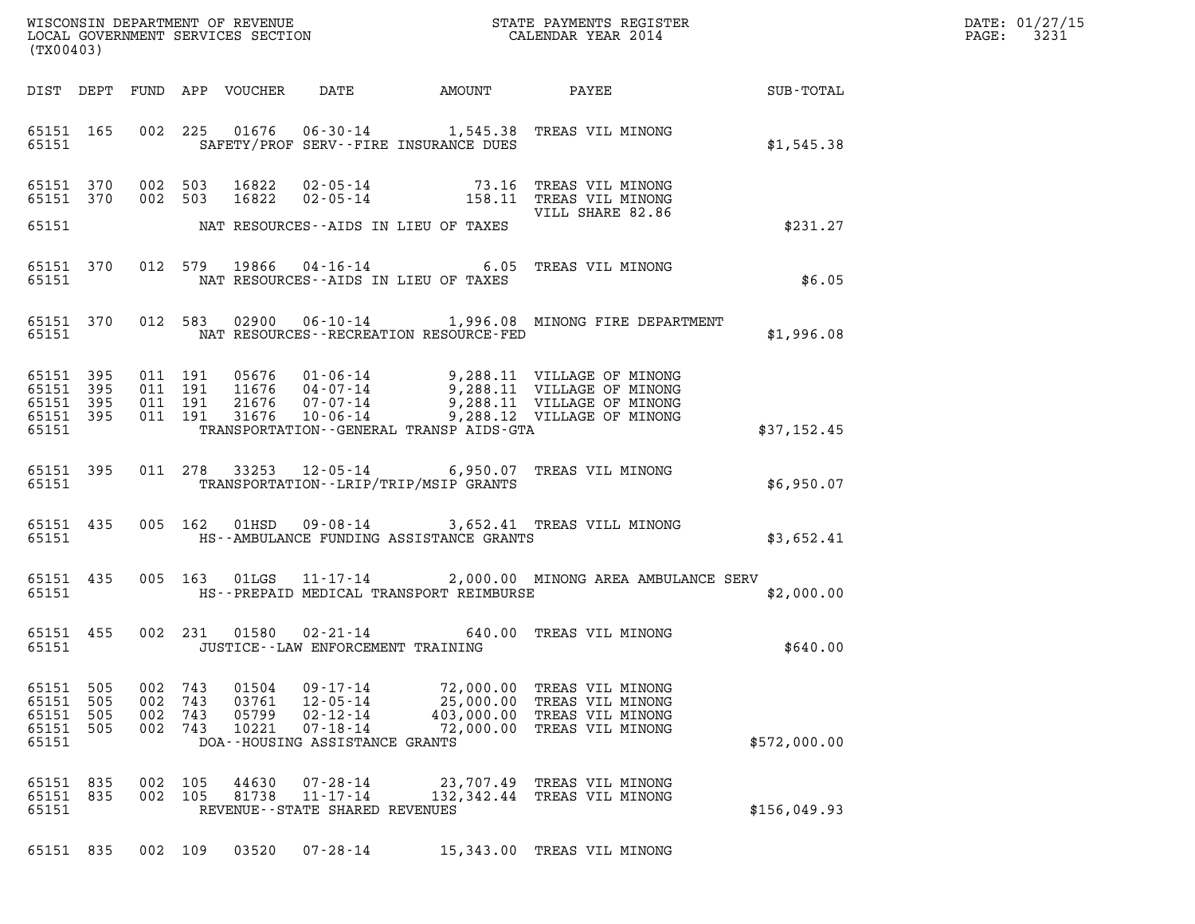WISCONSIN DEPARTMENT OF REVENUE
LOCAL GOVERNMENT SERVICES SECTION
(TX00403)

STATE PAYMENTS REGISTER
CALENDAR YEAR 2014

| DIST | DEPT | FUND | APP | VOUCHER | DATE | AMOUNT | PAYEE | SUB-TOTAL |
|---|---|---|---|---|---|---|---|---|
| 65151 | 165 | 002 | 225 | 01676 | 06-30-14 | 1,545.38 | TREAS VIL MINONG | |
| 65151 | | | | | SAFETY/PROF SERV--FIRE INSURANCE DUES | | | $1,545.38 |
| 65151 | 370 | 002 | 503 | 16822 | 02-05-14 | 73.16 | TREAS VIL MINONG | |
| 65151 | 370 | 002 | 503 | 16822 | 02-05-14 | 158.11 | TREAS VIL MINONG VILL SHARE 82.86 | |
| 65151 | | | | | NAT RESOURCES--AIDS IN LIEU OF TAXES | | | $231.27 |
| 65151 | 370 | 012 | 579 | 19866 | 04-16-14 | 6.05 | TREAS VIL MINONG | |
| 65151 | | | | | NAT RESOURCES--AIDS IN LIEU OF TAXES | | | $6.05 |
| 65151 | 370 | 012 | 583 | 02900 | 06-10-14 | 1,996.08 | MINONG FIRE DEPARTMENT | |
| 65151 | | | | | NAT RESOURCES--RECREATION RESOURCE-FED | | | $1,996.08 |
| 65151 | 395 | 011 | 191 | 05676 | 01-06-14 | 9,288.11 | VILLAGE OF MINONG | |
| 65151 | 395 | 011 | 191 | 11676 | 04-07-14 | 9,288.11 | VILLAGE OF MINONG | |
| 65151 | 395 | 011 | 191 | 21676 | 07-07-14 | 9,288.11 | VILLAGE OF MINONG | |
| 65151 | 395 | 011 | 191 | 31676 | 10-06-14 | 9,288.12 | VILLAGE OF MINONG | |
| 65151 | | | | | TRANSPORTATION--GENERAL TRANSP AIDS-GTA | | | $37,152.45 |
| 65151 | 395 | 011 | 278 | 33253 | 12-05-14 | 6,950.07 | TREAS VIL MINONG | |
| 65151 | | | | | TRANSPORTATION--LRIP/TRIP/MSIP GRANTS | | | $6,950.07 |
| 65151 | 435 | 005 | 162 | 01HSD | 09-08-14 | 3,652.41 | TREAS VILL MINONG | |
| 65151 | | | | | HS--AMBULANCE FUNDING ASSISTANCE GRANTS | | | $3,652.41 |
| 65151 | 435 | 005 | 163 | 01LGS | 11-17-14 | 2,000.00 | MINONG AREA AMBULANCE SERV | |
| 65151 | | | | | HS--PREPAID MEDICAL TRANSPORT REIMBURSE | | | $2,000.00 |
| 65151 | 455 | 002 | 231 | 01580 | 02-21-14 | 640.00 | TREAS VIL MINONG | |
| 65151 | | | | | JUSTICE--LAW ENFORCEMENT TRAINING | | | $640.00 |
| 65151 | 505 | 002 | 743 | 01504 | 09-17-14 | 72,000.00 | TREAS VIL MINONG | |
| 65151 | 505 | 002 | 743 | 03761 | 12-05-14 | 25,000.00 | TREAS VIL MINONG | |
| 65151 | 505 | 002 | 743 | 05799 | 02-12-14 | 403,000.00 | TREAS VIL MINONG | |
| 65151 | 505 | 002 | 743 | 10221 | 07-18-14 | 72,000.00 | TREAS VIL MINONG | |
| 65151 | | | | | DOA--HOUSING ASSISTANCE GRANTS | | | $572,000.00 |
| 65151 | 835 | 002 | 105 | 44630 | 07-28-14 | 23,707.49 | TREAS VIL MINONG | |
| 65151 | 835 | 002 | 105 | 81738 | 11-17-14 | 132,342.44 | TREAS VIL MINONG | |
| 65151 | | | | | REVENUE--STATE SHARED REVENUES | | | $156,049.93 |
| 65151 | 835 | 002 | 109 | 03520 | 07-28-14 | 15,343.00 | TREAS VIL MINONG | |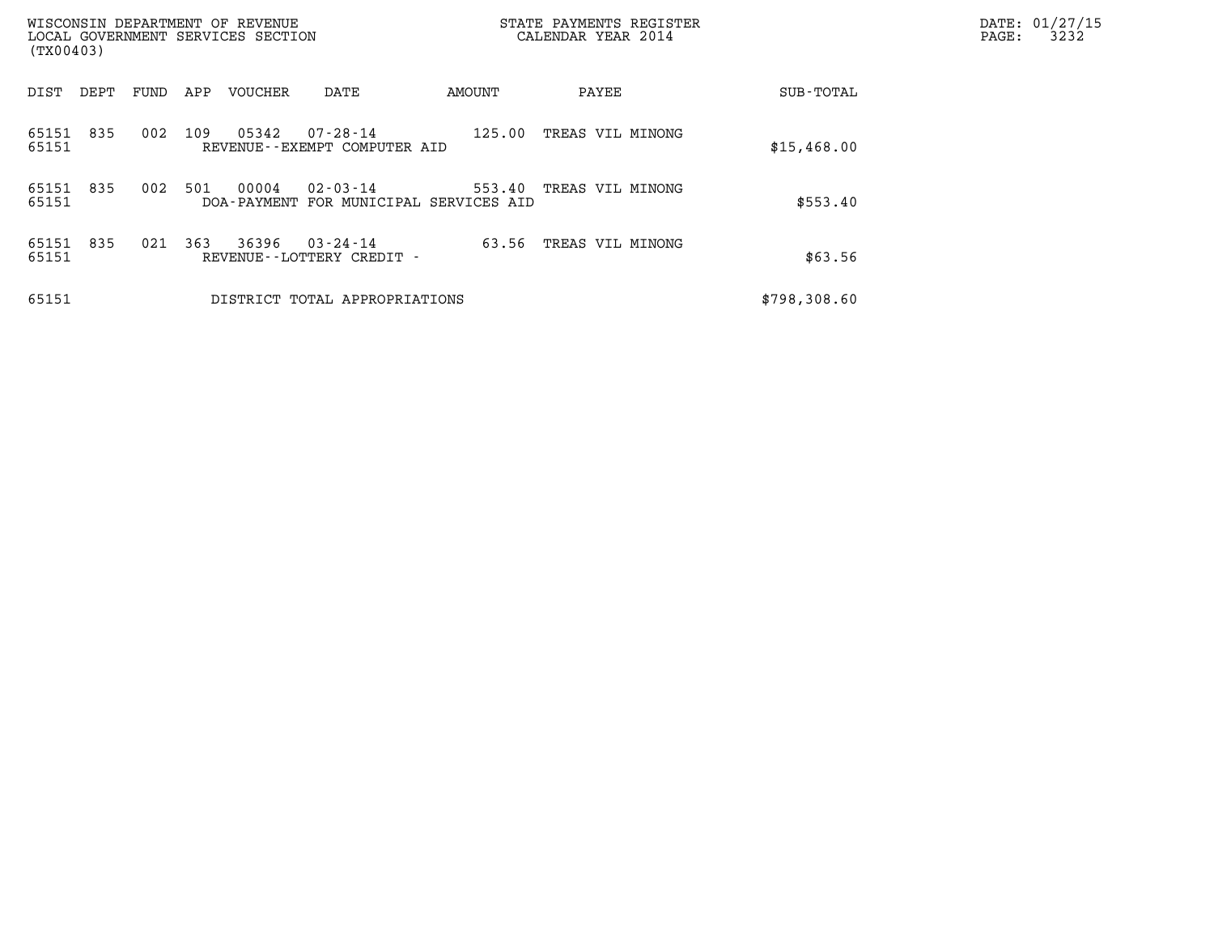WISCONSIN DEPARTMENT OF REVENUE
LOCAL GOVERNMENT SERVICES SECTION
(TX00403)

STATE PAYMENTS REGISTER
CALENDAR YEAR 2014

DATE: 01/27/15

| DIST | DEPT | FUND | APP | VOUCHER | DATE | AMOUNT | PAYEE | SUB-TOTAL |
|---|---|---|---|---|---|---|---|---|
| 65151 | 835 | 002 | 109 | 05342 | 07-28-14 | 125.00 | TREAS VIL MINONG | |
| 65151 | | | | REVENUE--EXEMPT COMPUTER AID | | | | $15,468.00 |
| 65151 | 835 | 002 | 501 | 00004 | 02-03-14 | 553.40 | TREAS VIL MINONG | |
| 65151 | | | | DOA-PAYMENT FOR MUNICIPAL SERVICES AID | | | | $553.40 |
| 65151 | 835 | 021 | 363 | 36396 | 03-24-14 | 63.56 | TREAS VIL MINONG | |
| 65151 | | | | REVENUE--LOTTERY CREDIT - | | | | $63.56 |
| 65151 | | | | DISTRICT TOTAL APPROPRIATIONS | | | | $798,308.60 |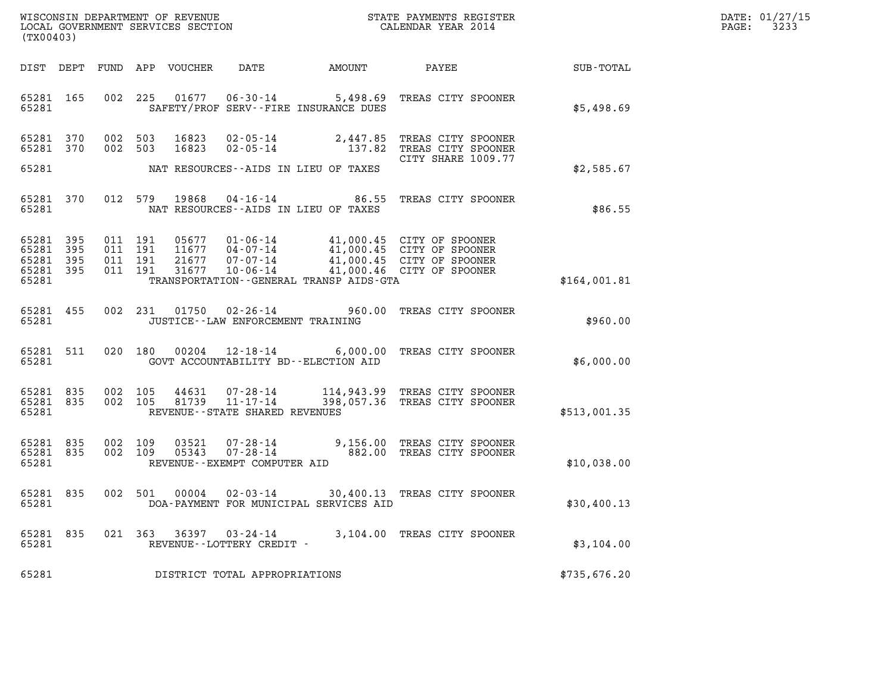WISCONSIN DEPARTMENT OF REVENUE
LOCAL GOVERNMENT SERVICES SECTION
(TX00403)

STATE PAYMENTS REGISTER
CALENDAR YEAR 2014

DATE: 01/27/15
PAGE: 3233

| DIST | DEPT | FUND | APP | VOUCHER | DATE | AMOUNT | PAYEE | SUB-TOTAL |
|---|---|---|---|---|---|---|---|---|
| 65281 | 165 | 002 | 225 | 01677 | 06-30-14 | 5,498.69 | TREAS CITY SPOONER | |
| 65281 | | | | | SAFETY/PROF SERV--FIRE INSURANCE DUES | | | $5,498.69 |
| 65281 | 370 | 002 | 503 | 16823 | 02-05-14 | 2,447.85 | TREAS CITY SPOONER | |
| 65281 | 370 | 002 | 503 | 16823 | 02-05-14 | 137.82 | TREAS CITY SPOONER | |
| | | | | | | | CITY SHARE 1009.77 | |
| 65281 | | | | | NAT RESOURCES--AIDS IN LIEU OF TAXES | | | $2,585.67 |
| 65281 | 370 | 012 | 579 | 19868 | 04-16-14 | 86.55 | TREAS CITY SPOONER | |
| 65281 | | | | | NAT RESOURCES--AIDS IN LIEU OF TAXES | | | $86.55 |
| 65281 | 395 | 011 | 191 | 05677 | 01-06-14 | 41,000.45 | CITY OF SPOONER | |
| 65281 | 395 | 011 | 191 | 11677 | 04-07-14 | 41,000.45 | CITY OF SPOONER | |
| 65281 | 395 | 011 | 191 | 21677 | 07-07-14 | 41,000.45 | CITY OF SPOONER | |
| 65281 | 395 | 011 | 191 | 31677 | 10-06-14 | 41,000.46 | CITY OF SPOONER | |
| 65281 | | | | | TRANSPORTATION--GENERAL TRANSP AIDS-GTA | | | $164,001.81 |
| 65281 | 455 | 002 | 231 | 01750 | 02-26-14 | 960.00 | TREAS CITY SPOONER | |
| 65281 | | | | | JUSTICE--LAW ENFORCEMENT TRAINING | | | $960.00 |
| 65281 | 511 | 020 | 180 | 00204 | 12-18-14 | 6,000.00 | TREAS CITY SPOONER | |
| 65281 | | | | | GOVT ACCOUNTABILITY BD--ELECTION AID | | | $6,000.00 |
| 65281 | 835 | 002 | 105 | 44631 | 07-28-14 | 114,943.99 | TREAS CITY SPOONER | |
| 65281 | 835 | 002 | 105 | 81739 | 11-17-14 | 398,057.36 | TREAS CITY SPOONER | |
| 65281 | | | | | REVENUE--STATE SHARED REVENUES | | | $513,001.35 |
| 65281 | 835 | 002 | 109 | 03521 | 07-28-14 | 9,156.00 | TREAS CITY SPOONER | |
| 65281 | 835 | 002 | 109 | 05343 | 07-28-14 | 882.00 | TREAS CITY SPOONER | |
| 65281 | | | | | REVENUE--EXEMPT COMPUTER AID | | | $10,038.00 |
| 65281 | 835 | 002 | 501 | 00004 | 02-03-14 | 30,400.13 | TREAS CITY SPOONER | |
| 65281 | | | | | DOA-PAYMENT FOR MUNICIPAL SERVICES AID | | | $30,400.13 |
| 65281 | 835 | 021 | 363 | 36397 | 03-24-14 | 3,104.00 | TREAS CITY SPOONER | |
| 65281 | | | | | REVENUE--LOTTERY CREDIT - | | | $3,104.00 |
| 65281 | | | | | DISTRICT TOTAL APPROPRIATIONS | | | $735,676.20 |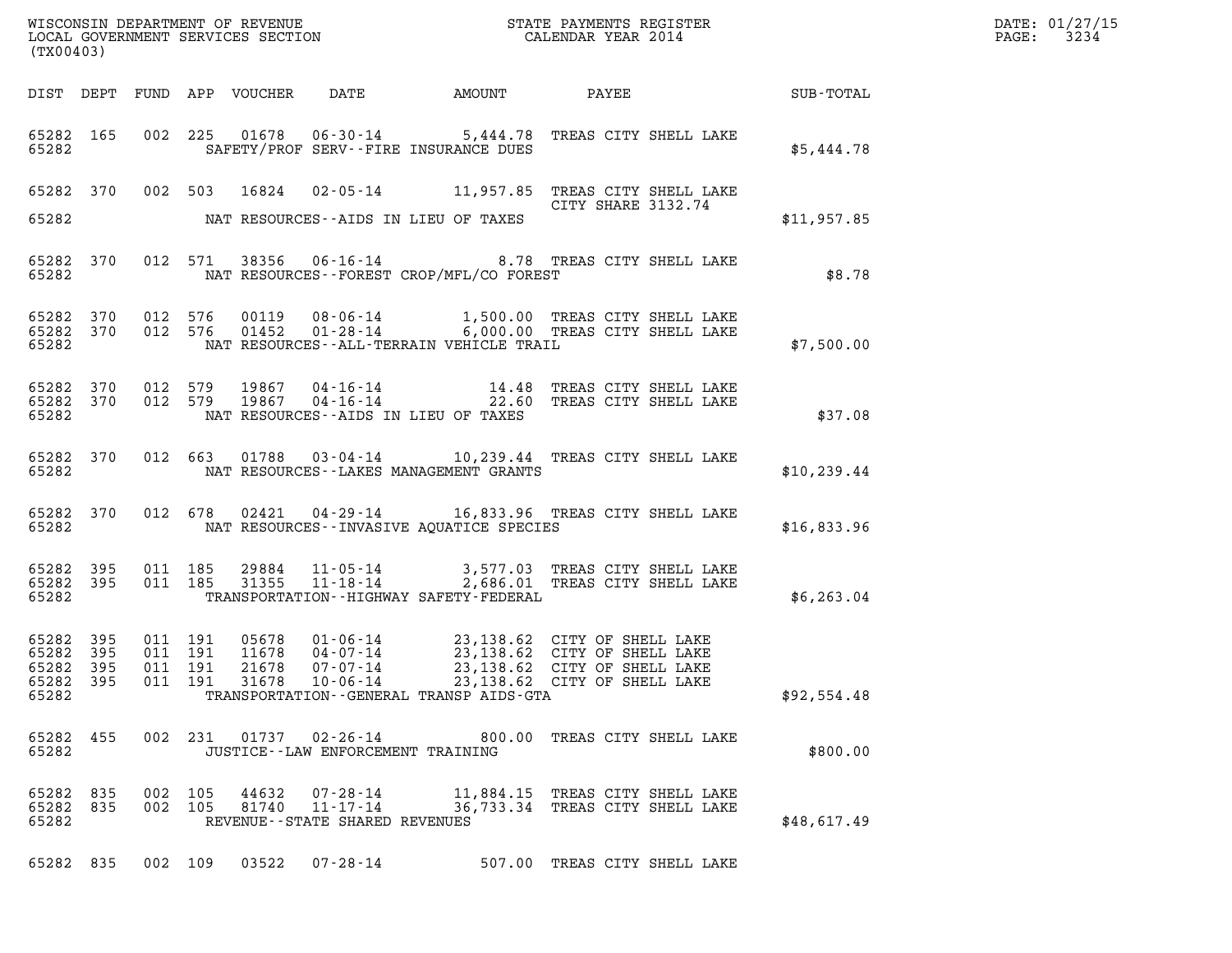WISCONSIN DEPARTMENT OF REVENUE
LOCAL GOVERNMENT SERVICES SECTION
(TX00403)

STATE PAYMENTS REGISTER
CALENDAR YEAR 2014

DATE: 01/27/15
PAGE: 3234

| DIST | DEPT | FUND | APP | VOUCHER | DATE | AMOUNT | PAYEE | SUB-TOTAL |
|---|---|---|---|---|---|---|---|---|
| 65282 | 165 | 002 | 225 | 01678 | 06-30-14 | 5,444.78 | TREAS CITY SHELL LAKE | |
| 65282 | | | | | SAFETY/PROF SERV--FIRE INSURANCE DUES | | | $5,444.78 |
| 65282 | 370 | 002 | 503 | 16824 | 02-05-14 | 11,957.85 | TREAS CITY SHELL LAKE CITY SHARE 3132.74 | |
| 65282 | | | | | NAT RESOURCES--AIDS IN LIEU OF TAXES | | | $11,957.85 |
| 65282 | 370 | 012 | 571 | 38356 | 06-16-14 | 8.78 | TREAS CITY SHELL LAKE | |
| 65282 | | | | | NAT RESOURCES--FOREST CROP/MFL/CO FOREST | | | $8.78 |
| 65282 | 370 | 012 | 576 | 00119 | 08-06-14 | 1,500.00 | TREAS CITY SHELL LAKE | |
| 65282 | 370 | 012 | 576 | 01452 | 01-28-14 | 6,000.00 | TREAS CITY SHELL LAKE | |
| 65282 | | | | | NAT RESOURCES--ALL-TERRAIN VEHICLE TRAIL | | | $7,500.00 |
| 65282 | 370 | 012 | 579 | 19867 | 04-16-14 | 14.48 | TREAS CITY SHELL LAKE | |
| 65282 | 370 | 012 | 579 | 19867 | 04-16-14 | 22.60 | TREAS CITY SHELL LAKE | |
| 65282 | | | | | NAT RESOURCES--AIDS IN LIEU OF TAXES | | | $37.08 |
| 65282 | 370 | 012 | 663 | 01788 | 03-04-14 | 10,239.44 | TREAS CITY SHELL LAKE | |
| 65282 | | | | | NAT RESOURCES--LAKES MANAGEMENT GRANTS | | | $10,239.44 |
| 65282 | 370 | 012 | 678 | 02421 | 04-29-14 | 16,833.96 | TREAS CITY SHELL LAKE | |
| 65282 | | | | | NAT RESOURCES--INVASIVE AQUATICE SPECIES | | | $16,833.96 |
| 65282 | 395 | 011 | 185 | 29884 | 11-05-14 | 3,577.03 | TREAS CITY SHELL LAKE | |
| 65282 | 395 | 011 | 185 | 31355 | 11-18-14 | 2,686.01 | TREAS CITY SHELL LAKE | |
| 65282 | | | | | TRANSPORTATION--HIGHWAY SAFETY-FEDERAL | | | $6,263.04 |
| 65282 | 395 | 011 | 191 | 05678 | 01-06-14 | 23,138.62 | CITY OF SHELL LAKE | |
| 65282 | 395 | 011 | 191 | 11678 | 04-07-14 | 23,138.62 | CITY OF SHELL LAKE | |
| 65282 | 395 | 011 | 191 | 21678 | 07-07-14 | 23,138.62 | CITY OF SHELL LAKE | |
| 65282 | 395 | 011 | 191 | 31678 | 10-06-14 | 23,138.62 | CITY OF SHELL LAKE | |
| 65282 | | | | | TRANSPORTATION--GENERAL TRANSP AIDS-GTA | | | $92,554.48 |
| 65282 | 455 | 002 | 231 | 01737 | 02-26-14 | 800.00 | TREAS CITY SHELL LAKE | |
| 65282 | | | | | JUSTICE--LAW ENFORCEMENT TRAINING | | | $800.00 |
| 65282 | 835 | 002 | 105 | 44632 | 07-28-14 | 11,884.15 | TREAS CITY SHELL LAKE | |
| 65282 | 835 | 002 | 105 | 81740 | 11-17-14 | 36,733.34 | TREAS CITY SHELL LAKE | |
| 65282 | | | | | REVENUE--STATE SHARED REVENUES | | | $48,617.49 |
| 65282 | 835 | 002 | 109 | 03522 | 07-28-14 | 507.00 | TREAS CITY SHELL LAKE | |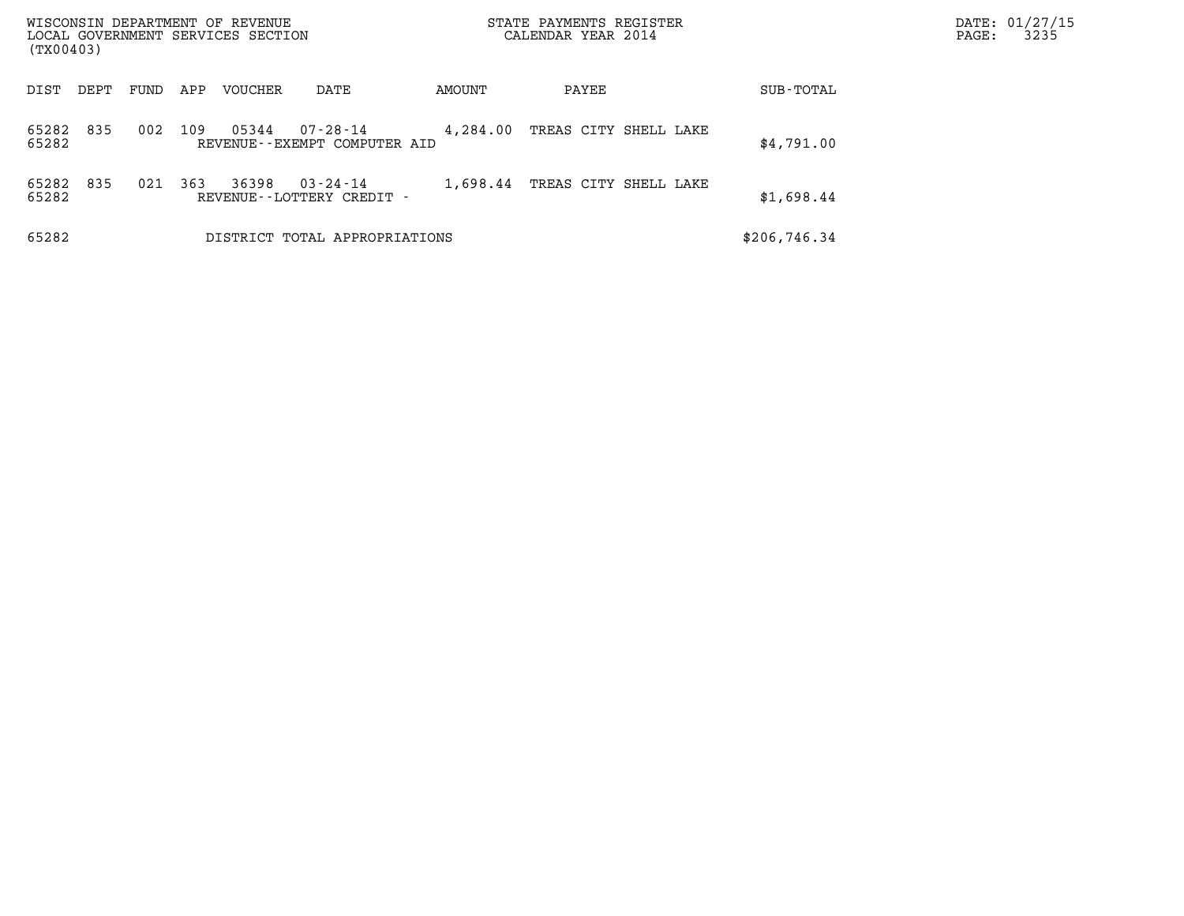WISCONSIN DEPARTMENT OF REVENUE
LOCAL GOVERNMENT SERVICES SECTION
(TX00403)

STATE PAYMENTS REGISTER
CALENDAR YEAR 2014

DATE: 01/27/15
PAGE: 3235

| DIST | DEPT | FUND | APP | VOUCHER | DATE | AMOUNT | PAYEE | SUB-TOTAL |
|---|---|---|---|---|---|---|---|---|
| 65282 | 835 | 002 | 109 | 05344 | 07-28-14 | 4,284.00 | TREAS CITY SHELL LAKE | |
| 65282 | | | | REVENUE--EXEMPT COMPUTER AID | | | | $4,791.00 |
| 65282 | 835 | 021 | 363 | 36398 | 03-24-14 | 1,698.44 | TREAS CITY SHELL LAKE | |
| 65282 | | | | REVENUE--LOTTERY CREDIT - | | | | $1,698.44 |
| 65282 | | | | DISTRICT TOTAL APPROPRIATIONS | | | | $206,746.34 |